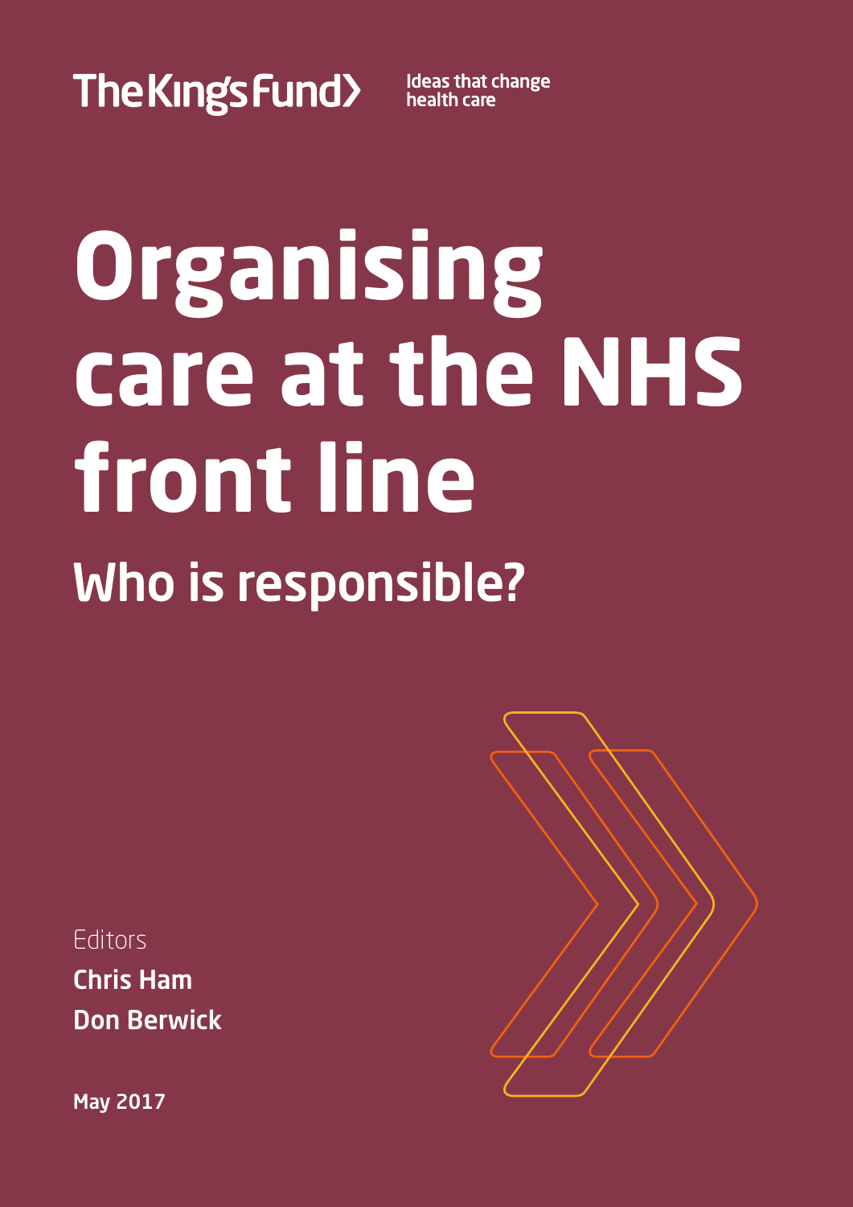The King's Fund

Ideas that change health care

# Organising care at the NHS front line

## Who is responsible?

Editors

**Chris Ham**

**Don Berwick**

May 2017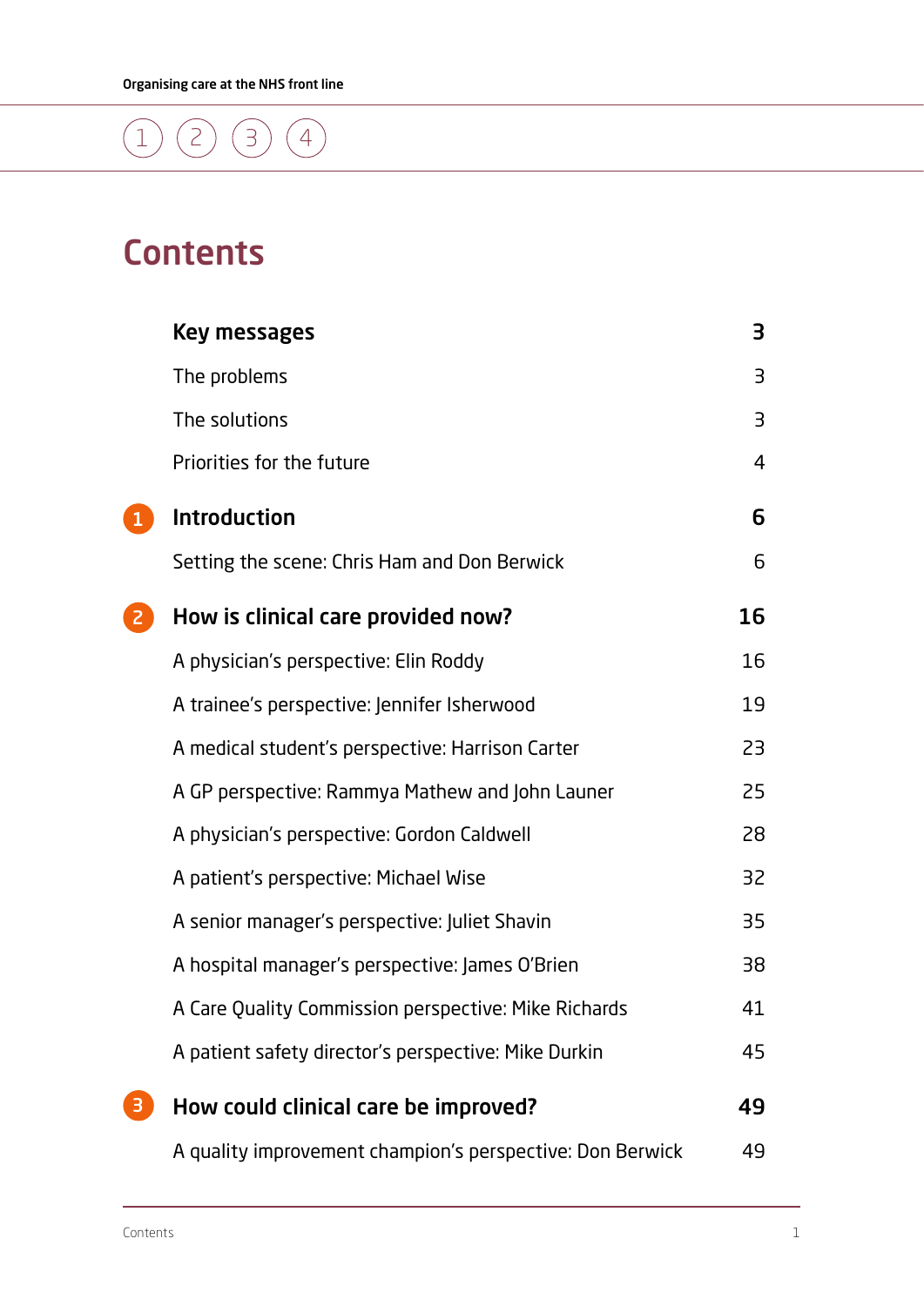# Contents

| | | |
|---|---|---|
| | **Key messages** | **3** |
| | The problems | 3 |
| | The solutions | 3 |
| | Priorities for the future | 4 |
| 1 | **Introduction** | **6** |
| | Setting the scene: Chris Ham and Don Berwick | 6 |
| 2 | **How is clinical care provided now?** | **16** |
| | A physician's perspective: Elin Roddy | 16 |
| | A trainee's perspective: Jennifer Isherwood | 19 |
| | A medical student's perspective: Harrison Carter | 23 |
| | A GP perspective: Rammya Mathew and John Launer | 25 |
| | A physician's perspective: Gordon Caldwell | 28 |
| | A patient's perspective: Michael Wise | 32 |
| | A senior manager's perspective: Juliet Shavin | 35 |
| | A hospital manager's perspective: James O'Brien | 38 |
| | A Care Quality Commission perspective: Mike Richards | 41 |
| | A patient safety director's perspective: Mike Durkin | 45 |
| 3 | **How could clinical care be improved?** | **49** |
| | A quality improvement champion's perspective: Don Berwick | 49 |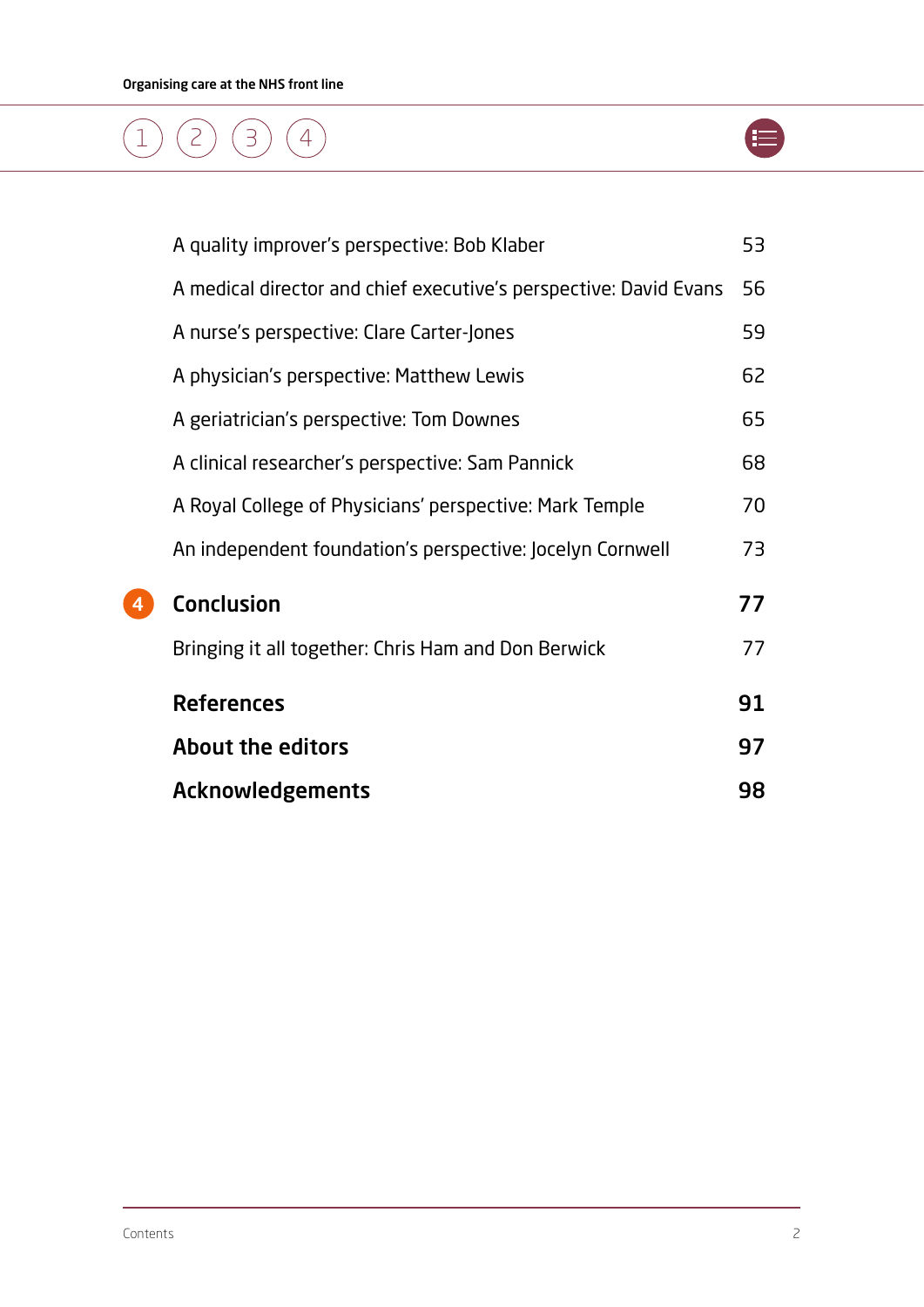| | |
|---|---|
| A quality improver's perspective: Bob Klaber | 53 |
| A medical director and chief executive's perspective: David Evans | 56 |
| A nurse's perspective: Clare Carter-Jones | 59 |
| A physician's perspective: Matthew Lewis | 62 |
| A geriatrician's perspective: Tom Downes | 65 |
| A clinical researcher's perspective: Sam Pannick | 68 |
| A Royal College of Physicians' perspective: Mark Temple | 70 |
| An independent foundation's perspective: Jocelyn Cornwell | 73 |
| **4 Conclusion** | **77** |
| Bringing it all together: Chris Ham and Don Berwick | 77 |
| **References** | **91** |
| **About the editors** | **97** |
| **Acknowledgements** | **98** |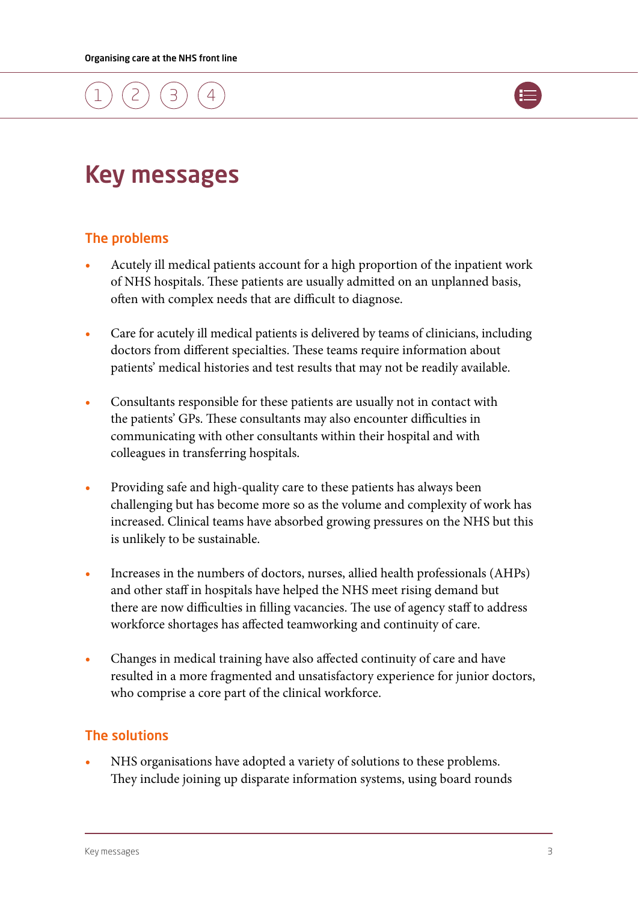# Key messages

## The problems

- Acutely ill medical patients account for a high proportion of the inpatient work of NHS hospitals. These patients are usually admitted on an unplanned basis, often with complex needs that are difficult to diagnose.
- Care for acutely ill medical patients is delivered by teams of clinicians, including doctors from different specialties. These teams require information about patients' medical histories and test results that may not be readily available.
- Consultants responsible for these patients are usually not in contact with the patients' GPs. These consultants may also encounter difficulties in communicating with other consultants within their hospital and with colleagues in transferring hospitals.
- Providing safe and high-quality care to these patients has always been challenging but has become more so as the volume and complexity of work has increased. Clinical teams have absorbed growing pressures on the NHS but this is unlikely to be sustainable.
- Increases in the numbers of doctors, nurses, allied health professionals (AHPs) and other staff in hospitals have helped the NHS meet rising demand but there are now difficulties in filling vacancies. The use of agency staff to address workforce shortages has affected teamworking and continuity of care.
- Changes in medical training have also affected continuity of care and have resulted in a more fragmented and unsatisfactory experience for junior doctors, who comprise a core part of the clinical workforce.

## The solutions

- NHS organisations have adopted a variety of solutions to these problems. They include joining up disparate information systems, using board rounds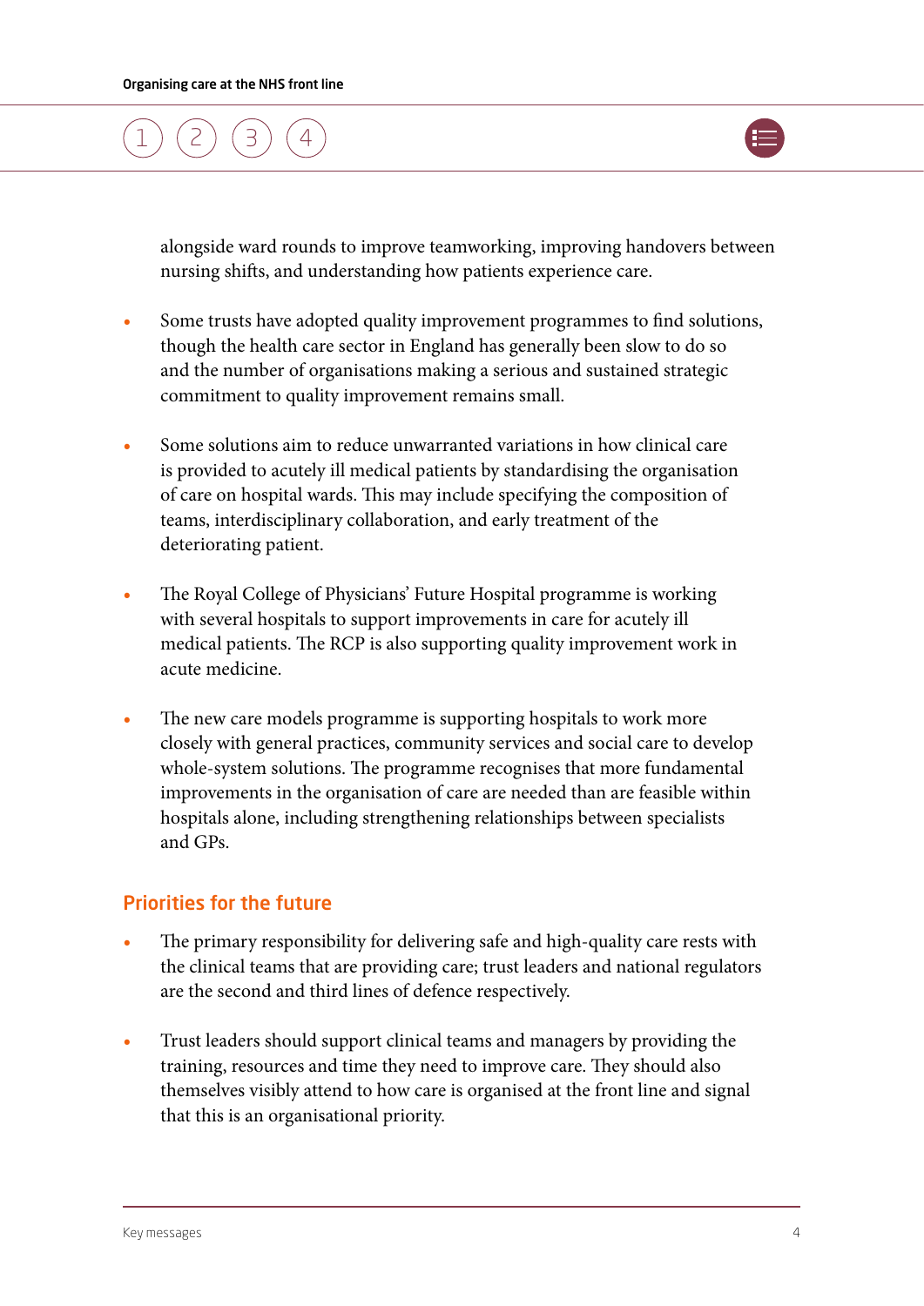alongside ward rounds to improve teamworking, improving handovers between nursing shifts, and understanding how patients experience care.

- Some trusts have adopted quality improvement programmes to find solutions, though the health care sector in England has generally been slow to do so and the number of organisations making a serious and sustained strategic commitment to quality improvement remains small.

- Some solutions aim to reduce unwarranted variations in how clinical care is provided to acutely ill medical patients by standardising the organisation of care on hospital wards. This may include specifying the composition of teams, interdisciplinary collaboration, and early treatment of the deteriorating patient.

- The Royal College of Physicians' Future Hospital programme is working with several hospitals to support improvements in care for acutely ill medical patients. The RCP is also supporting quality improvement work in acute medicine.

- The new care models programme is supporting hospitals to work more closely with general practices, community services and social care to develop whole-system solutions. The programme recognises that more fundamental improvements in the organisation of care are needed than are feasible within hospitals alone, including strengthening relationships between specialists and GPs.

## Priorities for the future

- The primary responsibility for delivering safe and high-quality care rests with the clinical teams that are providing care; trust leaders and national regulators are the second and third lines of defence respectively.

- Trust leaders should support clinical teams and managers by providing the training, resources and time they need to improve care. They should also themselves visibly attend to how care is organised at the front line and signal that this is an organisational priority.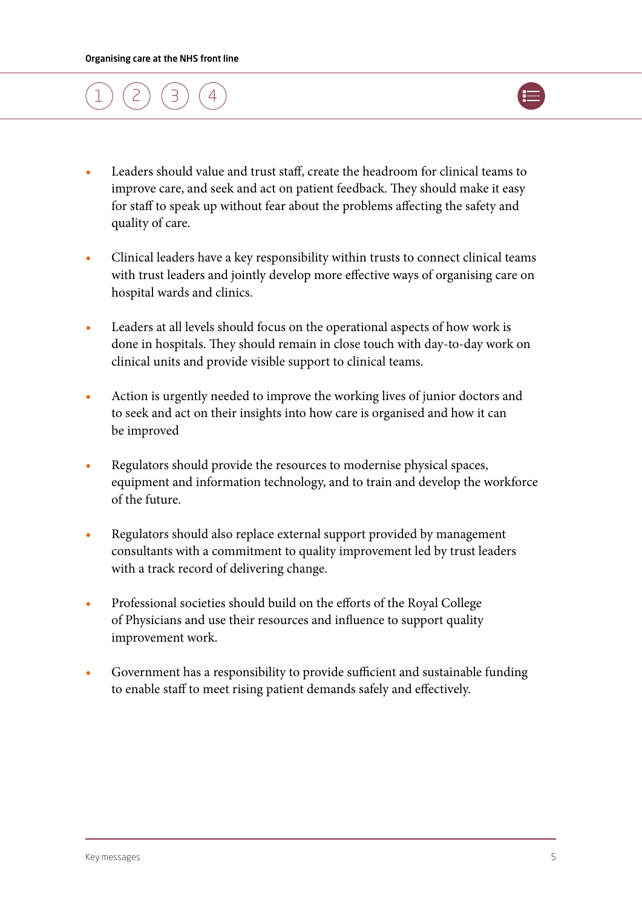- Leaders should value and trust staff, create the headroom for clinical teams to improve care, and seek and act on patient feedback. They should make it easy for staff to speak up without fear about the problems affecting the safety and quality of care.

- Clinical leaders have a key responsibility within trusts to connect clinical teams with trust leaders and jointly develop more effective ways of organising care on hospital wards and clinics.

- Leaders at all levels should focus on the operational aspects of how work is done in hospitals. They should remain in close touch with day-to-day work on clinical units and provide visible support to clinical teams.

- Action is urgently needed to improve the working lives of junior doctors and to seek and act on their insights into how care is organised and how it can be improved

- Regulators should provide the resources to modernise physical spaces, equipment and information technology, and to train and develop the workforce of the future.

- Regulators should also replace external support provided by management consultants with a commitment to quality improvement led by trust leaders with a track record of delivering change.

- Professional societies should build on the efforts of the Royal College of Physicians and use their resources and influence to support quality improvement work.

- Government has a responsibility to provide sufficient and sustainable funding to enable staff to meet rising patient demands safely and effectively.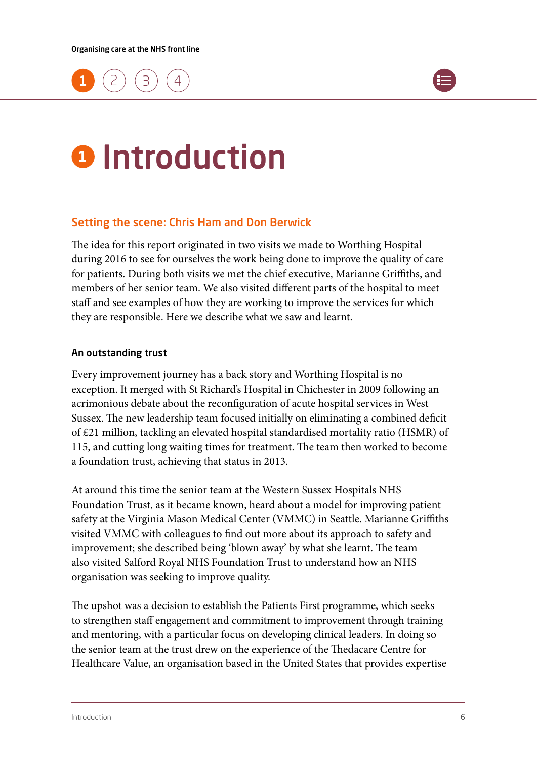# 1 Introduction

## Setting the scene: Chris Ham and Don Berwick

The idea for this report originated in two visits we made to Worthing Hospital during 2016 to see for ourselves the work being done to improve the quality of care for patients. During both visits we met the chief executive, Marianne Griffiths, and members of her senior team. We also visited different parts of the hospital to meet staff and see examples of how they are working to improve the services for which they are responsible. Here we describe what we saw and learnt.

### An outstanding trust

Every improvement journey has a back story and Worthing Hospital is no exception. It merged with St Richard's Hospital in Chichester in 2009 following an acrimonious debate about the reconfiguration of acute hospital services in West Sussex. The new leadership team focused initially on eliminating a combined deficit of £21 million, tackling an elevated hospital standardised mortality ratio (HSMR) of 115, and cutting long waiting times for treatment. The team then worked to become a foundation trust, achieving that status in 2013.

At around this time the senior team at the Western Sussex Hospitals NHS Foundation Trust, as it became known, heard about a model for improving patient safety at the Virginia Mason Medical Center (VMMC) in Seattle. Marianne Griffiths visited VMMC with colleagues to find out more about its approach to safety and improvement; she described being 'blown away' by what she learnt. The team also visited Salford Royal NHS Foundation Trust to understand how an NHS organisation was seeking to improve quality.

The upshot was a decision to establish the Patients First programme, which seeks to strengthen staff engagement and commitment to improvement through training and mentoring, with a particular focus on developing clinical leaders. In doing so the senior team at the trust drew on the experience of the Thedacare Centre for Healthcare Value, an organisation based in the United States that provides expertise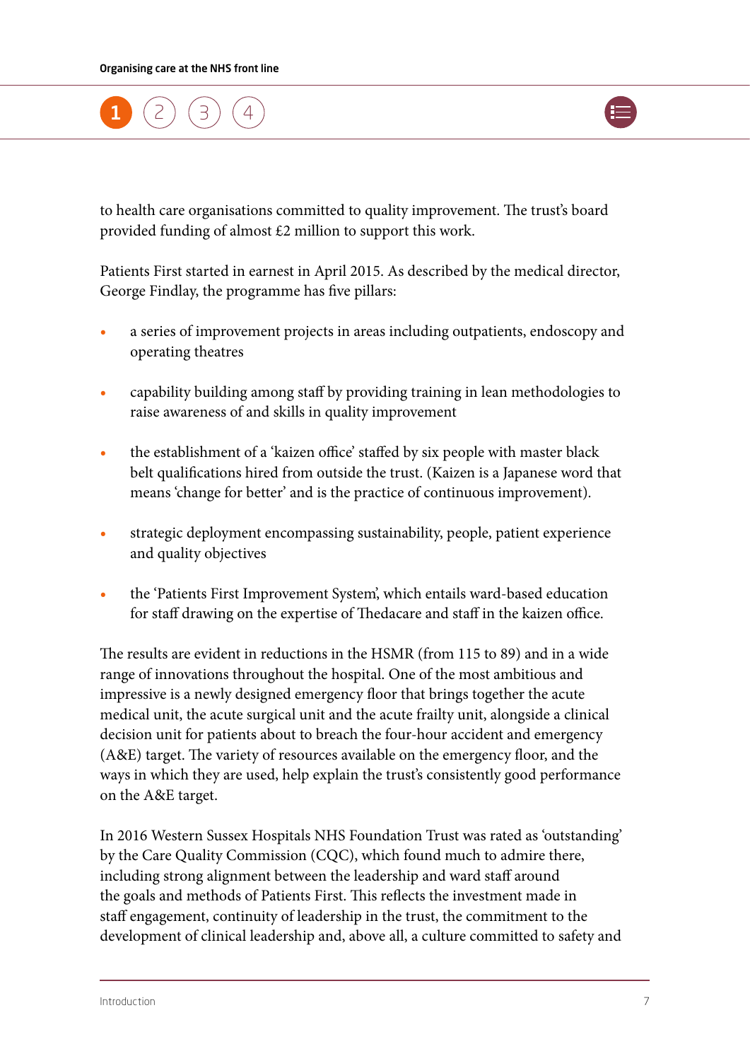to health care organisations committed to quality improvement. The trust's board provided funding of almost £2 million to support this work.

Patients First started in earnest in April 2015. As described by the medical director, George Findlay, the programme has five pillars:

- a series of improvement projects in areas including outpatients, endoscopy and operating theatres
- capability building among staff by providing training in lean methodologies to raise awareness of and skills in quality improvement
- the establishment of a 'kaizen office' staffed by six people with master black belt qualifications hired from outside the trust. (Kaizen is a Japanese word that means 'change for better' and is the practice of continuous improvement).
- strategic deployment encompassing sustainability, people, patient experience and quality objectives
- the 'Patients First Improvement System', which entails ward-based education for staff drawing on the expertise of Thedacare and staff in the kaizen office.

The results are evident in reductions in the HSMR (from 115 to 89) and in a wide range of innovations throughout the hospital. One of the most ambitious and impressive is a newly designed emergency floor that brings together the acute medical unit, the acute surgical unit and the acute frailty unit, alongside a clinical decision unit for patients about to breach the four-hour accident and emergency (A&E) target. The variety of resources available on the emergency floor, and the ways in which they are used, help explain the trust's consistently good performance on the A&E target.

In 2016 Western Sussex Hospitals NHS Foundation Trust was rated as 'outstanding' by the Care Quality Commission (CQC), which found much to admire there, including strong alignment between the leadership and ward staff around the goals and methods of Patients First. This reflects the investment made in staff engagement, continuity of leadership in the trust, the commitment to the development of clinical leadership and, above all, a culture committed to safety and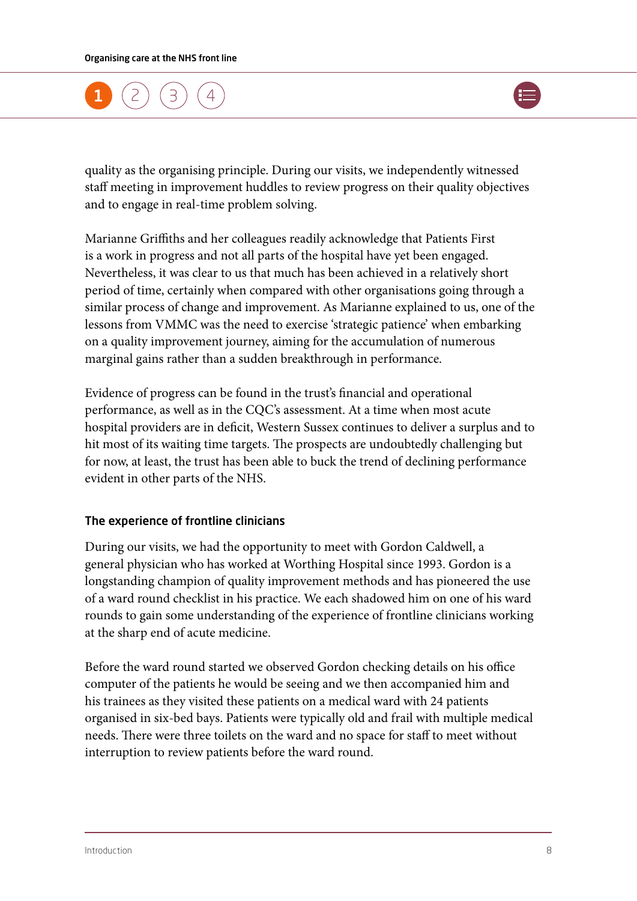quality as the organising principle. During our visits, we independently witnessed staff meeting in improvement huddles to review progress on their quality objectives and to engage in real-time problem solving.

Marianne Griffiths and her colleagues readily acknowledge that Patients First is a work in progress and not all parts of the hospital have yet been engaged. Nevertheless, it was clear to us that much has been achieved in a relatively short period of time, certainly when compared with other organisations going through a similar process of change and improvement. As Marianne explained to us, one of the lessons from VMMC was the need to exercise 'strategic patience' when embarking on a quality improvement journey, aiming for the accumulation of numerous marginal gains rather than a sudden breakthrough in performance.

Evidence of progress can be found in the trust's financial and operational performance, as well as in the CQC's assessment. At a time when most acute hospital providers are in deficit, Western Sussex continues to deliver a surplus and to hit most of its waiting time targets. The prospects are undoubtedly challenging but for now, at least, the trust has been able to buck the trend of declining performance evident in other parts of the NHS.

### The experience of frontline clinicians

During our visits, we had the opportunity to meet with Gordon Caldwell, a general physician who has worked at Worthing Hospital since 1993. Gordon is a longstanding champion of quality improvement methods and has pioneered the use of a ward round checklist in his practice. We each shadowed him on one of his ward rounds to gain some understanding of the experience of frontline clinicians working at the sharp end of acute medicine.

Before the ward round started we observed Gordon checking details on his office computer of the patients he would be seeing and we then accompanied him and his trainees as they visited these patients on a medical ward with 24 patients organised in six-bed bays. Patients were typically old and frail with multiple medical needs. There were three toilets on the ward and no space for staff to meet without interruption to review patients before the ward round.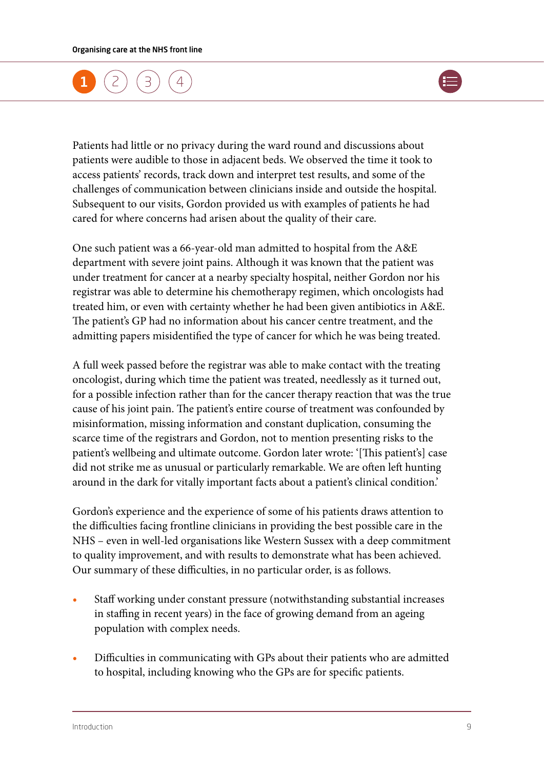Patients had little or no privacy during the ward round and discussions about patients were audible to those in adjacent beds. We observed the time it took to access patients' records, track down and interpret test results, and some of the challenges of communication between clinicians inside and outside the hospital. Subsequent to our visits, Gordon provided us with examples of patients he had cared for where concerns had arisen about the quality of their care.

One such patient was a 66-year-old man admitted to hospital from the A&E department with severe joint pains. Although it was known that the patient was under treatment for cancer at a nearby specialty hospital, neither Gordon nor his registrar was able to determine his chemotherapy regimen, which oncologists had treated him, or even with certainty whether he had been given antibiotics in A&E. The patient's GP had no information about his cancer centre treatment, and the admitting papers misidentified the type of cancer for which he was being treated.

A full week passed before the registrar was able to make contact with the treating oncologist, during which time the patient was treated, needlessly as it turned out, for a possible infection rather than for the cancer therapy reaction that was the true cause of his joint pain. The patient's entire course of treatment was confounded by misinformation, missing information and constant duplication, consuming the scarce time of the registrars and Gordon, not to mention presenting risks to the patient's wellbeing and ultimate outcome. Gordon later wrote: '[This patient's] case did not strike me as unusual or particularly remarkable. We are often left hunting around in the dark for vitally important facts about a patient's clinical condition.'

Gordon's experience and the experience of some of his patients draws attention to the difficulties facing frontline clinicians in providing the best possible care in the NHS – even in well-led organisations like Western Sussex with a deep commitment to quality improvement, and with results to demonstrate what has been achieved. Our summary of these difficulties, in no particular order, is as follows.

- Staff working under constant pressure (notwithstanding substantial increases in staffing in recent years) in the face of growing demand from an ageing population with complex needs.
- Difficulties in communicating with GPs about their patients who are admitted to hospital, including knowing who the GPs are for specific patients.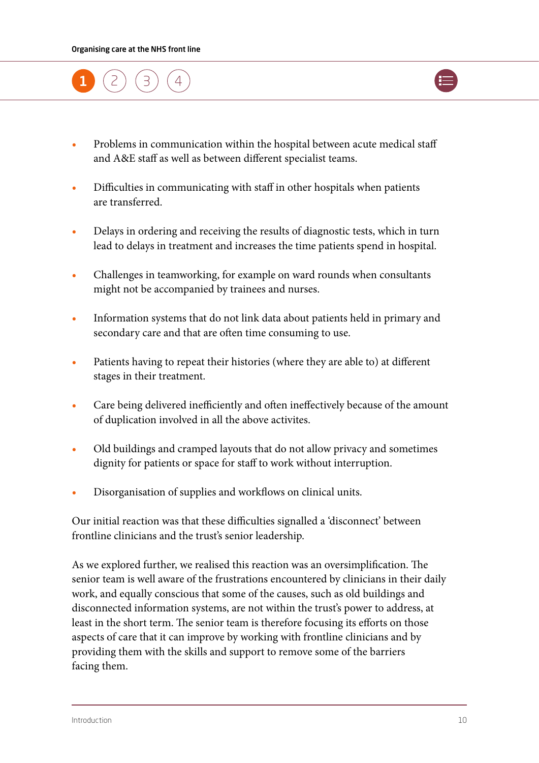- Problems in communication within the hospital between acute medical staff and A&E staff as well as between different specialist teams.
- Difficulties in communicating with staff in other hospitals when patients are transferred.
- Delays in ordering and receiving the results of diagnostic tests, which in turn lead to delays in treatment and increases the time patients spend in hospital.
- Challenges in teamworking, for example on ward rounds when consultants might not be accompanied by trainees and nurses.
- Information systems that do not link data about patients held in primary and secondary care and that are often time consuming to use.
- Patients having to repeat their histories (where they are able to) at different stages in their treatment.
- Care being delivered inefficiently and often ineffectively because of the amount of duplication involved in all the above activites.
- Old buildings and cramped layouts that do not allow privacy and sometimes dignity for patients or space for staff to work without interruption.
- Disorganisation of supplies and workflows on clinical units.

Our initial reaction was that these difficulties signalled a 'disconnect' between frontline clinicians and the trust's senior leadership.

As we explored further, we realised this reaction was an oversimplification. The senior team is well aware of the frustrations encountered by clinicians in their daily work, and equally conscious that some of the causes, such as old buildings and disconnected information systems, are not within the trust's power to address, at least in the short term. The senior team is therefore focusing its efforts on those aspects of care that it can improve by working with frontline clinicians and by providing them with the skills and support to remove some of the barriers facing them.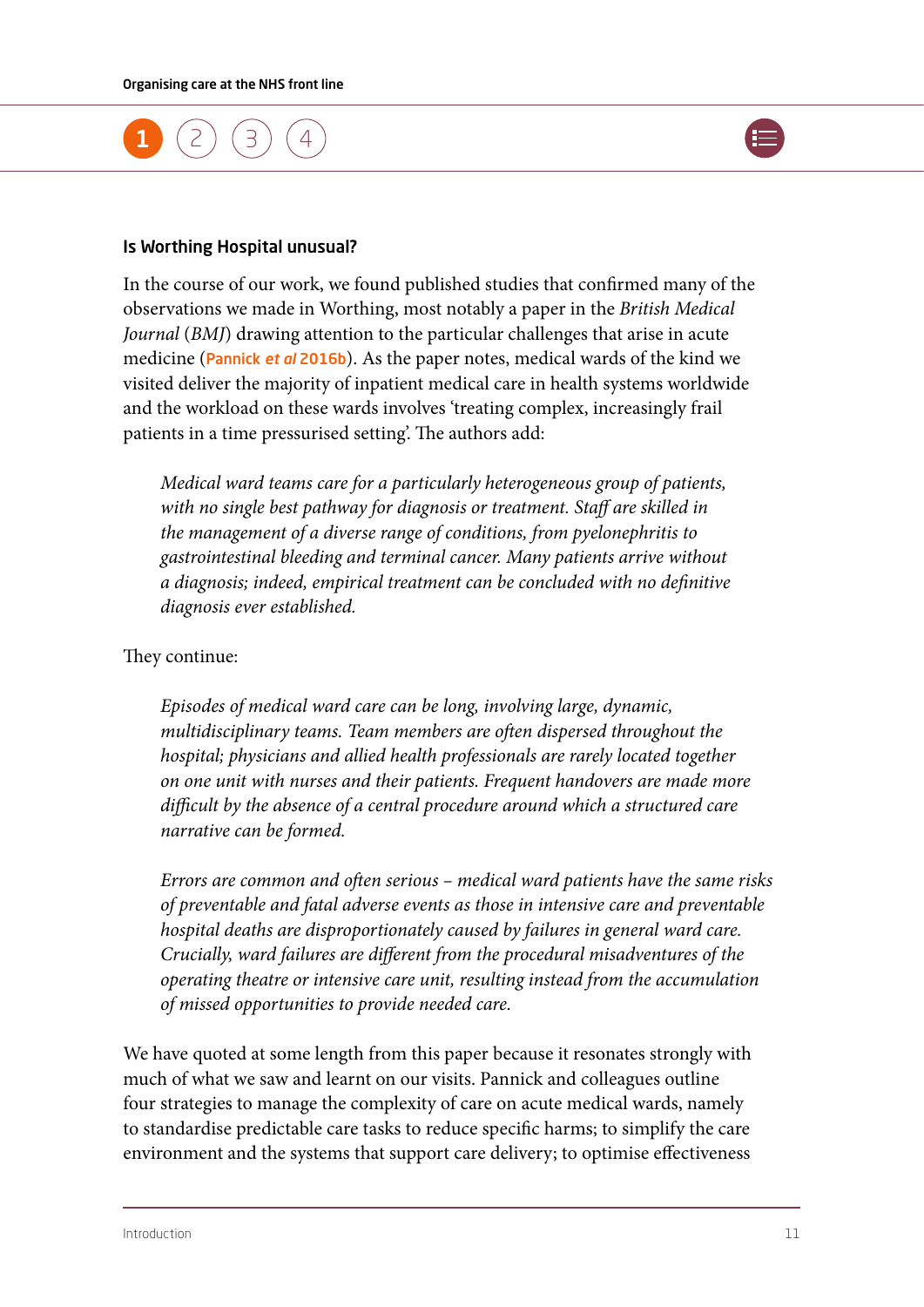### Is Worthing Hospital unusual?

In the course of our work, we found published studies that confirmed many of the observations we made in Worthing, most notably a paper in the *British Medical Journal* (*BMJ*) drawing attention to the particular challenges that arise in acute medicine (Pannick *et al* 2016b). As the paper notes, medical wards of the kind we visited deliver the majority of inpatient medical care in health systems worldwide and the workload on these wards involves 'treating complex, increasingly frail patients in a time pressurised setting'. The authors add:

> *Medical ward teams care for a particularly heterogeneous group of patients, with no single best pathway for diagnosis or treatment. Staff are skilled in the management of a diverse range of conditions, from pyelonephritis to gastrointestinal bleeding and terminal cancer. Many patients arrive without a diagnosis; indeed, empirical treatment can be concluded with no definitive diagnosis ever established.*

They continue:

> *Episodes of medical ward care can be long, involving large, dynamic, multidisciplinary teams. Team members are often dispersed throughout the hospital; physicians and allied health professionals are rarely located together on one unit with nurses and their patients. Frequent handovers are made more difficult by the absence of a central procedure around which a structured care narrative can be formed.*
>
> *Errors are common and often serious – medical ward patients have the same risks of preventable and fatal adverse events as those in intensive care and preventable hospital deaths are disproportionately caused by failures in general ward care. Crucially, ward failures are different from the procedural misadventures of the operating theatre or intensive care unit, resulting instead from the accumulation of missed opportunities to provide needed care.*

We have quoted at some length from this paper because it resonates strongly with much of what we saw and learnt on our visits. Pannick and colleagues outline four strategies to manage the complexity of care on acute medical wards, namely to standardise predictable care tasks to reduce specific harms; to simplify the care environment and the systems that support care delivery; to optimise effectiveness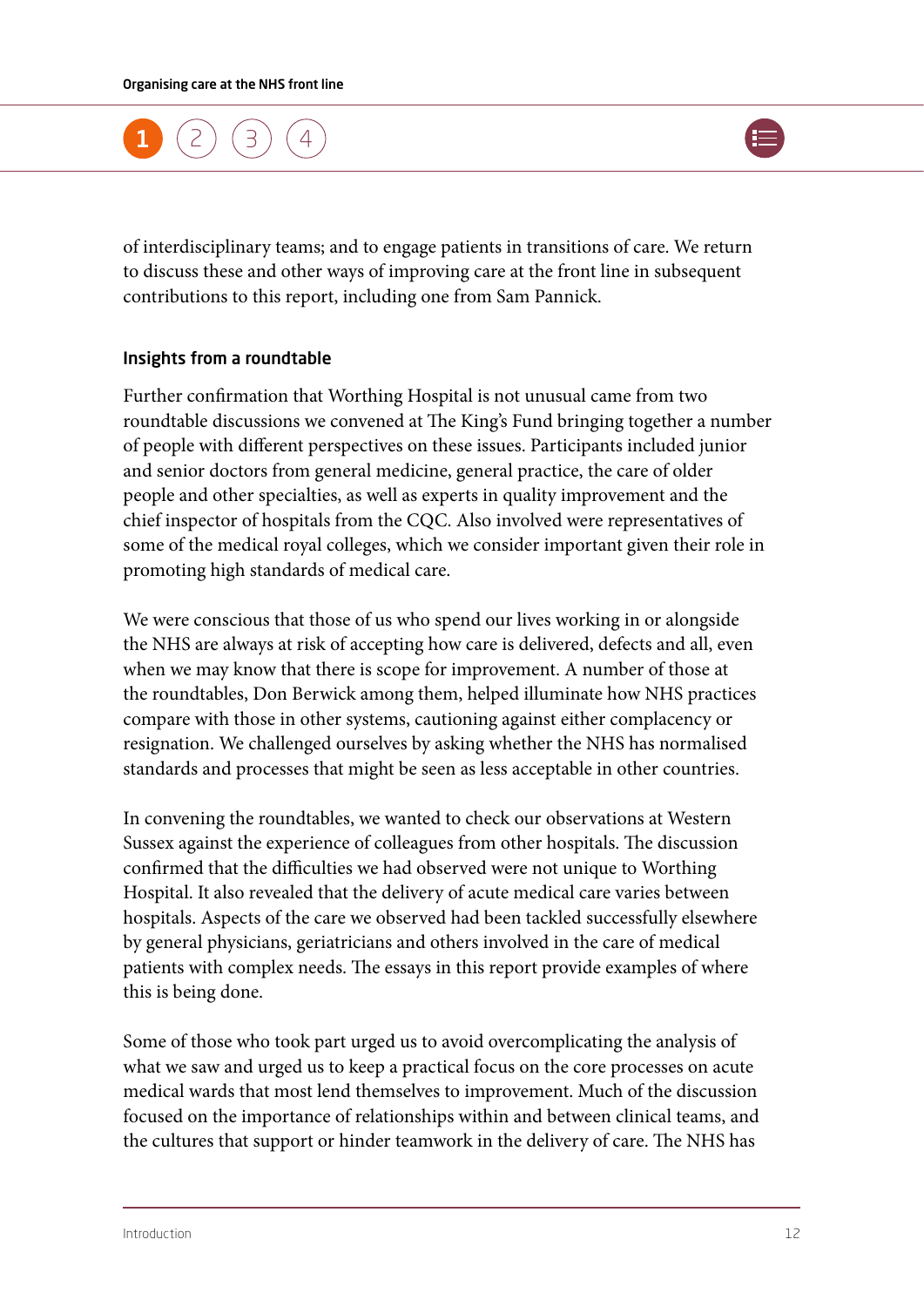of interdisciplinary teams; and to engage patients in transitions of care. We return to discuss these and other ways of improving care at the front line in subsequent contributions to this report, including one from Sam Pannick.

### Insights from a roundtable

Further confirmation that Worthing Hospital is not unusual came from two roundtable discussions we convened at The King's Fund bringing together a number of people with different perspectives on these issues. Participants included junior and senior doctors from general medicine, general practice, the care of older people and other specialties, as well as experts in quality improvement and the chief inspector of hospitals from the CQC. Also involved were representatives of some of the medical royal colleges, which we consider important given their role in promoting high standards of medical care.

We were conscious that those of us who spend our lives working in or alongside the NHS are always at risk of accepting how care is delivered, defects and all, even when we may know that there is scope for improvement. A number of those at the roundtables, Don Berwick among them, helped illuminate how NHS practices compare with those in other systems, cautioning against either complacency or resignation. We challenged ourselves by asking whether the NHS has normalised standards and processes that might be seen as less acceptable in other countries.

In convening the roundtables, we wanted to check our observations at Western Sussex against the experience of colleagues from other hospitals. The discussion confirmed that the difficulties we had observed were not unique to Worthing Hospital. It also revealed that the delivery of acute medical care varies between hospitals. Aspects of the care we observed had been tackled successfully elsewhere by general physicians, geriatricians and others involved in the care of medical patients with complex needs. The essays in this report provide examples of where this is being done.

Some of those who took part urged us to avoid overcomplicating the analysis of what we saw and urged us to keep a practical focus on the core processes on acute medical wards that most lend themselves to improvement. Much of the discussion focused on the importance of relationships within and between clinical teams, and the cultures that support or hinder teamwork in the delivery of care. The NHS has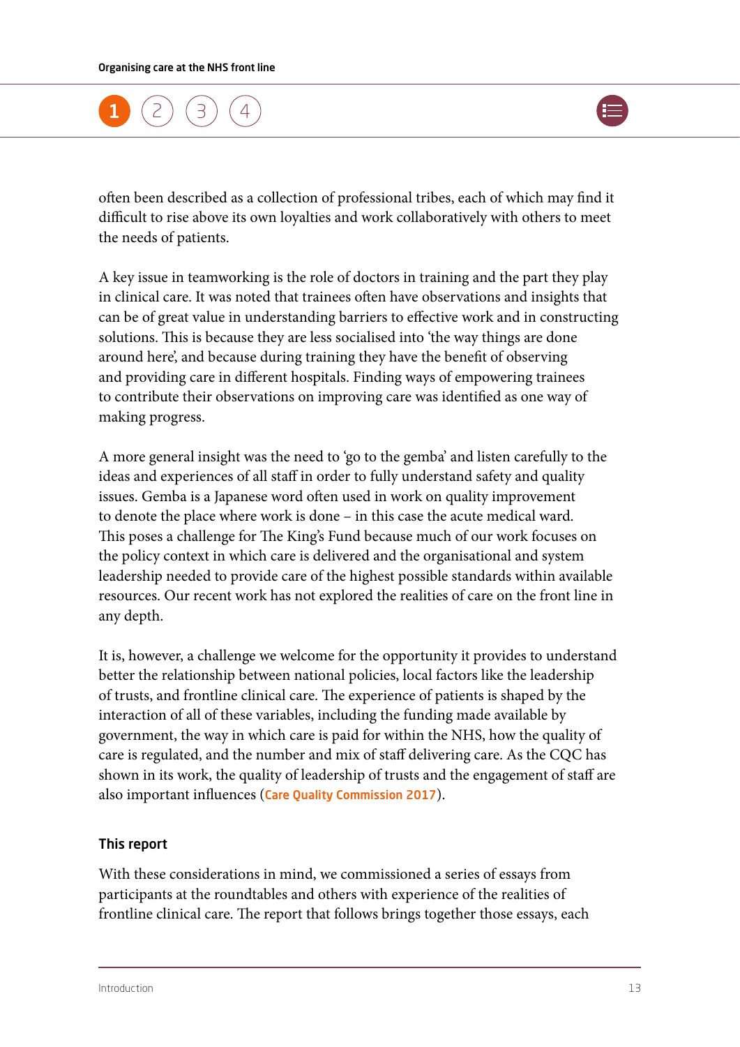often been described as a collection of professional tribes, each of which may find it difficult to rise above its own loyalties and work collaboratively with others to meet the needs of patients.

A key issue in teamworking is the role of doctors in training and the part they play in clinical care. It was noted that trainees often have observations and insights that can be of great value in understanding barriers to effective work and in constructing solutions. This is because they are less socialised into 'the way things are done around here', and because during training they have the benefit of observing and providing care in different hospitals. Finding ways of empowering trainees to contribute their observations on improving care was identified as one way of making progress.

A more general insight was the need to 'go to the gemba' and listen carefully to the ideas and experiences of all staff in order to fully understand safety and quality issues. Gemba is a Japanese word often used in work on quality improvement to denote the place where work is done – in this case the acute medical ward. This poses a challenge for The King's Fund because much of our work focuses on the policy context in which care is delivered and the organisational and system leadership needed to provide care of the highest possible standards within available resources. Our recent work has not explored the realities of care on the front line in any depth.

It is, however, a challenge we welcome for the opportunity it provides to understand better the relationship between national policies, local factors like the leadership of trusts, and frontline clinical care. The experience of patients is shaped by the interaction of all of these variables, including the funding made available by government, the way in which care is paid for within the NHS, how the quality of care is regulated, and the number and mix of staff delivering care. As the CQC has shown in its work, the quality of leadership of trusts and the engagement of staff are also important influences (Care Quality Commission 2017).

### This report

With these considerations in mind, we commissioned a series of essays from participants at the roundtables and others with experience of the realities of frontline clinical care. The report that follows brings together those essays, each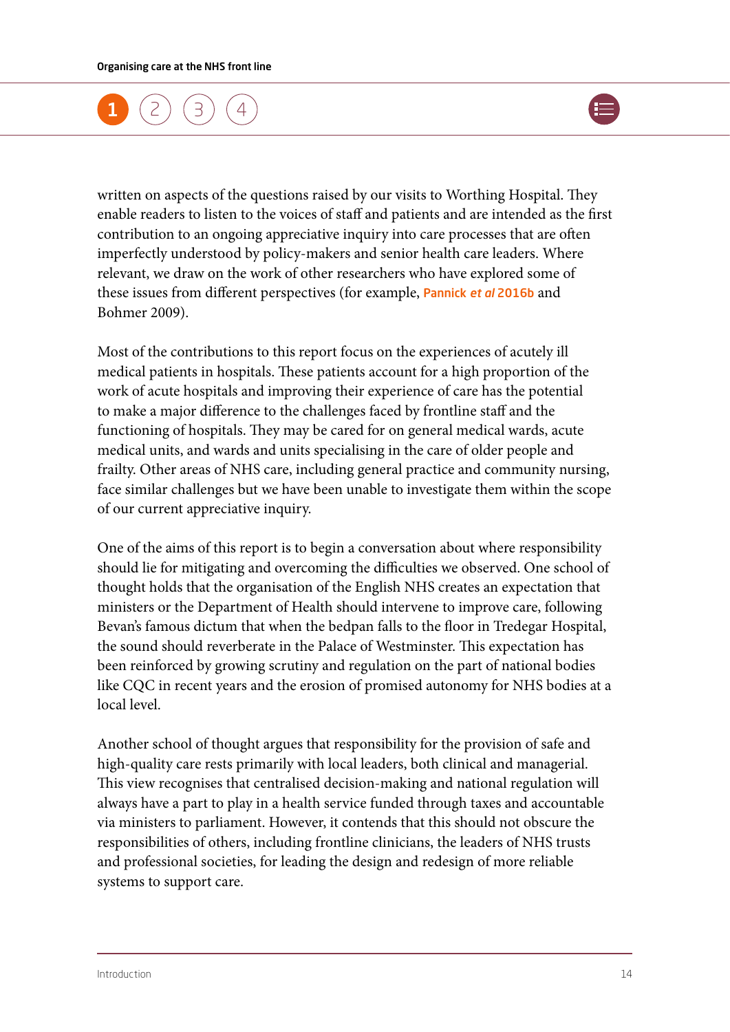written on aspects of the questions raised by our visits to Worthing Hospital. They enable readers to listen to the voices of staff and patients and are intended as the first contribution to an ongoing appreciative inquiry into care processes that are often imperfectly understood by policy-makers and senior health care leaders. Where relevant, we draw on the work of other researchers who have explored some of these issues from different perspectives (for example, Pannick *et al* 2016b and Bohmer 2009).

Most of the contributions to this report focus on the experiences of acutely ill medical patients in hospitals. These patients account for a high proportion of the work of acute hospitals and improving their experience of care has the potential to make a major difference to the challenges faced by frontline staff and the functioning of hospitals. They may be cared for on general medical wards, acute medical units, and wards and units specialising in the care of older people and frailty. Other areas of NHS care, including general practice and community nursing, face similar challenges but we have been unable to investigate them within the scope of our current appreciative inquiry.

One of the aims of this report is to begin a conversation about where responsibility should lie for mitigating and overcoming the difficulties we observed. One school of thought holds that the organisation of the English NHS creates an expectation that ministers or the Department of Health should intervene to improve care, following Bevan's famous dictum that when the bedpan falls to the floor in Tredegar Hospital, the sound should reverberate in the Palace of Westminster. This expectation has been reinforced by growing scrutiny and regulation on the part of national bodies like CQC in recent years and the erosion of promised autonomy for NHS bodies at a local level.

Another school of thought argues that responsibility for the provision of safe and high-quality care rests primarily with local leaders, both clinical and managerial. This view recognises that centralised decision-making and national regulation will always have a part to play in a health service funded through taxes and accountable via ministers to parliament. However, it contends that this should not obscure the responsibilities of others, including frontline clinicians, the leaders of NHS trusts and professional societies, for leading the design and redesign of more reliable systems to support care.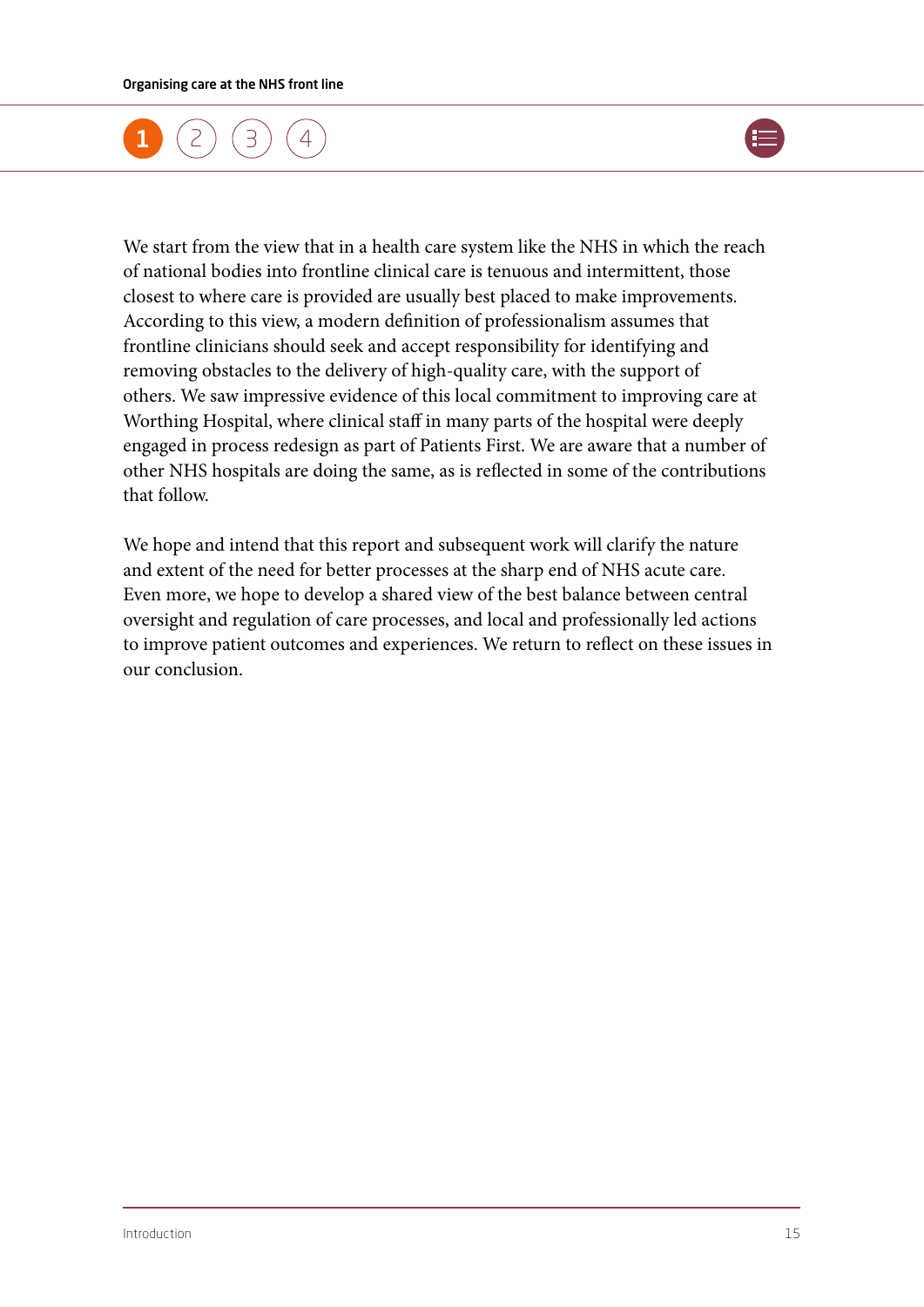We start from the view that in a health care system like the NHS in which the reach of national bodies into frontline clinical care is tenuous and intermittent, those closest to where care is provided are usually best placed to make improvements. According to this view, a modern definition of professionalism assumes that frontline clinicians should seek and accept responsibility for identifying and removing obstacles to the delivery of high-quality care, with the support of others. We saw impressive evidence of this local commitment to improving care at Worthing Hospital, where clinical staff in many parts of the hospital were deeply engaged in process redesign as part of Patients First. We are aware that a number of other NHS hospitals are doing the same, as is reflected in some of the contributions that follow.

We hope and intend that this report and subsequent work will clarify the nature and extent of the need for better processes at the sharp end of NHS acute care. Even more, we hope to develop a shared view of the best balance between central oversight and regulation of care processes, and local and professionally led actions to improve patient outcomes and experiences. We return to reflect on these issues in our conclusion.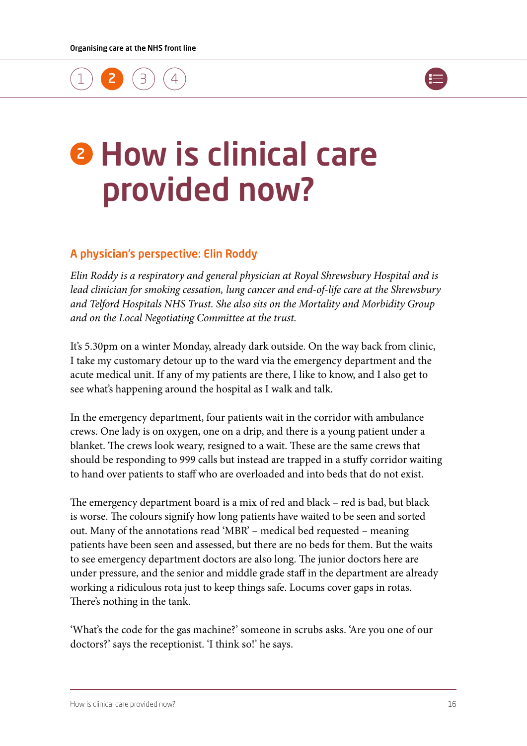# 2 How is clinical care provided now?

## A physician's perspective: Elin Roddy

*Elin Roddy is a respiratory and general physician at Royal Shrewsbury Hospital and is lead clinician for smoking cessation, lung cancer and end-of-life care at the Shrewsbury and Telford Hospitals NHS Trust. She also sits on the Mortality and Morbidity Group and on the Local Negotiating Committee at the trust.*

It's 5.30pm on a winter Monday, already dark outside. On the way back from clinic, I take my customary detour up to the ward via the emergency department and the acute medical unit. If any of my patients are there, I like to know, and I also get to see what's happening around the hospital as I walk and talk.

In the emergency department, four patients wait in the corridor with ambulance crews. One lady is on oxygen, one on a drip, and there is a young patient under a blanket. The crews look weary, resigned to a wait. These are the same crews that should be responding to 999 calls but instead are trapped in a stuffy corridor waiting to hand over patients to staff who are overloaded and into beds that do not exist.

The emergency department board is a mix of red and black – red is bad, but black is worse. The colours signify how long patients have waited to be seen and sorted out. Many of the annotations read 'MBR' – medical bed requested – meaning patients have been seen and assessed, but there are no beds for them. But the waits to see emergency department doctors are also long. The junior doctors here are under pressure, and the senior and middle grade staff in the department are already working a ridiculous rota just to keep things safe. Locums cover gaps in rotas. There's nothing in the tank.

'What's the code for the gas machine?' someone in scrubs asks. 'Are you one of our doctors?' says the receptionist. 'I think so!' he says.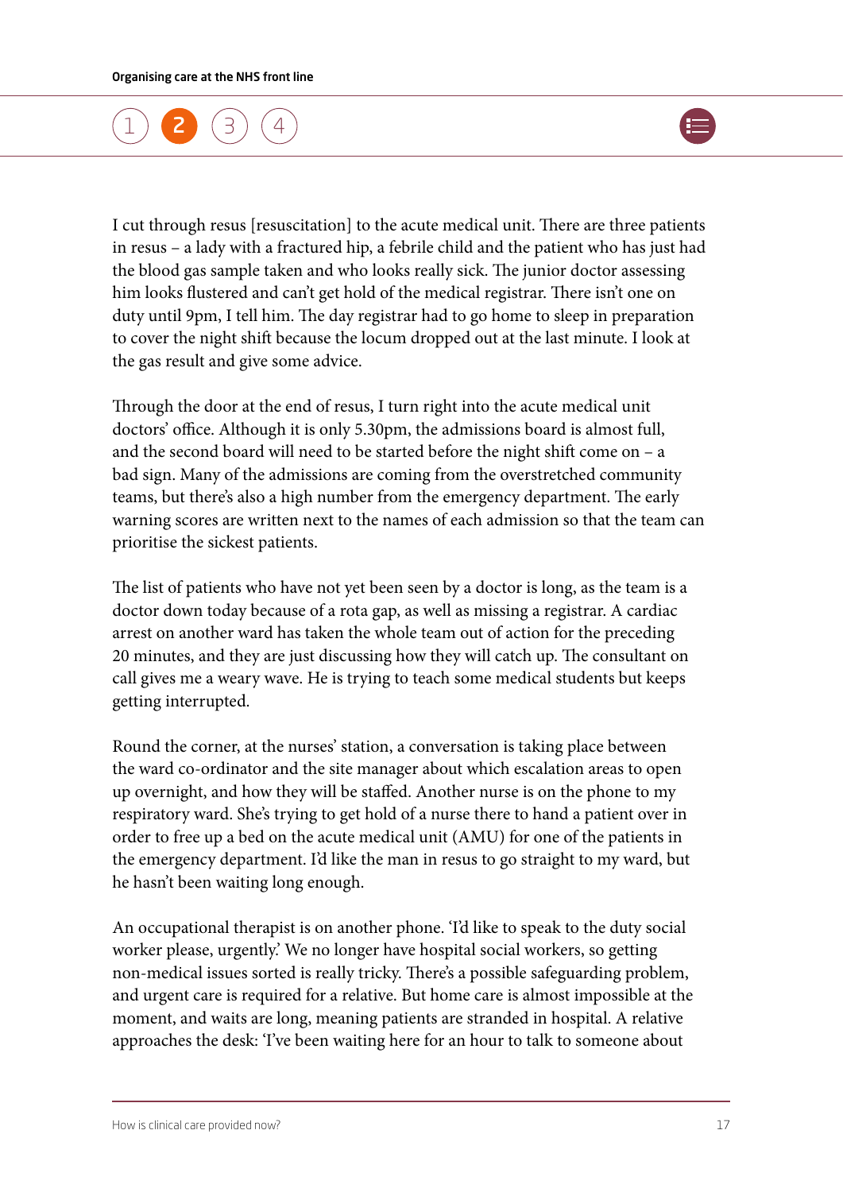I cut through resus [resuscitation] to the acute medical unit. There are three patients in resus – a lady with a fractured hip, a febrile child and the patient who has just had the blood gas sample taken and who looks really sick. The junior doctor assessing him looks flustered and can't get hold of the medical registrar. There isn't one on duty until 9pm, I tell him. The day registrar had to go home to sleep in preparation to cover the night shift because the locum dropped out at the last minute. I look at the gas result and give some advice.

Through the door at the end of resus, I turn right into the acute medical unit doctors' office. Although it is only 5.30pm, the admissions board is almost full, and the second board will need to be started before the night shift come on – a bad sign. Many of the admissions are coming from the overstretched community teams, but there's also a high number from the emergency department. The early warning scores are written next to the names of each admission so that the team can prioritise the sickest patients.

The list of patients who have not yet been seen by a doctor is long, as the team is a doctor down today because of a rota gap, as well as missing a registrar. A cardiac arrest on another ward has taken the whole team out of action for the preceding 20 minutes, and they are just discussing how they will catch up. The consultant on call gives me a weary wave. He is trying to teach some medical students but keeps getting interrupted.

Round the corner, at the nurses' station, a conversation is taking place between the ward co-ordinator and the site manager about which escalation areas to open up overnight, and how they will be staffed. Another nurse is on the phone to my respiratory ward. She's trying to get hold of a nurse there to hand a patient over in order to free up a bed on the acute medical unit (AMU) for one of the patients in the emergency department. I'd like the man in resus to go straight to my ward, but he hasn't been waiting long enough.

An occupational therapist is on another phone. 'I'd like to speak to the duty social worker please, urgently.' We no longer have hospital social workers, so getting non-medical issues sorted is really tricky. There's a possible safeguarding problem, and urgent care is required for a relative. But home care is almost impossible at the moment, and waits are long, meaning patients are stranded in hospital. A relative approaches the desk: 'I've been waiting here for an hour to talk to someone about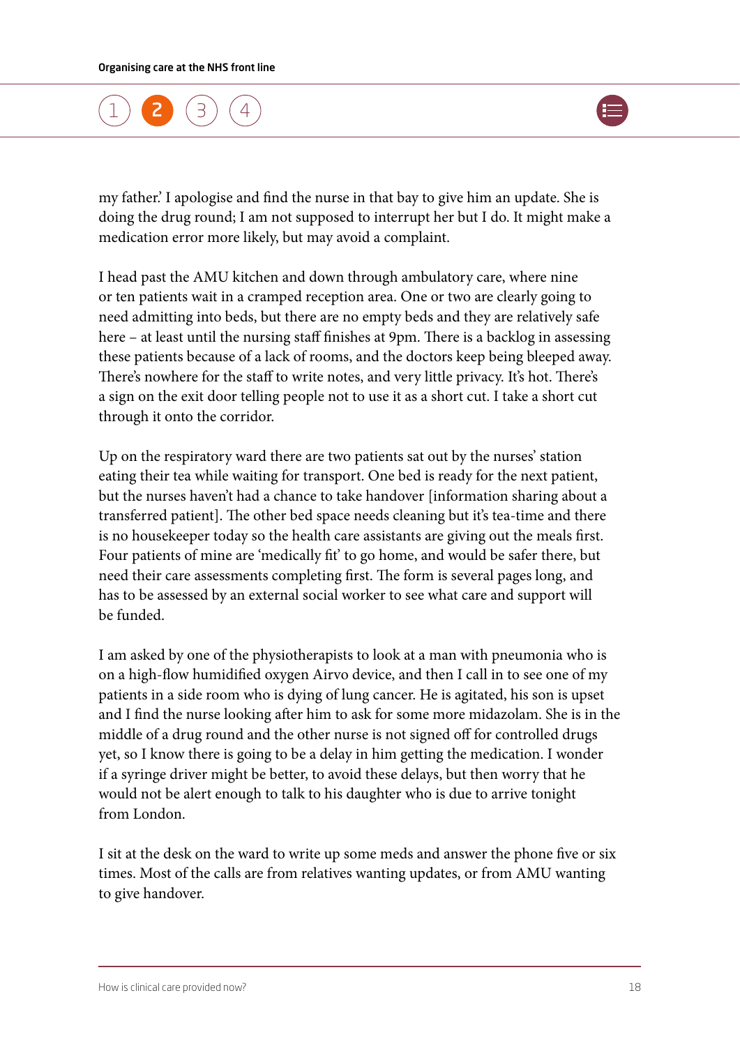my father.' I apologise and find the nurse in that bay to give him an update. She is doing the drug round; I am not supposed to interrupt her but I do. It might make a medication error more likely, but may avoid a complaint.

I head past the AMU kitchen and down through ambulatory care, where nine or ten patients wait in a cramped reception area. One or two are clearly going to need admitting into beds, but there are no empty beds and they are relatively safe here – at least until the nursing staff finishes at 9pm. There is a backlog in assessing these patients because of a lack of rooms, and the doctors keep being bleeped away. There's nowhere for the staff to write notes, and very little privacy. It's hot. There's a sign on the exit door telling people not to use it as a short cut. I take a short cut through it onto the corridor.

Up on the respiratory ward there are two patients sat out by the nurses' station eating their tea while waiting for transport. One bed is ready for the next patient, but the nurses haven't had a chance to take handover [information sharing about a transferred patient]. The other bed space needs cleaning but it's tea-time and there is no housekeeper today so the health care assistants are giving out the meals first. Four patients of mine are 'medically fit' to go home, and would be safer there, but need their care assessments completing first. The form is several pages long, and has to be assessed by an external social worker to see what care and support will be funded.

I am asked by one of the physiotherapists to look at a man with pneumonia who is on a high-flow humidified oxygen Airvo device, and then I call in to see one of my patients in a side room who is dying of lung cancer. He is agitated, his son is upset and I find the nurse looking after him to ask for some more midazolam. She is in the middle of a drug round and the other nurse is not signed off for controlled drugs yet, so I know there is going to be a delay in him getting the medication. I wonder if a syringe driver might be better, to avoid these delays, but then worry that he would not be alert enough to talk to his daughter who is due to arrive tonight from London.

I sit at the desk on the ward to write up some meds and answer the phone five or six times. Most of the calls are from relatives wanting updates, or from AMU wanting to give handover.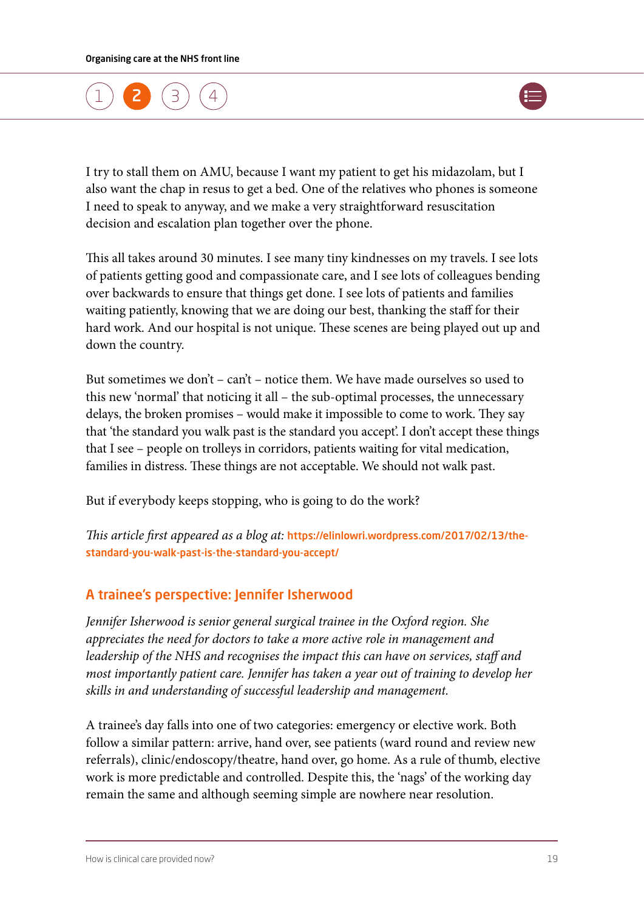I try to stall them on AMU, because I want my patient to get his midazolam, but I also want the chap in resus to get a bed. One of the relatives who phones is someone I need to speak to anyway, and we make a very straightforward resuscitation decision and escalation plan together over the phone.

This all takes around 30 minutes. I see many tiny kindnesses on my travels. I see lots of patients getting good and compassionate care, and I see lots of colleagues bending over backwards to ensure that things get done. I see lots of patients and families waiting patiently, knowing that we are doing our best, thanking the staff for their hard work. And our hospital is not unique. These scenes are being played out up and down the country.

But sometimes we don't – can't – notice them. We have made ourselves so used to this new 'normal' that noticing it all – the sub-optimal processes, the unnecessary delays, the broken promises – would make it impossible to come to work. They say that 'the standard you walk past is the standard you accept'. I don't accept these things that I see – people on trolleys in corridors, patients waiting for vital medication, families in distress. These things are not acceptable. We should not walk past.

But if everybody keeps stopping, who is going to do the work?

*This article first appeared as a blog at:* https://elinlowri.wordpress.com/2017/02/13/the-standard-you-walk-past-is-the-standard-you-accept/

## A trainee's perspective: Jennifer Isherwood

*Jennifer Isherwood is senior general surgical trainee in the Oxford region. She appreciates the need for doctors to take a more active role in management and leadership of the NHS and recognises the impact this can have on services, staff and most importantly patient care. Jennifer has taken a year out of training to develop her skills in and understanding of successful leadership and management.*

A trainee's day falls into one of two categories: emergency or elective work. Both follow a similar pattern: arrive, hand over, see patients (ward round and review new referrals), clinic/endoscopy/theatre, hand over, go home. As a rule of thumb, elective work is more predictable and controlled. Despite this, the 'nags' of the working day remain the same and although seeming simple are nowhere near resolution.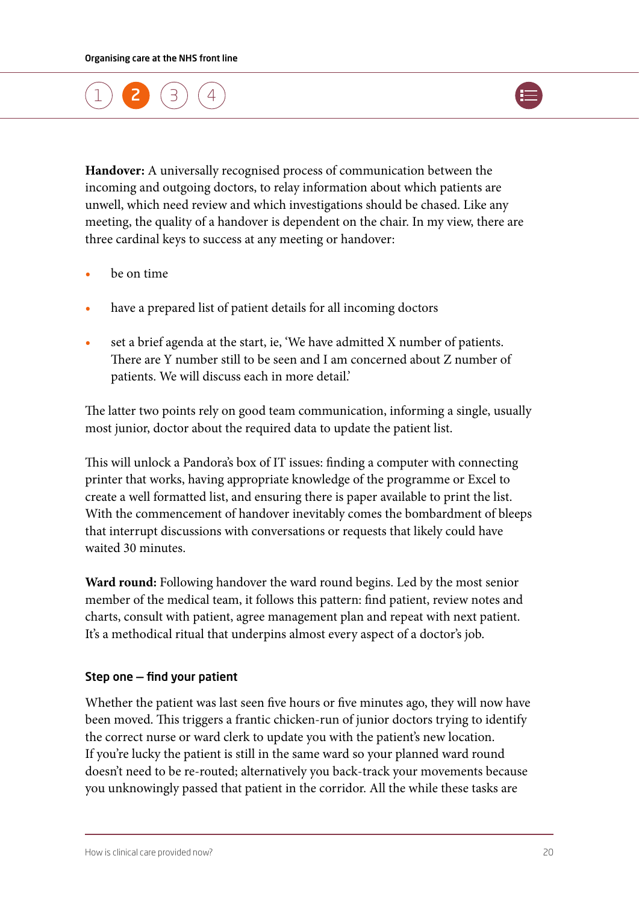**Handover:** A universally recognised process of communication between the incoming and outgoing doctors, to relay information about which patients are unwell, which need review and which investigations should be chased. Like any meeting, the quality of a handover is dependent on the chair. In my view, there are three cardinal keys to success at any meeting or handover:

- be on time
- have a prepared list of patient details for all incoming doctors
- set a brief agenda at the start, ie, 'We have admitted X number of patients. There are Y number still to be seen and I am concerned about Z number of patients. We will discuss each in more detail.'

The latter two points rely on good team communication, informing a single, usually most junior, doctor about the required data to update the patient list.

This will unlock a Pandora's box of IT issues: finding a computer with connecting printer that works, having appropriate knowledge of the programme or Excel to create a well formatted list, and ensuring there is paper available to print the list. With the commencement of handover inevitably comes the bombardment of bleeps that interrupt discussions with conversations or requests that likely could have waited 30 minutes.

**Ward round:** Following handover the ward round begins. Led by the most senior member of the medical team, it follows this pattern: find patient, review notes and charts, consult with patient, agree management plan and repeat with next patient. It's a methodical ritual that underpins almost every aspect of a doctor's job.

### Step one – find your patient

Whether the patient was last seen five hours or five minutes ago, they will now have been moved. This triggers a frantic chicken-run of junior doctors trying to identify the correct nurse or ward clerk to update you with the patient's new location. If you're lucky the patient is still in the same ward so your planned ward round doesn't need to be re-routed; alternatively you back-track your movements because you unknowingly passed that patient in the corridor. All the while these tasks are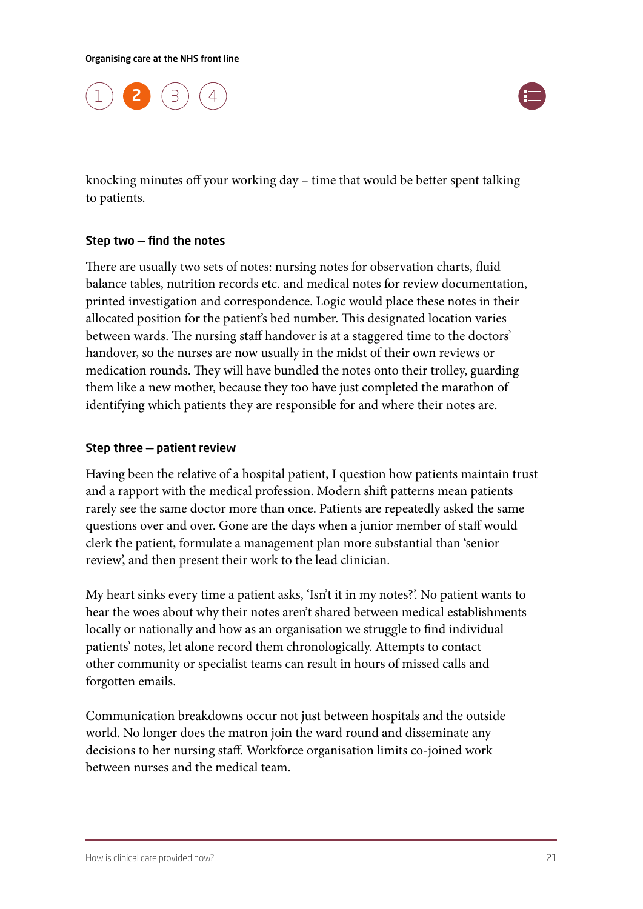knocking minutes off your working day – time that would be better spent talking to patients.

### Step two – find the notes

There are usually two sets of notes: nursing notes for observation charts, fluid balance tables, nutrition records etc. and medical notes for review documentation, printed investigation and correspondence. Logic would place these notes in their allocated position for the patient's bed number. This designated location varies between wards. The nursing staff handover is at a staggered time to the doctors' handover, so the nurses are now usually in the midst of their own reviews or medication rounds. They will have bundled the notes onto their trolley, guarding them like a new mother, because they too have just completed the marathon of identifying which patients they are responsible for and where their notes are.

### Step three – patient review

Having been the relative of a hospital patient, I question how patients maintain trust and a rapport with the medical profession. Modern shift patterns mean patients rarely see the same doctor more than once. Patients are repeatedly asked the same questions over and over. Gone are the days when a junior member of staff would clerk the patient, formulate a management plan more substantial than 'senior review', and then present their work to the lead clinician.

My heart sinks every time a patient asks, 'Isn't it in my notes?'. No patient wants to hear the woes about why their notes aren't shared between medical establishments locally or nationally and how as an organisation we struggle to find individual patients' notes, let alone record them chronologically. Attempts to contact other community or specialist teams can result in hours of missed calls and forgotten emails.

Communication breakdowns occur not just between hospitals and the outside world. No longer does the matron join the ward round and disseminate any decisions to her nursing staff. Workforce organisation limits co-joined work between nurses and the medical team.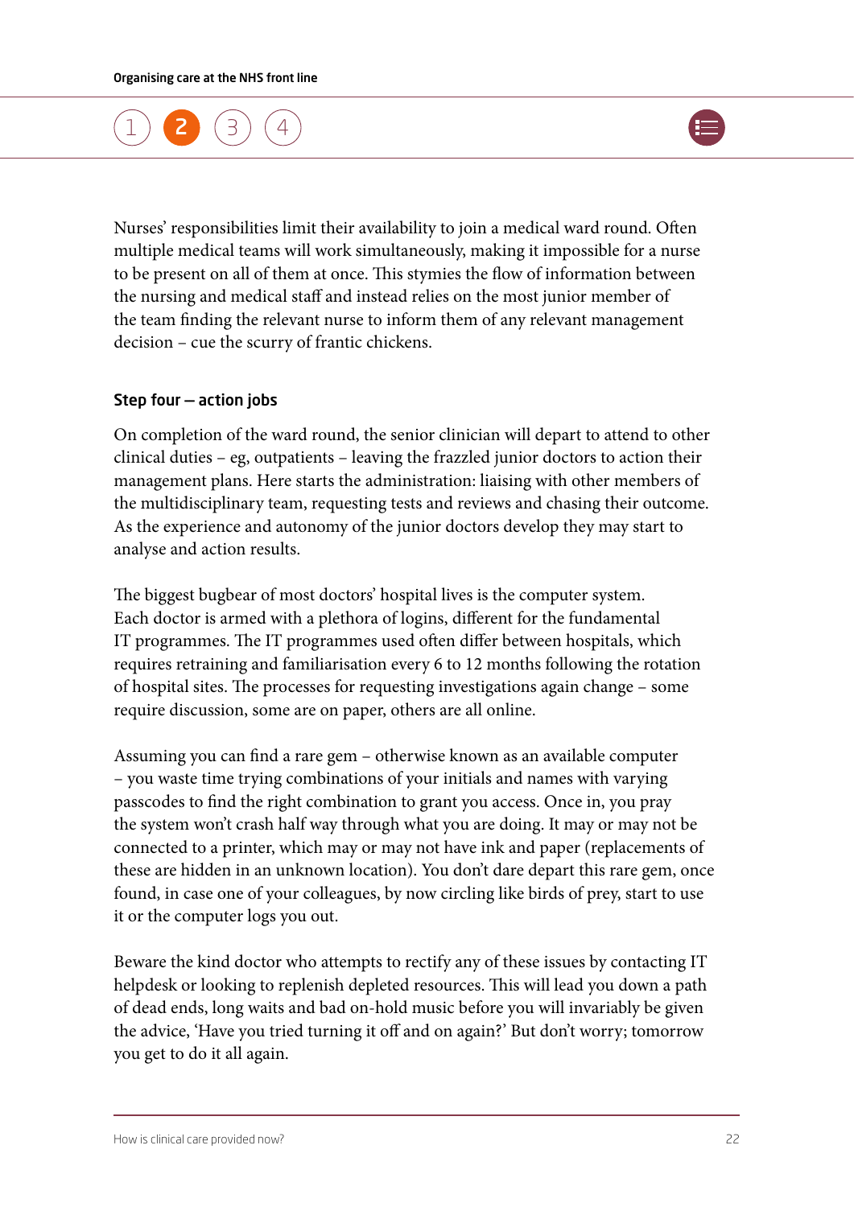Nurses' responsibilities limit their availability to join a medical ward round. Often multiple medical teams will work simultaneously, making it impossible for a nurse to be present on all of them at once. This stymies the flow of information between the nursing and medical staff and instead relies on the most junior member of the team finding the relevant nurse to inform them of any relevant management decision – cue the scurry of frantic chickens.

### Step four – action jobs

On completion of the ward round, the senior clinician will depart to attend to other clinical duties – eg, outpatients – leaving the frazzled junior doctors to action their management plans. Here starts the administration: liaising with other members of the multidisciplinary team, requesting tests and reviews and chasing their outcome. As the experience and autonomy of the junior doctors develop they may start to analyse and action results.

The biggest bugbear of most doctors' hospital lives is the computer system. Each doctor is armed with a plethora of logins, different for the fundamental IT programmes. The IT programmes used often differ between hospitals, which requires retraining and familiarisation every 6 to 12 months following the rotation of hospital sites. The processes for requesting investigations again change – some require discussion, some are on paper, others are all online.

Assuming you can find a rare gem – otherwise known as an available computer – you waste time trying combinations of your initials and names with varying passcodes to find the right combination to grant you access. Once in, you pray the system won't crash half way through what you are doing. It may or may not be connected to a printer, which may or may not have ink and paper (replacements of these are hidden in an unknown location). You don't dare depart this rare gem, once found, in case one of your colleagues, by now circling like birds of prey, start to use it or the computer logs you out.

Beware the kind doctor who attempts to rectify any of these issues by contacting IT helpdesk or looking to replenish depleted resources. This will lead you down a path of dead ends, long waits and bad on-hold music before you will invariably be given the advice, 'Have you tried turning it off and on again?' But don't worry; tomorrow you get to do it all again.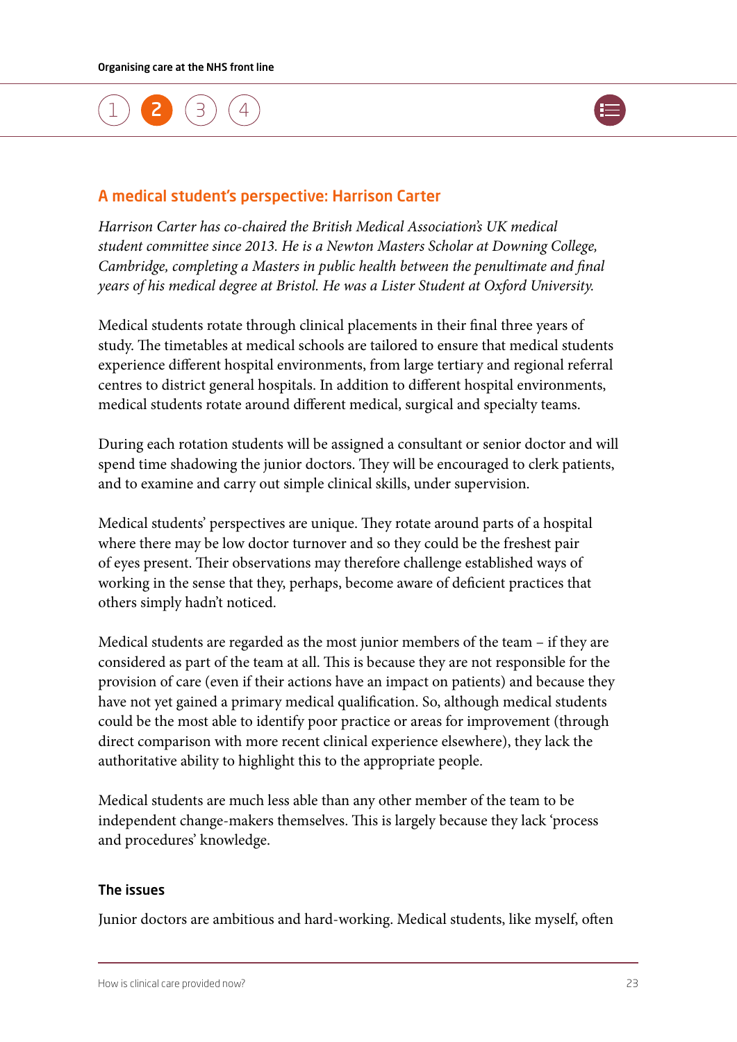## A medical student's perspective: Harrison Carter

*Harrison Carter has co-chaired the British Medical Association's UK medical student committee since 2013. He is a Newton Masters Scholar at Downing College, Cambridge, completing a Masters in public health between the penultimate and final years of his medical degree at Bristol. He was a Lister Student at Oxford University.*

Medical students rotate through clinical placements in their final three years of study. The timetables at medical schools are tailored to ensure that medical students experience different hospital environments, from large tertiary and regional referral centres to district general hospitals. In addition to different hospital environments, medical students rotate around different medical, surgical and specialty teams.

During each rotation students will be assigned a consultant or senior doctor and will spend time shadowing the junior doctors. They will be encouraged to clerk patients, and to examine and carry out simple clinical skills, under supervision.

Medical students' perspectives are unique. They rotate around parts of a hospital where there may be low doctor turnover and so they could be the freshest pair of eyes present. Their observations may therefore challenge established ways of working in the sense that they, perhaps, become aware of deficient practices that others simply hadn't noticed.

Medical students are regarded as the most junior members of the team – if they are considered as part of the team at all. This is because they are not responsible for the provision of care (even if their actions have an impact on patients) and because they have not yet gained a primary medical qualification. So, although medical students could be the most able to identify poor practice or areas for improvement (through direct comparison with more recent clinical experience elsewhere), they lack the authoritative ability to highlight this to the appropriate people.

Medical students are much less able than any other member of the team to be independent change-makers themselves. This is largely because they lack 'process and procedures' knowledge.

### The issues

Junior doctors are ambitious and hard-working. Medical students, like myself, often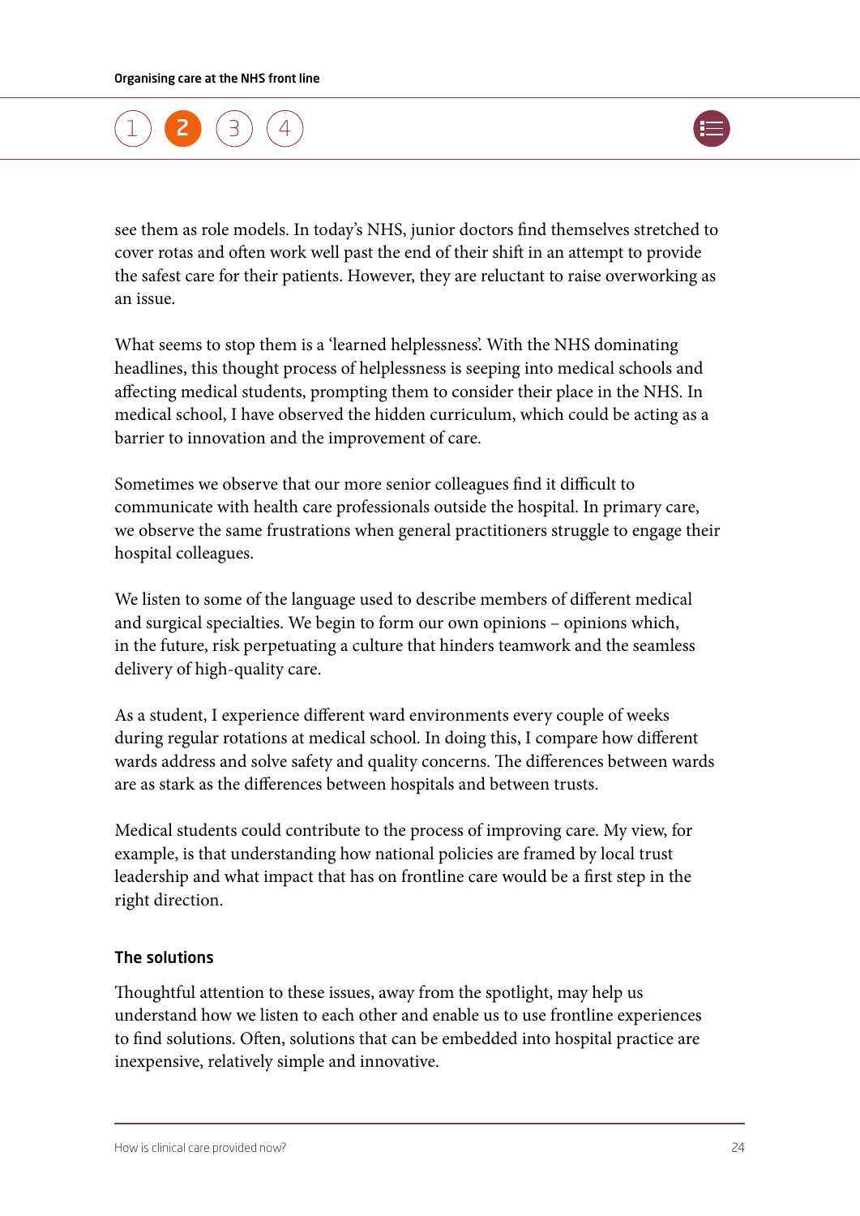see them as role models. In today's NHS, junior doctors find themselves stretched to cover rotas and often work well past the end of their shift in an attempt to provide the safest care for their patients. However, they are reluctant to raise overworking as an issue.

What seems to stop them is a 'learned helplessness'. With the NHS dominating headlines, this thought process of helplessness is seeping into medical schools and affecting medical students, prompting them to consider their place in the NHS. In medical school, I have observed the hidden curriculum, which could be acting as a barrier to innovation and the improvement of care.

Sometimes we observe that our more senior colleagues find it difficult to communicate with health care professionals outside the hospital. In primary care, we observe the same frustrations when general practitioners struggle to engage their hospital colleagues.

We listen to some of the language used to describe members of different medical and surgical specialties. We begin to form our own opinions – opinions which, in the future, risk perpetuating a culture that hinders teamwork and the seamless delivery of high-quality care.

As a student, I experience different ward environments every couple of weeks during regular rotations at medical school. In doing this, I compare how different wards address and solve safety and quality concerns. The differences between wards are as stark as the differences between hospitals and between trusts.

Medical students could contribute to the process of improving care. My view, for example, is that understanding how national policies are framed by local trust leadership and what impact that has on frontline care would be a first step in the right direction.

### The solutions

Thoughtful attention to these issues, away from the spotlight, may help us understand how we listen to each other and enable us to use frontline experiences to find solutions. Often, solutions that can be embedded into hospital practice are inexpensive, relatively simple and innovative.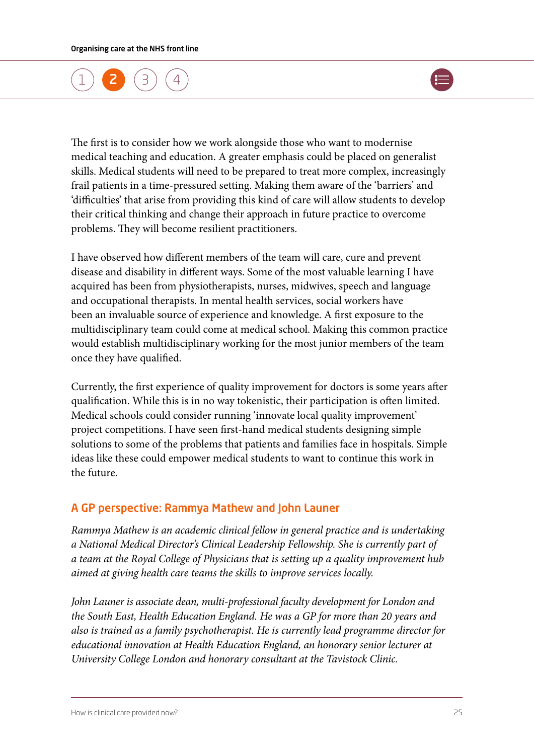The first is to consider how we work alongside those who want to modernise medical teaching and education. A greater emphasis could be placed on generalist skills. Medical students will need to be prepared to treat more complex, increasingly frail patients in a time-pressured setting. Making them aware of the 'barriers' and 'difficulties' that arise from providing this kind of care will allow students to develop their critical thinking and change their approach in future practice to overcome problems. They will become resilient practitioners.

I have observed how different members of the team will care, cure and prevent disease and disability in different ways. Some of the most valuable learning I have acquired has been from physiotherapists, nurses, midwives, speech and language and occupational therapists. In mental health services, social workers have been an invaluable source of experience and knowledge. A first exposure to the multidisciplinary team could come at medical school. Making this common practice would establish multidisciplinary working for the most junior members of the team once they have qualified.

Currently, the first experience of quality improvement for doctors is some years after qualification. While this is in no way tokenistic, their participation is often limited. Medical schools could consider running 'innovate local quality improvement' project competitions. I have seen first-hand medical students designing simple solutions to some of the problems that patients and families face in hospitals. Simple ideas like these could empower medical students to want to continue this work in the future.

### A GP perspective: Rammya Mathew and John Launer

*Rammya Mathew is an academic clinical fellow in general practice and is undertaking a National Medical Director's Clinical Leadership Fellowship. She is currently part of a team at the Royal College of Physicians that is setting up a quality improvement hub aimed at giving health care teams the skills to improve services locally.*

*John Launer is associate dean, multi-professional faculty development for London and the South East, Health Education England. He was a GP for more than 20 years and also is trained as a family psychotherapist. He is currently lead programme director for educational innovation at Health Education England, an honorary senior lecturer at University College London and honorary consultant at the Tavistock Clinic.*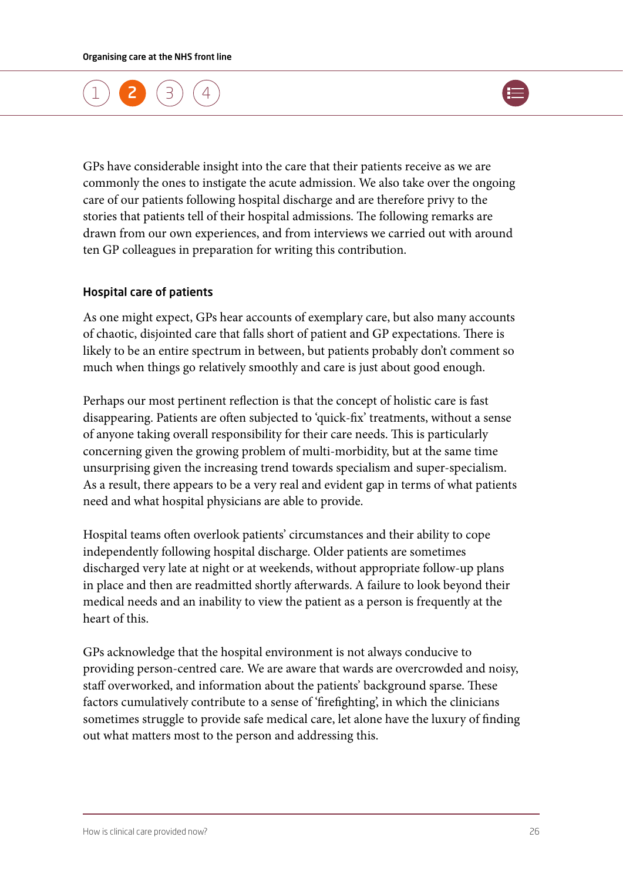GPs have considerable insight into the care that their patients receive as we are commonly the ones to instigate the acute admission. We also take over the ongoing care of our patients following hospital discharge and are therefore privy to the stories that patients tell of their hospital admissions. The following remarks are drawn from our own experiences, and from interviews we carried out with around ten GP colleagues in preparation for writing this contribution.

### Hospital care of patients

As one might expect, GPs hear accounts of exemplary care, but also many accounts of chaotic, disjointed care that falls short of patient and GP expectations. There is likely to be an entire spectrum in between, but patients probably don't comment so much when things go relatively smoothly and care is just about good enough.

Perhaps our most pertinent reflection is that the concept of holistic care is fast disappearing. Patients are often subjected to 'quick-fix' treatments, without a sense of anyone taking overall responsibility for their care needs. This is particularly concerning given the growing problem of multi-morbidity, but at the same time unsurprising given the increasing trend towards specialism and super-specialism. As a result, there appears to be a very real and evident gap in terms of what patients need and what hospital physicians are able to provide.

Hospital teams often overlook patients' circumstances and their ability to cope independently following hospital discharge. Older patients are sometimes discharged very late at night or at weekends, without appropriate follow-up plans in place and then are readmitted shortly afterwards. A failure to look beyond their medical needs and an inability to view the patient as a person is frequently at the heart of this.

GPs acknowledge that the hospital environment is not always conducive to providing person-centred care. We are aware that wards are overcrowded and noisy, staff overworked, and information about the patients' background sparse. These factors cumulatively contribute to a sense of 'firefighting', in which the clinicians sometimes struggle to provide safe medical care, let alone have the luxury of finding out what matters most to the person and addressing this.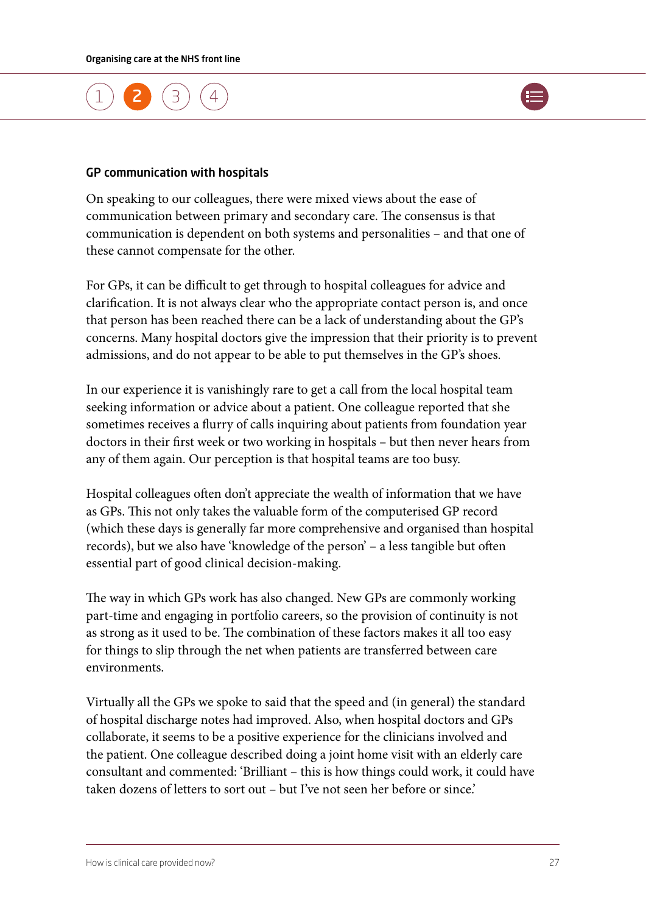### GP communication with hospitals

On speaking to our colleagues, there were mixed views about the ease of communication between primary and secondary care. The consensus is that communication is dependent on both systems and personalities – and that one of these cannot compensate for the other.

For GPs, it can be difficult to get through to hospital colleagues for advice and clarification. It is not always clear who the appropriate contact person is, and once that person has been reached there can be a lack of understanding about the GP's concerns. Many hospital doctors give the impression that their priority is to prevent admissions, and do not appear to be able to put themselves in the GP's shoes.

In our experience it is vanishingly rare to get a call from the local hospital team seeking information or advice about a patient. One colleague reported that she sometimes receives a flurry of calls inquiring about patients from foundation year doctors in their first week or two working in hospitals – but then never hears from any of them again. Our perception is that hospital teams are too busy.

Hospital colleagues often don't appreciate the wealth of information that we have as GPs. This not only takes the valuable form of the computerised GP record (which these days is generally far more comprehensive and organised than hospital records), but we also have 'knowledge of the person' – a less tangible but often essential part of good clinical decision-making.

The way in which GPs work has also changed. New GPs are commonly working part-time and engaging in portfolio careers, so the provision of continuity is not as strong as it used to be. The combination of these factors makes it all too easy for things to slip through the net when patients are transferred between care environments.

Virtually all the GPs we spoke to said that the speed and (in general) the standard of hospital discharge notes had improved. Also, when hospital doctors and GPs collaborate, it seems to be a positive experience for the clinicians involved and the patient. One colleague described doing a joint home visit with an elderly care consultant and commented: 'Brilliant – this is how things could work, it could have taken dozens of letters to sort out – but I've not seen her before or since.'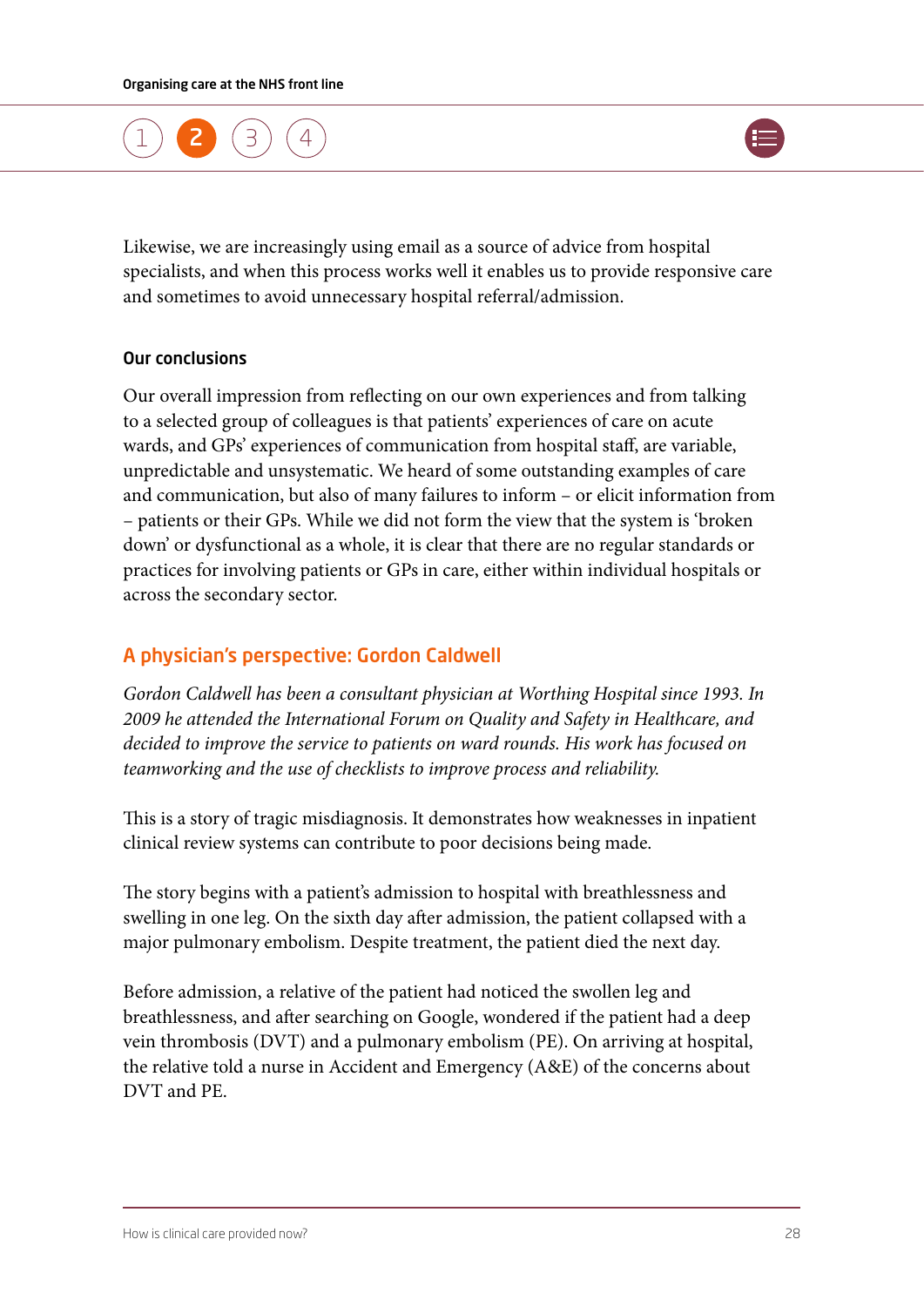Likewise, we are increasingly using email as a source of advice from hospital specialists, and when this process works well it enables us to provide responsive care and sometimes to avoid unnecessary hospital referral/admission.

### Our conclusions

Our overall impression from reflecting on our own experiences and from talking to a selected group of colleagues is that patients' experiences of care on acute wards, and GPs' experiences of communication from hospital staff, are variable, unpredictable and unsystematic. We heard of some outstanding examples of care and communication, but also of many failures to inform – or elicit information from – patients or their GPs. While we did not form the view that the system is 'broken down' or dysfunctional as a whole, it is clear that there are no regular standards or practices for involving patients or GPs in care, either within individual hospitals or across the secondary sector.

## A physician's perspective: Gordon Caldwell

*Gordon Caldwell has been a consultant physician at Worthing Hospital since 1993. In 2009 he attended the International Forum on Quality and Safety in Healthcare, and decided to improve the service to patients on ward rounds. His work has focused on teamworking and the use of checklists to improve process and reliability.*

This is a story of tragic misdiagnosis. It demonstrates how weaknesses in inpatient clinical review systems can contribute to poor decisions being made.

The story begins with a patient's admission to hospital with breathlessness and swelling in one leg. On the sixth day after admission, the patient collapsed with a major pulmonary embolism. Despite treatment, the patient died the next day.

Before admission, a relative of the patient had noticed the swollen leg and breathlessness, and after searching on Google, wondered if the patient had a deep vein thrombosis (DVT) and a pulmonary embolism (PE). On arriving at hospital, the relative told a nurse in Accident and Emergency (A&E) of the concerns about DVT and PE.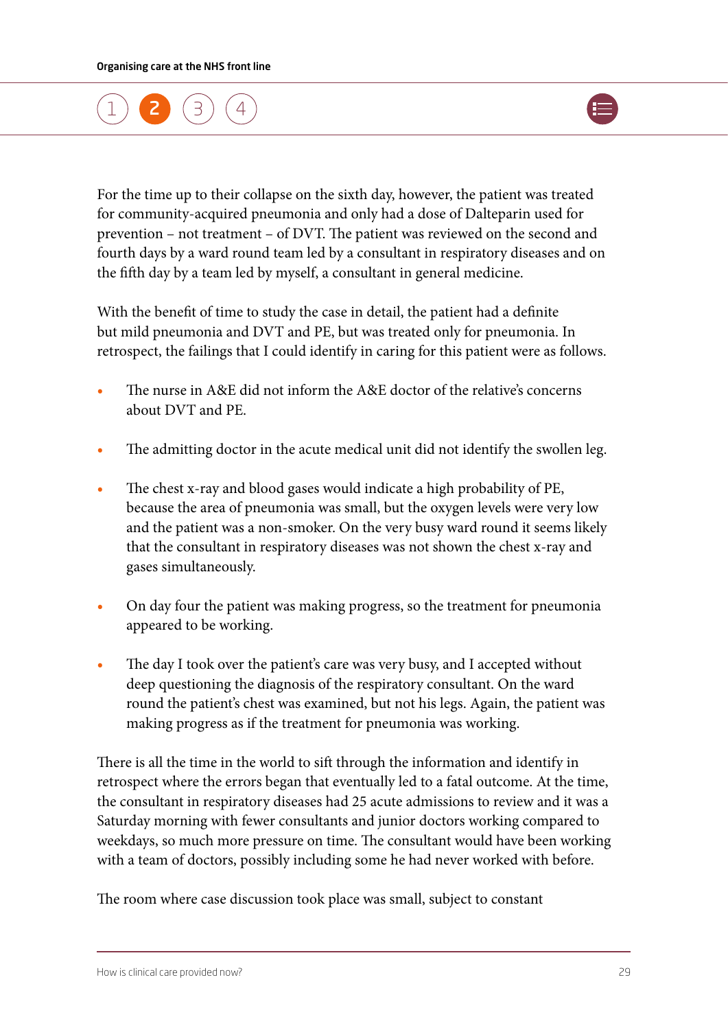For the time up to their collapse on the sixth day, however, the patient was treated for community-acquired pneumonia and only had a dose of Dalteparin used for prevention – not treatment – of DVT. The patient was reviewed on the second and fourth days by a ward round team led by a consultant in respiratory diseases and on the fifth day by a team led by myself, a consultant in general medicine.

With the benefit of time to study the case in detail, the patient had a definite but mild pneumonia and DVT and PE, but was treated only for pneumonia. In retrospect, the failings that I could identify in caring for this patient were as follows.

- The nurse in A&E did not inform the A&E doctor of the relative's concerns about DVT and PE.
- The admitting doctor in the acute medical unit did not identify the swollen leg.
- The chest x-ray and blood gases would indicate a high probability of PE, because the area of pneumonia was small, but the oxygen levels were very low and the patient was a non-smoker. On the very busy ward round it seems likely that the consultant in respiratory diseases was not shown the chest x-ray and gases simultaneously.
- On day four the patient was making progress, so the treatment for pneumonia appeared to be working.
- The day I took over the patient's care was very busy, and I accepted without deep questioning the diagnosis of the respiratory consultant. On the ward round the patient's chest was examined, but not his legs. Again, the patient was making progress as if the treatment for pneumonia was working.

There is all the time in the world to sift through the information and identify in retrospect where the errors began that eventually led to a fatal outcome. At the time, the consultant in respiratory diseases had 25 acute admissions to review and it was a Saturday morning with fewer consultants and junior doctors working compared to weekdays, so much more pressure on time. The consultant would have been working with a team of doctors, possibly including some he had never worked with before.

The room where case discussion took place was small, subject to constant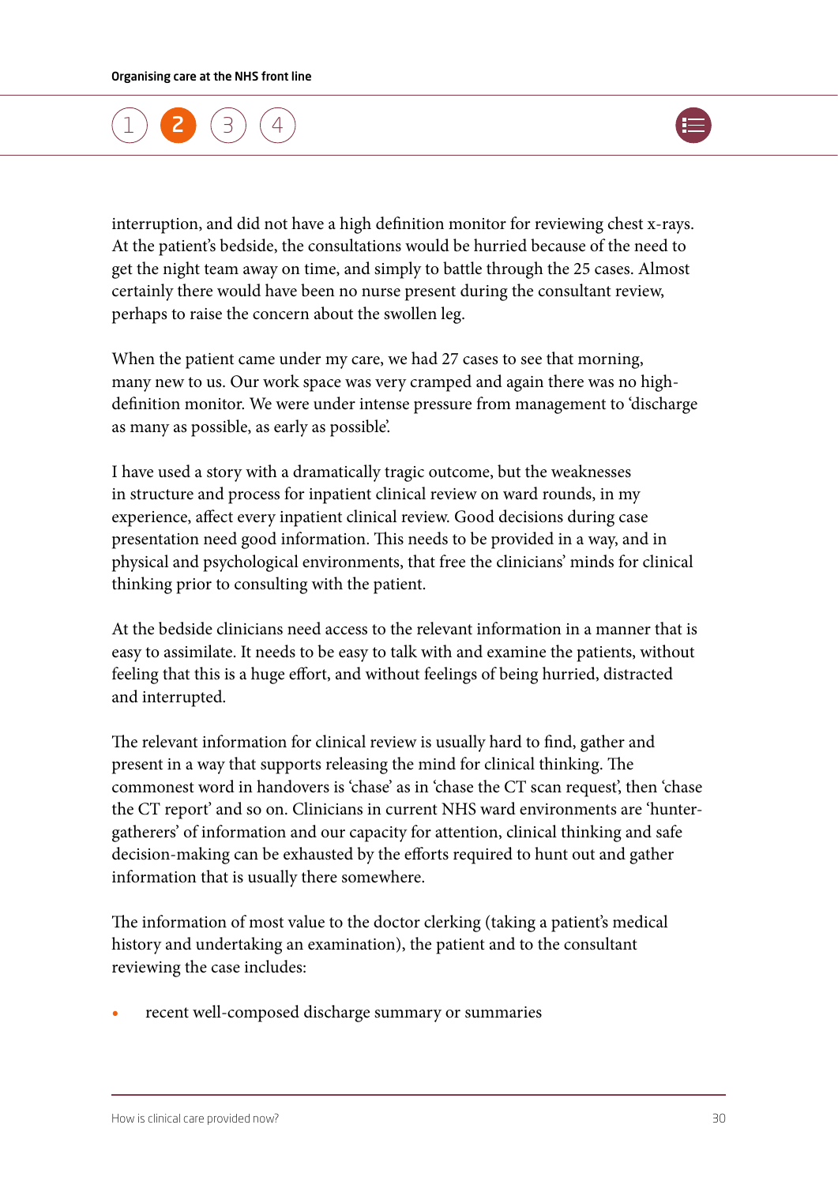interruption, and did not have a high definition monitor for reviewing chest x-rays. At the patient's bedside, the consultations would be hurried because of the need to get the night team away on time, and simply to battle through the 25 cases. Almost certainly there would have been no nurse present during the consultant review, perhaps to raise the concern about the swollen leg.

When the patient came under my care, we had 27 cases to see that morning, many new to us. Our work space was very cramped and again there was no high-definition monitor. We were under intense pressure from management to 'discharge as many as possible, as early as possible'.

I have used a story with a dramatically tragic outcome, but the weaknesses in structure and process for inpatient clinical review on ward rounds, in my experience, affect every inpatient clinical review. Good decisions during case presentation need good information. This needs to be provided in a way, and in physical and psychological environments, that free the clinicians' minds for clinical thinking prior to consulting with the patient.

At the bedside clinicians need access to the relevant information in a manner that is easy to assimilate. It needs to be easy to talk with and examine the patients, without feeling that this is a huge effort, and without feelings of being hurried, distracted and interrupted.

The relevant information for clinical review is usually hard to find, gather and present in a way that supports releasing the mind for clinical thinking. The commonest word in handovers is 'chase' as in 'chase the CT scan request', then 'chase the CT report' and so on. Clinicians in current NHS ward environments are 'hunter-gatherers' of information and our capacity for attention, clinical thinking and safe decision-making can be exhausted by the efforts required to hunt out and gather information that is usually there somewhere.

The information of most value to the doctor clerking (taking a patient's medical history and undertaking an examination), the patient and to the consultant reviewing the case includes:

- recent well-composed discharge summary or summaries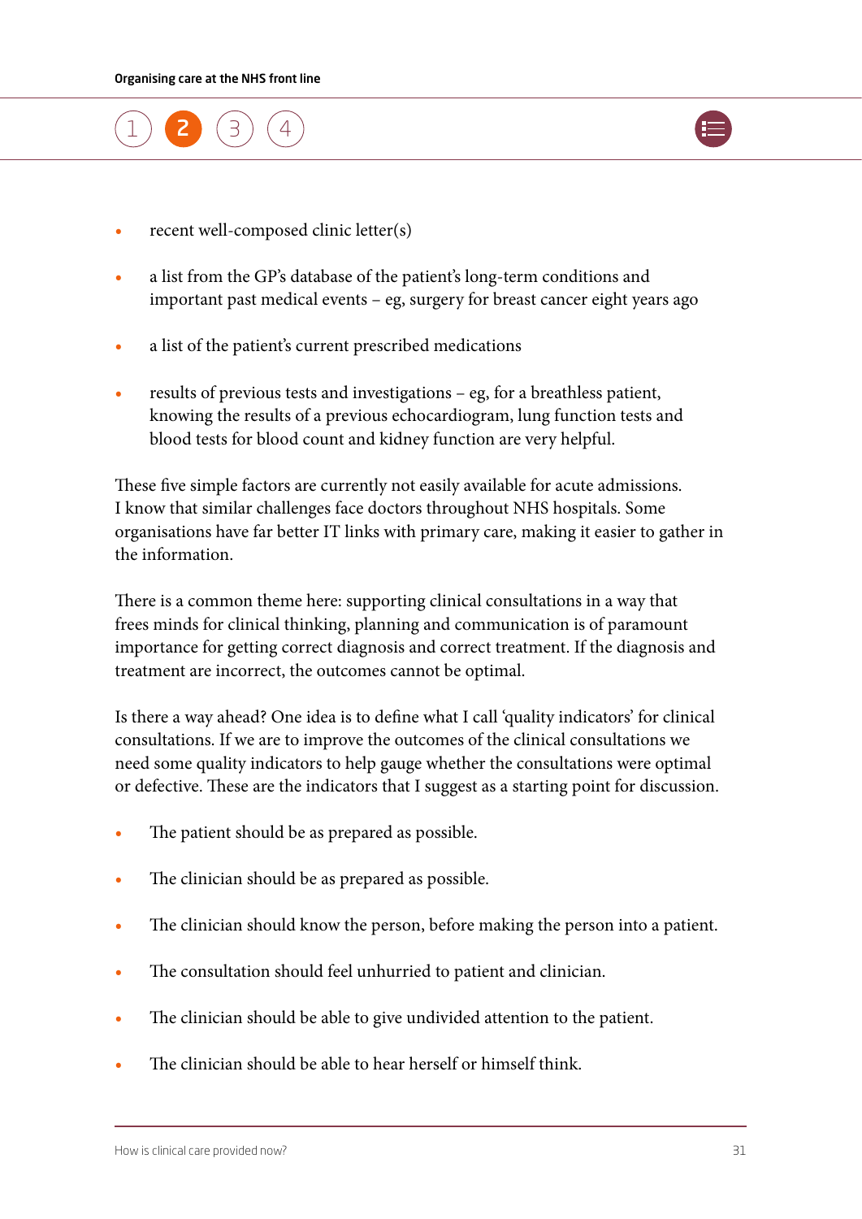- recent well-composed clinic letter(s)
- a list from the GP's database of the patient's long-term conditions and important past medical events – eg, surgery for breast cancer eight years ago
- a list of the patient's current prescribed medications
- results of previous tests and investigations – eg, for a breathless patient, knowing the results of a previous echocardiogram, lung function tests and blood tests for blood count and kidney function are very helpful.

These five simple factors are currently not easily available for acute admissions. I know that similar challenges face doctors throughout NHS hospitals. Some organisations have far better IT links with primary care, making it easier to gather in the information.

There is a common theme here: supporting clinical consultations in a way that frees minds for clinical thinking, planning and communication is of paramount importance for getting correct diagnosis and correct treatment. If the diagnosis and treatment are incorrect, the outcomes cannot be optimal.

Is there a way ahead? One idea is to define what I call 'quality indicators' for clinical consultations. If we are to improve the outcomes of the clinical consultations we need some quality indicators to help gauge whether the consultations were optimal or defective. These are the indicators that I suggest as a starting point for discussion.

- The patient should be as prepared as possible.
- The clinician should be as prepared as possible.
- The clinician should know the person, before making the person into a patient.
- The consultation should feel unhurried to patient and clinician.
- The clinician should be able to give undivided attention to the patient.
- The clinician should be able to hear herself or himself think.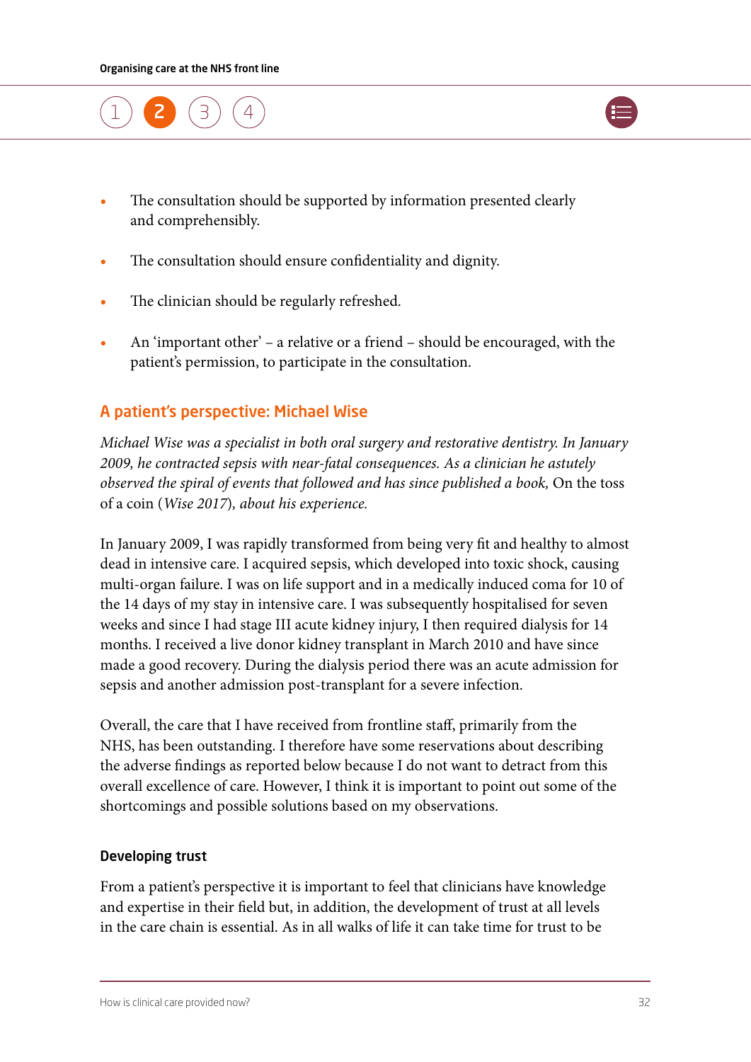- The consultation should be supported by information presented clearly and comprehensibly.
- The consultation should ensure confidentiality and dignity.
- The clinician should be regularly refreshed.
- An 'important other' – a relative or a friend – should be encouraged, with the patient's permission, to participate in the consultation.

## A patient's perspective: Michael Wise

*Michael Wise was a specialist in both oral surgery and restorative dentistry. In January 2009, he contracted sepsis with near-fatal consequences. As a clinician he astutely observed the spiral of events that followed and has since published a book,* On the toss of a coin *(*Wise 2017*), about his experience.*

In January 2009, I was rapidly transformed from being very fit and healthy to almost dead in intensive care. I acquired sepsis, which developed into toxic shock, causing multi-organ failure. I was on life support and in a medically induced coma for 10 of the 14 days of my stay in intensive care. I was subsequently hospitalised for seven weeks and since I had stage III acute kidney injury, I then required dialysis for 14 months. I received a live donor kidney transplant in March 2010 and have since made a good recovery. During the dialysis period there was an acute admission for sepsis and another admission post-transplant for a severe infection.

Overall, the care that I have received from frontline staff, primarily from the NHS, has been outstanding. I therefore have some reservations about describing the adverse findings as reported below because I do not want to detract from this overall excellence of care. However, I think it is important to point out some of the shortcomings and possible solutions based on my observations.

### Developing trust

From a patient's perspective it is important to feel that clinicians have knowledge and expertise in their field but, in addition, the development of trust at all levels in the care chain is essential. As in all walks of life it can take time for trust to be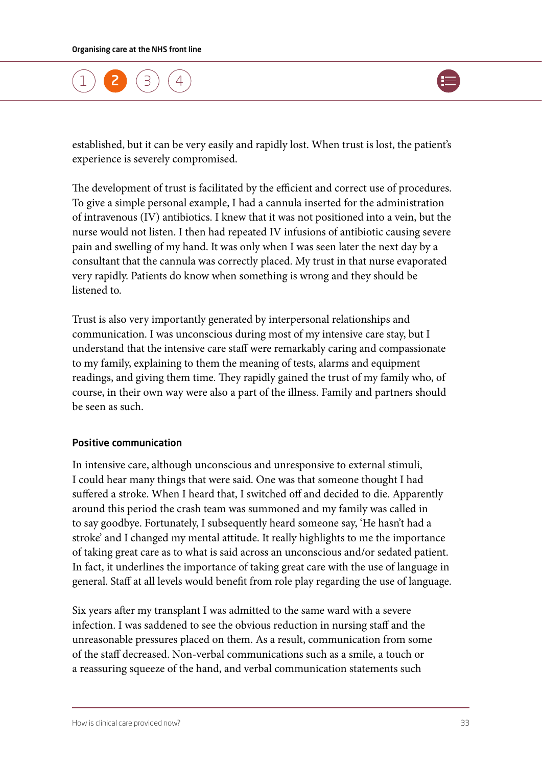established, but it can be very easily and rapidly lost. When trust is lost, the patient's experience is severely compromised.

The development of trust is facilitated by the efficient and correct use of procedures. To give a simple personal example, I had a cannula inserted for the administration of intravenous (IV) antibiotics. I knew that it was not positioned into a vein, but the nurse would not listen. I then had repeated IV infusions of antibiotic causing severe pain and swelling of my hand. It was only when I was seen later the next day by a consultant that the cannula was correctly placed. My trust in that nurse evaporated very rapidly. Patients do know when something is wrong and they should be listened to.

Trust is also very importantly generated by interpersonal relationships and communication. I was unconscious during most of my intensive care stay, but I understand that the intensive care staff were remarkably caring and compassionate to my family, explaining to them the meaning of tests, alarms and equipment readings, and giving them time. They rapidly gained the trust of my family who, of course, in their own way were also a part of the illness. Family and partners should be seen as such.

### Positive communication

In intensive care, although unconscious and unresponsive to external stimuli, I could hear many things that were said. One was that someone thought I had suffered a stroke. When I heard that, I switched off and decided to die. Apparently around this period the crash team was summoned and my family was called in to say goodbye. Fortunately, I subsequently heard someone say, 'He hasn't had a stroke' and I changed my mental attitude. It really highlights to me the importance of taking great care as to what is said across an unconscious and/or sedated patient. In fact, it underlines the importance of taking great care with the use of language in general. Staff at all levels would benefit from role play regarding the use of language.

Six years after my transplant I was admitted to the same ward with a severe infection. I was saddened to see the obvious reduction in nursing staff and the unreasonable pressures placed on them. As a result, communication from some of the staff decreased. Non-verbal communications such as a smile, a touch or a reassuring squeeze of the hand, and verbal communication statements such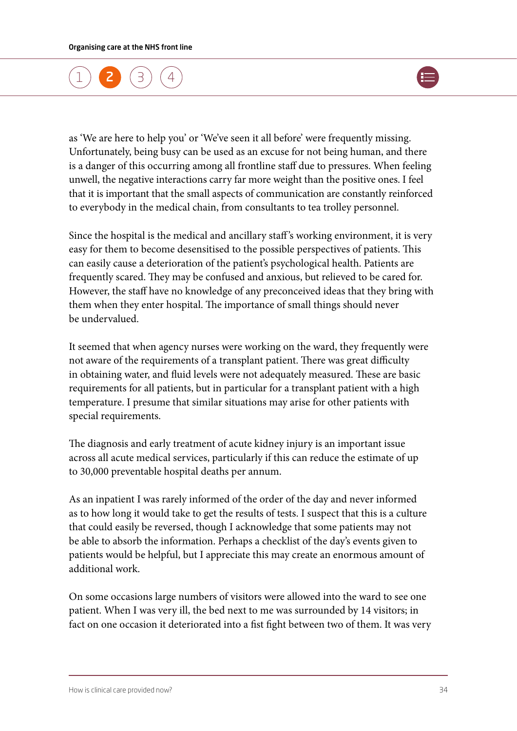as 'We are here to help you' or 'We've seen it all before' were frequently missing. Unfortunately, being busy can be used as an excuse for not being human, and there is a danger of this occurring among all frontline staff due to pressures. When feeling unwell, the negative interactions carry far more weight than the positive ones. I feel that it is important that the small aspects of communication are constantly reinforced to everybody in the medical chain, from consultants to tea trolley personnel.

Since the hospital is the medical and ancillary staff's working environment, it is very easy for them to become desensitised to the possible perspectives of patients. This can easily cause a deterioration of the patient's psychological health. Patients are frequently scared. They may be confused and anxious, but relieved to be cared for. However, the staff have no knowledge of any preconceived ideas that they bring with them when they enter hospital. The importance of small things should never be undervalued.

It seemed that when agency nurses were working on the ward, they frequently were not aware of the requirements of a transplant patient. There was great difficulty in obtaining water, and fluid levels were not adequately measured. These are basic requirements for all patients, but in particular for a transplant patient with a high temperature. I presume that similar situations may arise for other patients with special requirements.

The diagnosis and early treatment of acute kidney injury is an important issue across all acute medical services, particularly if this can reduce the estimate of up to 30,000 preventable hospital deaths per annum.

As an inpatient I was rarely informed of the order of the day and never informed as to how long it would take to get the results of tests. I suspect that this is a culture that could easily be reversed, though I acknowledge that some patients may not be able to absorb the information. Perhaps a checklist of the day's events given to patients would be helpful, but I appreciate this may create an enormous amount of additional work.

On some occasions large numbers of visitors were allowed into the ward to see one patient. When I was very ill, the bed next to me was surrounded by 14 visitors; in fact on one occasion it deteriorated into a fist fight between two of them. It was very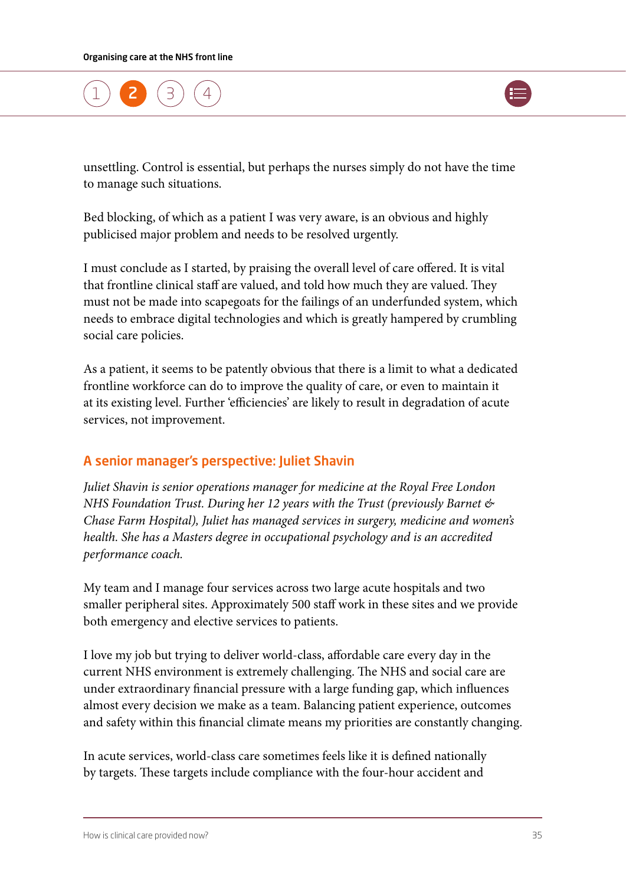unsettling. Control is essential, but perhaps the nurses simply do not have the time to manage such situations.

Bed blocking, of which as a patient I was very aware, is an obvious and highly publicised major problem and needs to be resolved urgently.

I must conclude as I started, by praising the overall level of care offered. It is vital that frontline clinical staff are valued, and told how much they are valued. They must not be made into scapegoats for the failings of an underfunded system, which needs to embrace digital technologies and which is greatly hampered by crumbling social care policies.

As a patient, it seems to be patently obvious that there is a limit to what a dedicated frontline workforce can do to improve the quality of care, or even to maintain it at its existing level. Further 'efficiencies' are likely to result in degradation of acute services, not improvement.

## A senior manager's perspective: Juliet Shavin

*Juliet Shavin is senior operations manager for medicine at the Royal Free London NHS Foundation Trust. During her 12 years with the Trust (previously Barnet & Chase Farm Hospital), Juliet has managed services in surgery, medicine and women's health. She has a Masters degree in occupational psychology and is an accredited performance coach.*

My team and I manage four services across two large acute hospitals and two smaller peripheral sites. Approximately 500 staff work in these sites and we provide both emergency and elective services to patients.

I love my job but trying to deliver world-class, affordable care every day in the current NHS environment is extremely challenging. The NHS and social care are under extraordinary financial pressure with a large funding gap, which influences almost every decision we make as a team. Balancing patient experience, outcomes and safety within this financial climate means my priorities are constantly changing.

In acute services, world-class care sometimes feels like it is defined nationally by targets. These targets include compliance with the four-hour accident and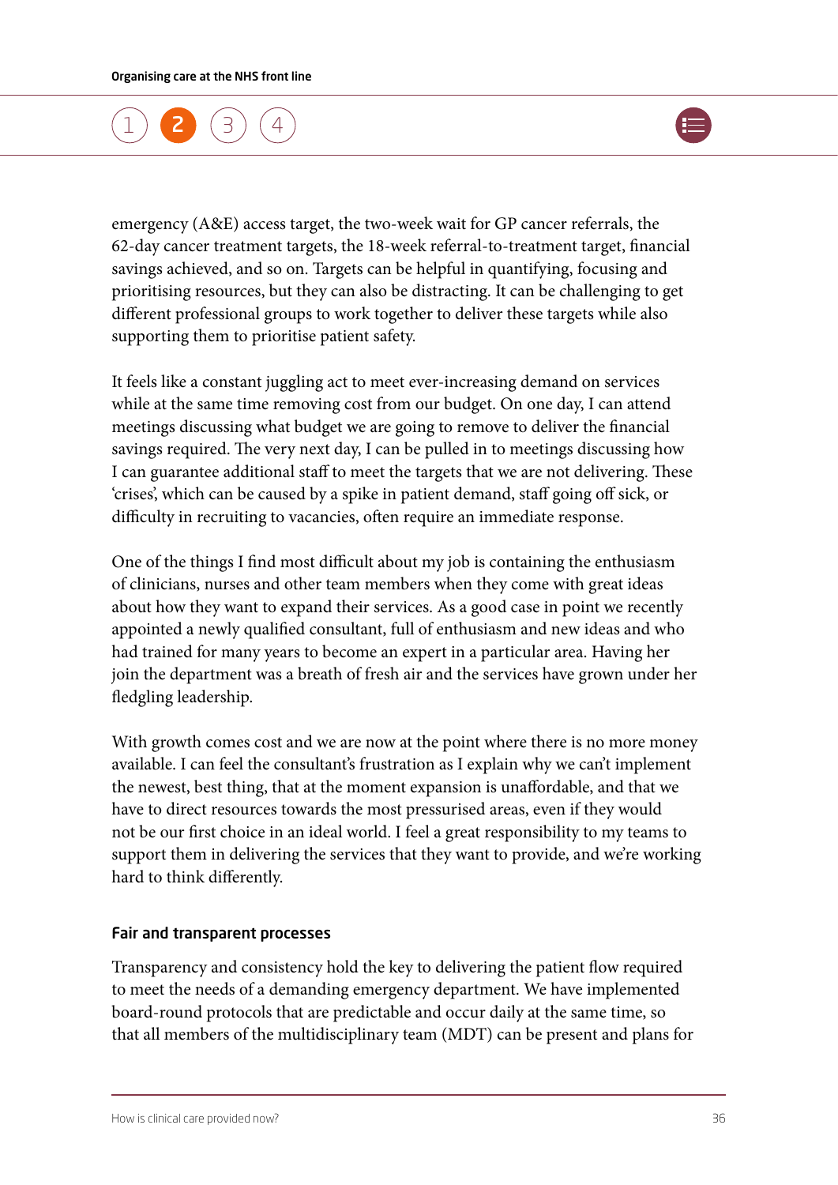emergency (A&E) access target, the two-week wait for GP cancer referrals, the 62-day cancer treatment targets, the 18-week referral-to-treatment target, financial savings achieved, and so on. Targets can be helpful in quantifying, focusing and prioritising resources, but they can also be distracting. It can be challenging to get different professional groups to work together to deliver these targets while also supporting them to prioritise patient safety.

It feels like a constant juggling act to meet ever-increasing demand on services while at the same time removing cost from our budget. On one day, I can attend meetings discussing what budget we are going to remove to deliver the financial savings required. The very next day, I can be pulled in to meetings discussing how I can guarantee additional staff to meet the targets that we are not delivering. These 'crises', which can be caused by a spike in patient demand, staff going off sick, or difficulty in recruiting to vacancies, often require an immediate response.

One of the things I find most difficult about my job is containing the enthusiasm of clinicians, nurses and other team members when they come with great ideas about how they want to expand their services. As a good case in point we recently appointed a newly qualified consultant, full of enthusiasm and new ideas and who had trained for many years to become an expert in a particular area. Having her join the department was a breath of fresh air and the services have grown under her fledgling leadership.

With growth comes cost and we are now at the point where there is no more money available. I can feel the consultant's frustration as I explain why we can't implement the newest, best thing, that at the moment expansion is unaffordable, and that we have to direct resources towards the most pressurised areas, even if they would not be our first choice in an ideal world. I feel a great responsibility to my teams to support them in delivering the services that they want to provide, and we're working hard to think differently.

### Fair and transparent processes

Transparency and consistency hold the key to delivering the patient flow required to meet the needs of a demanding emergency department. We have implemented board-round protocols that are predictable and occur daily at the same time, so that all members of the multidisciplinary team (MDT) can be present and plans for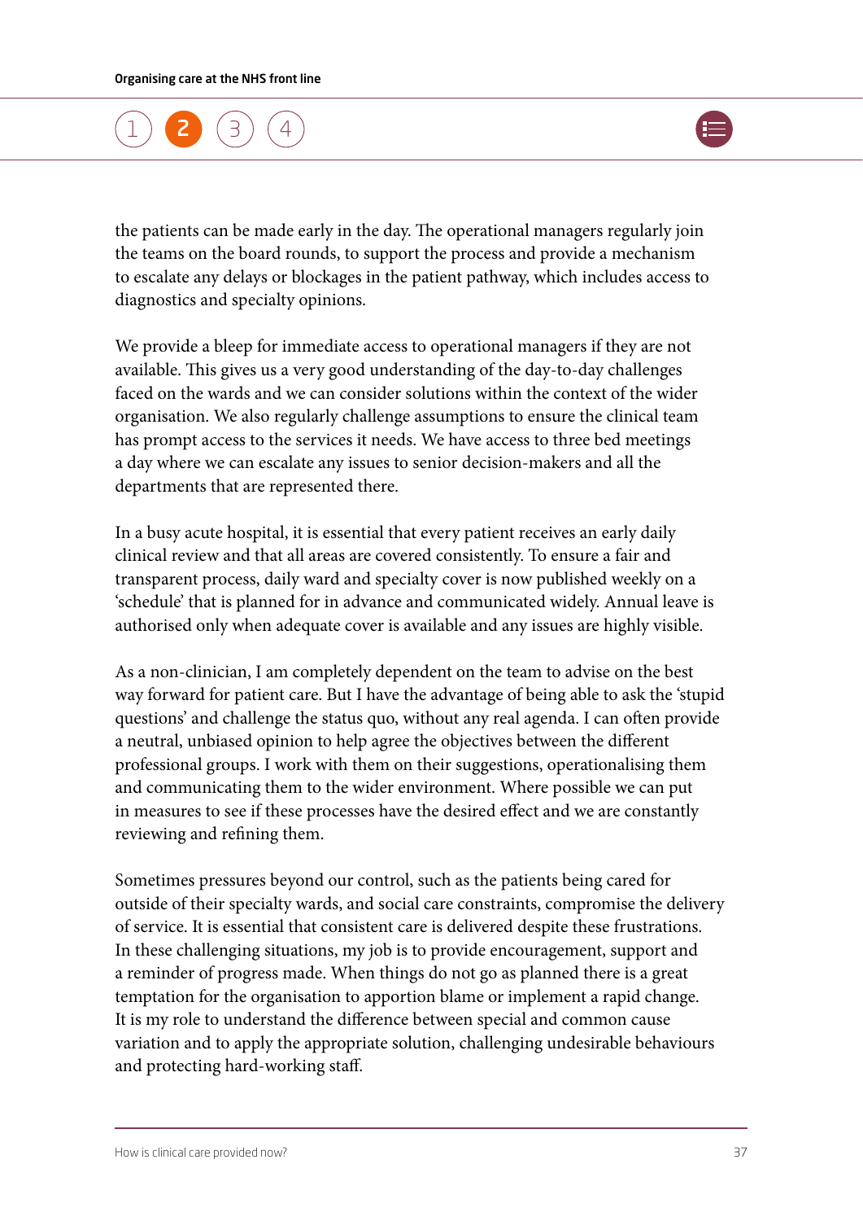the patients can be made early in the day. The operational managers regularly join the teams on the board rounds, to support the process and provide a mechanism to escalate any delays or blockages in the patient pathway, which includes access to diagnostics and specialty opinions.

We provide a bleep for immediate access to operational managers if they are not available. This gives us a very good understanding of the day-to-day challenges faced on the wards and we can consider solutions within the context of the wider organisation. We also regularly challenge assumptions to ensure the clinical team has prompt access to the services it needs. We have access to three bed meetings a day where we can escalate any issues to senior decision-makers and all the departments that are represented there.

In a busy acute hospital, it is essential that every patient receives an early daily clinical review and that all areas are covered consistently. To ensure a fair and transparent process, daily ward and specialty cover is now published weekly on a 'schedule' that is planned for in advance and communicated widely. Annual leave is authorised only when adequate cover is available and any issues are highly visible.

As a non-clinician, I am completely dependent on the team to advise on the best way forward for patient care. But I have the advantage of being able to ask the 'stupid questions' and challenge the status quo, without any real agenda. I can often provide a neutral, unbiased opinion to help agree the objectives between the different professional groups. I work with them on their suggestions, operationalising them and communicating them to the wider environment. Where possible we can put in measures to see if these processes have the desired effect and we are constantly reviewing and refining them.

Sometimes pressures beyond our control, such as the patients being cared for outside of their specialty wards, and social care constraints, compromise the delivery of service. It is essential that consistent care is delivered despite these frustrations. In these challenging situations, my job is to provide encouragement, support and a reminder of progress made. When things do not go as planned there is a great temptation for the organisation to apportion blame or implement a rapid change. It is my role to understand the difference between special and common cause variation and to apply the appropriate solution, challenging undesirable behaviours and protecting hard-working staff.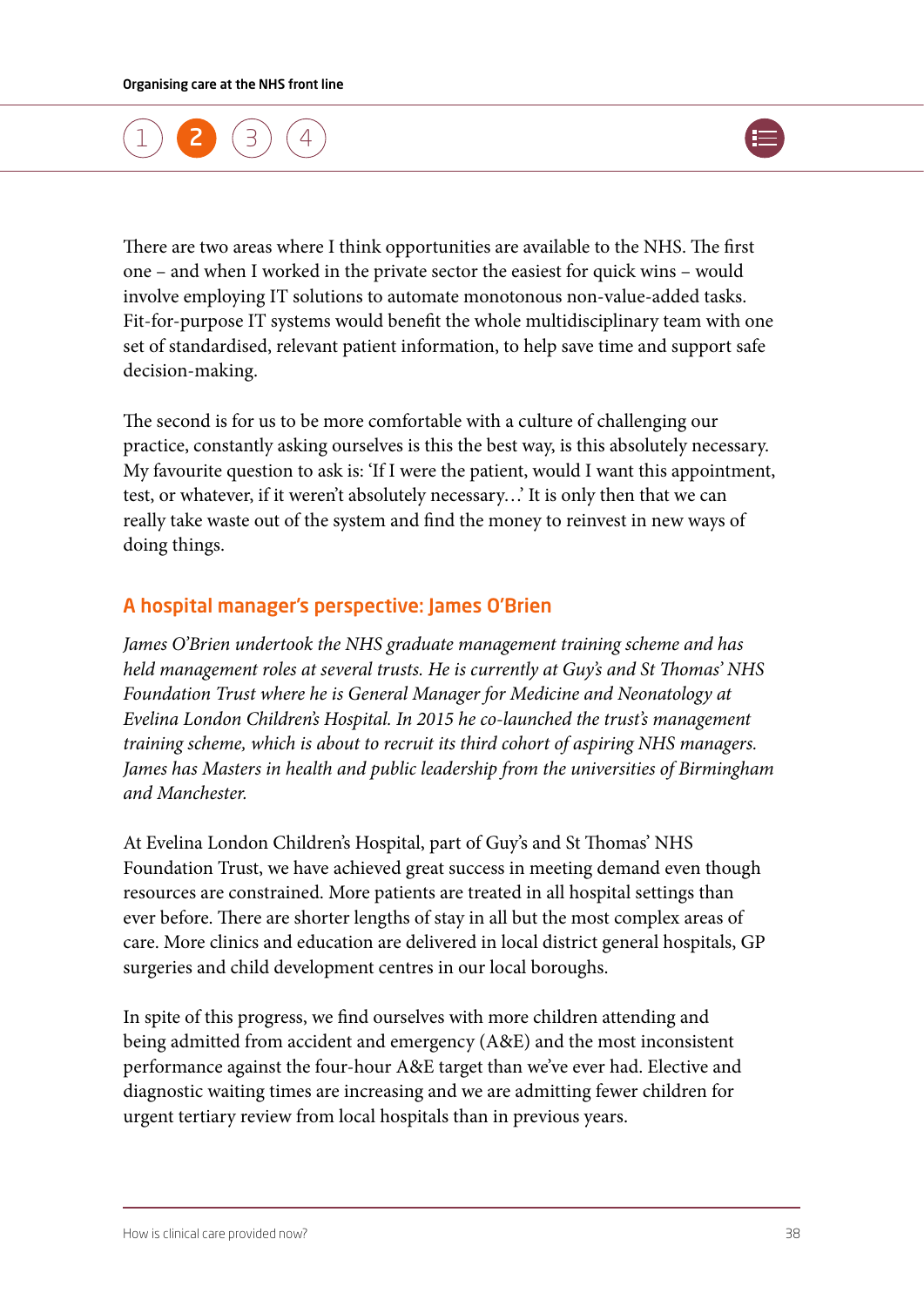There are two areas where I think opportunities are available to the NHS. The first one – and when I worked in the private sector the easiest for quick wins – would involve employing IT solutions to automate monotonous non-value-added tasks. Fit-for-purpose IT systems would benefit the whole multidisciplinary team with one set of standardised, relevant patient information, to help save time and support safe decision-making.

The second is for us to be more comfortable with a culture of challenging our practice, constantly asking ourselves is this the best way, is this absolutely necessary. My favourite question to ask is: 'If I were the patient, would I want this appointment, test, or whatever, if it weren't absolutely necessary…' It is only then that we can really take waste out of the system and find the money to reinvest in new ways of doing things.

## A hospital manager's perspective: James O'Brien

*James O'Brien undertook the NHS graduate management training scheme and has held management roles at several trusts. He is currently at Guy's and St Thomas' NHS Foundation Trust where he is General Manager for Medicine and Neonatology at Evelina London Children's Hospital. In 2015 he co-launched the trust's management training scheme, which is about to recruit its third cohort of aspiring NHS managers. James has Masters in health and public leadership from the universities of Birmingham and Manchester.*

At Evelina London Children's Hospital, part of Guy's and St Thomas' NHS Foundation Trust, we have achieved great success in meeting demand even though resources are constrained. More patients are treated in all hospital settings than ever before. There are shorter lengths of stay in all but the most complex areas of care. More clinics and education are delivered in local district general hospitals, GP surgeries and child development centres in our local boroughs.

In spite of this progress, we find ourselves with more children attending and being admitted from accident and emergency (A&E) and the most inconsistent performance against the four-hour A&E target than we've ever had. Elective and diagnostic waiting times are increasing and we are admitting fewer children for urgent tertiary review from local hospitals than in previous years.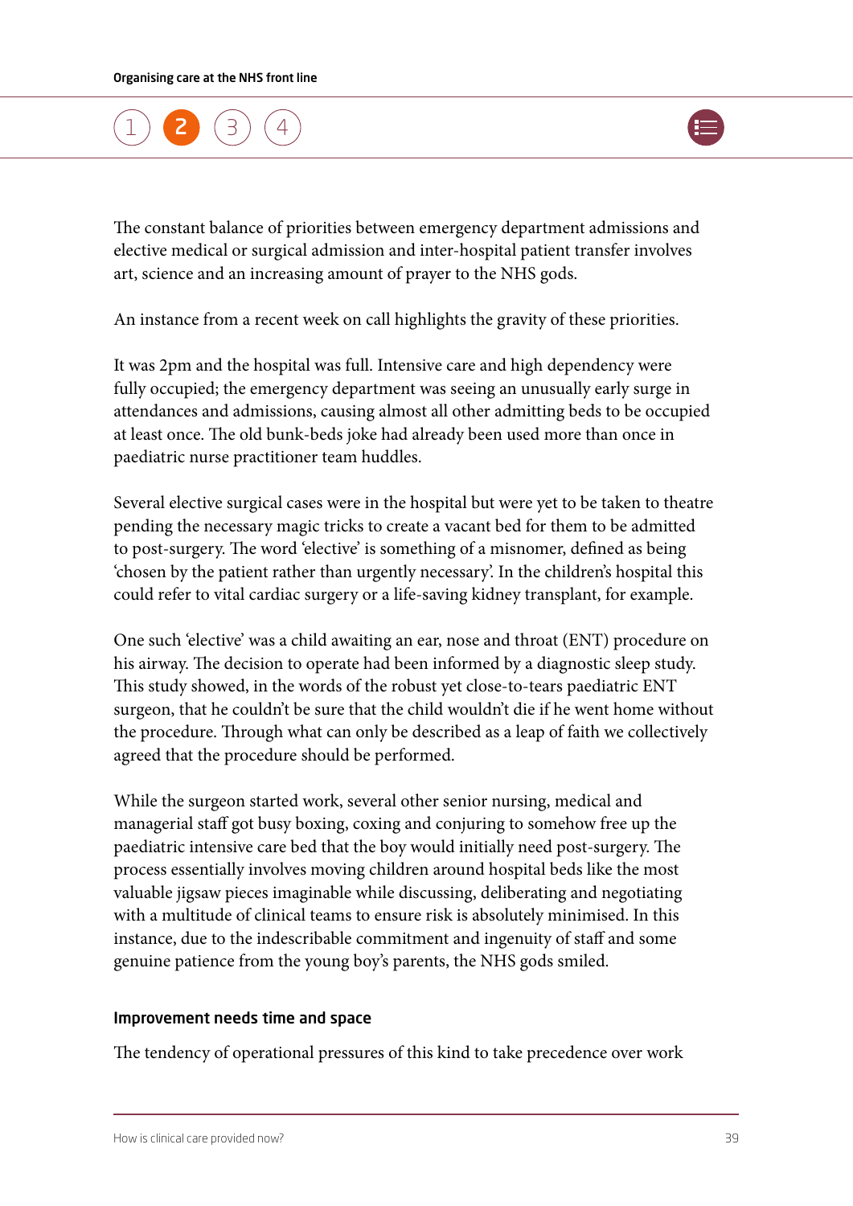The constant balance of priorities between emergency department admissions and elective medical or surgical admission and inter-hospital patient transfer involves art, science and an increasing amount of prayer to the NHS gods.

An instance from a recent week on call highlights the gravity of these priorities.

It was 2pm and the hospital was full. Intensive care and high dependency were fully occupied; the emergency department was seeing an unusually early surge in attendances and admissions, causing almost all other admitting beds to be occupied at least once. The old bunk-beds joke had already been used more than once in paediatric nurse practitioner team huddles.

Several elective surgical cases were in the hospital but were yet to be taken to theatre pending the necessary magic tricks to create a vacant bed for them to be admitted to post-surgery. The word 'elective' is something of a misnomer, defined as being 'chosen by the patient rather than urgently necessary'. In the children's hospital this could refer to vital cardiac surgery or a life-saving kidney transplant, for example.

One such 'elective' was a child awaiting an ear, nose and throat (ENT) procedure on his airway. The decision to operate had been informed by a diagnostic sleep study. This study showed, in the words of the robust yet close-to-tears paediatric ENT surgeon, that he couldn't be sure that the child wouldn't die if he went home without the procedure. Through what can only be described as a leap of faith we collectively agreed that the procedure should be performed.

While the surgeon started work, several other senior nursing, medical and managerial staff got busy boxing, coxing and conjuring to somehow free up the paediatric intensive care bed that the boy would initially need post-surgery. The process essentially involves moving children around hospital beds like the most valuable jigsaw pieces imaginable while discussing, deliberating and negotiating with a multitude of clinical teams to ensure risk is absolutely minimised. In this instance, due to the indescribable commitment and ingenuity of staff and some genuine patience from the young boy's parents, the NHS gods smiled.

#### Improvement needs time and space

The tendency of operational pressures of this kind to take precedence over work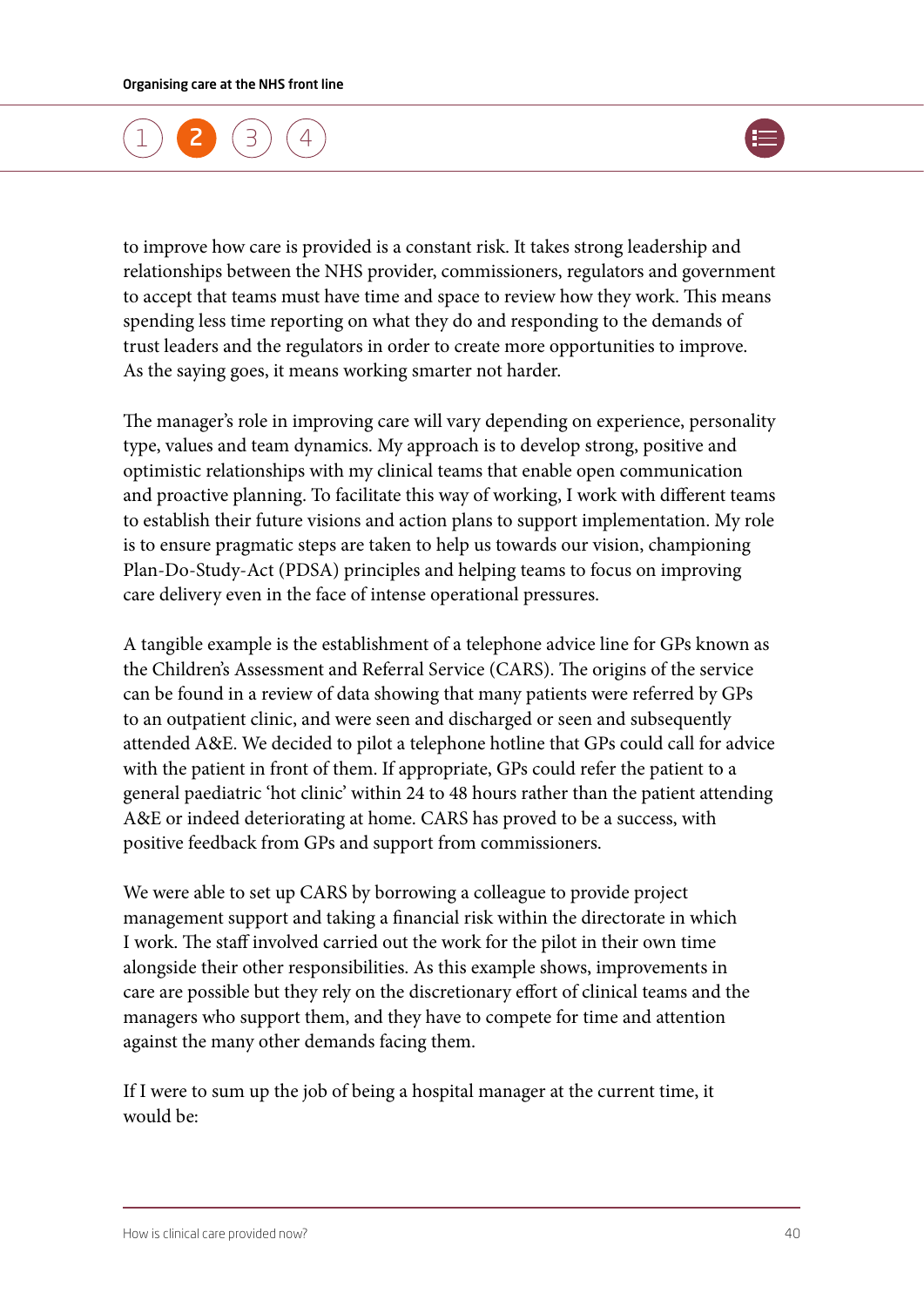to improve how care is provided is a constant risk. It takes strong leadership and relationships between the NHS provider, commissioners, regulators and government to accept that teams must have time and space to review how they work. This means spending less time reporting on what they do and responding to the demands of trust leaders and the regulators in order to create more opportunities to improve. As the saying goes, it means working smarter not harder.

The manager's role in improving care will vary depending on experience, personality type, values and team dynamics. My approach is to develop strong, positive and optimistic relationships with my clinical teams that enable open communication and proactive planning. To facilitate this way of working, I work with different teams to establish their future visions and action plans to support implementation. My role is to ensure pragmatic steps are taken to help us towards our vision, championing Plan-Do-Study-Act (PDSA) principles and helping teams to focus on improving care delivery even in the face of intense operational pressures.

A tangible example is the establishment of a telephone advice line for GPs known as the Children's Assessment and Referral Service (CARS). The origins of the service can be found in a review of data showing that many patients were referred by GPs to an outpatient clinic, and were seen and discharged or seen and subsequently attended A&E. We decided to pilot a telephone hotline that GPs could call for advice with the patient in front of them. If appropriate, GPs could refer the patient to a general paediatric 'hot clinic' within 24 to 48 hours rather than the patient attending A&E or indeed deteriorating at home. CARS has proved to be a success, with positive feedback from GPs and support from commissioners.

We were able to set up CARS by borrowing a colleague to provide project management support and taking a financial risk within the directorate in which I work. The staff involved carried out the work for the pilot in their own time alongside their other responsibilities. As this example shows, improvements in care are possible but they rely on the discretionary effort of clinical teams and the managers who support them, and they have to compete for time and attention against the many other demands facing them.

If I were to sum up the job of being a hospital manager at the current time, it would be: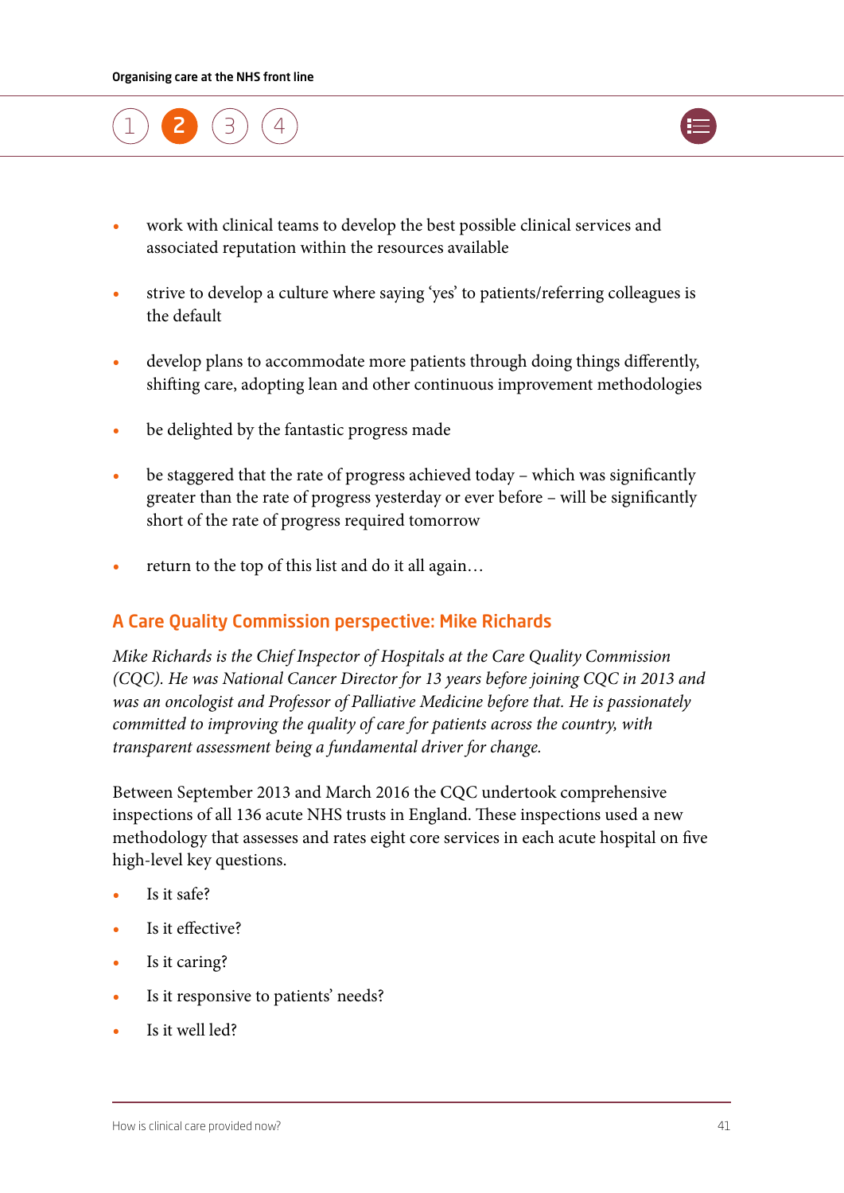- work with clinical teams to develop the best possible clinical services and associated reputation within the resources available
- strive to develop a culture where saying 'yes' to patients/referring colleagues is the default
- develop plans to accommodate more patients through doing things differently, shifting care, adopting lean and other continuous improvement methodologies
- be delighted by the fantastic progress made
- be staggered that the rate of progress achieved today – which was significantly greater than the rate of progress yesterday or ever before – will be significantly short of the rate of progress required tomorrow
- return to the top of this list and do it all again…

## A Care Quality Commission perspective: Mike Richards

*Mike Richards is the Chief Inspector of Hospitals at the Care Quality Commission (CQC). He was National Cancer Director for 13 years before joining CQC in 2013 and was an oncologist and Professor of Palliative Medicine before that. He is passionately committed to improving the quality of care for patients across the country, with transparent assessment being a fundamental driver for change.*

Between September 2013 and March 2016 the CQC undertook comprehensive inspections of all 136 acute NHS trusts in England. These inspections used a new methodology that assesses and rates eight core services in each acute hospital on five high-level key questions.

- Is it safe?
- Is it effective?
- Is it caring?
- Is it responsive to patients' needs?
- Is it well led?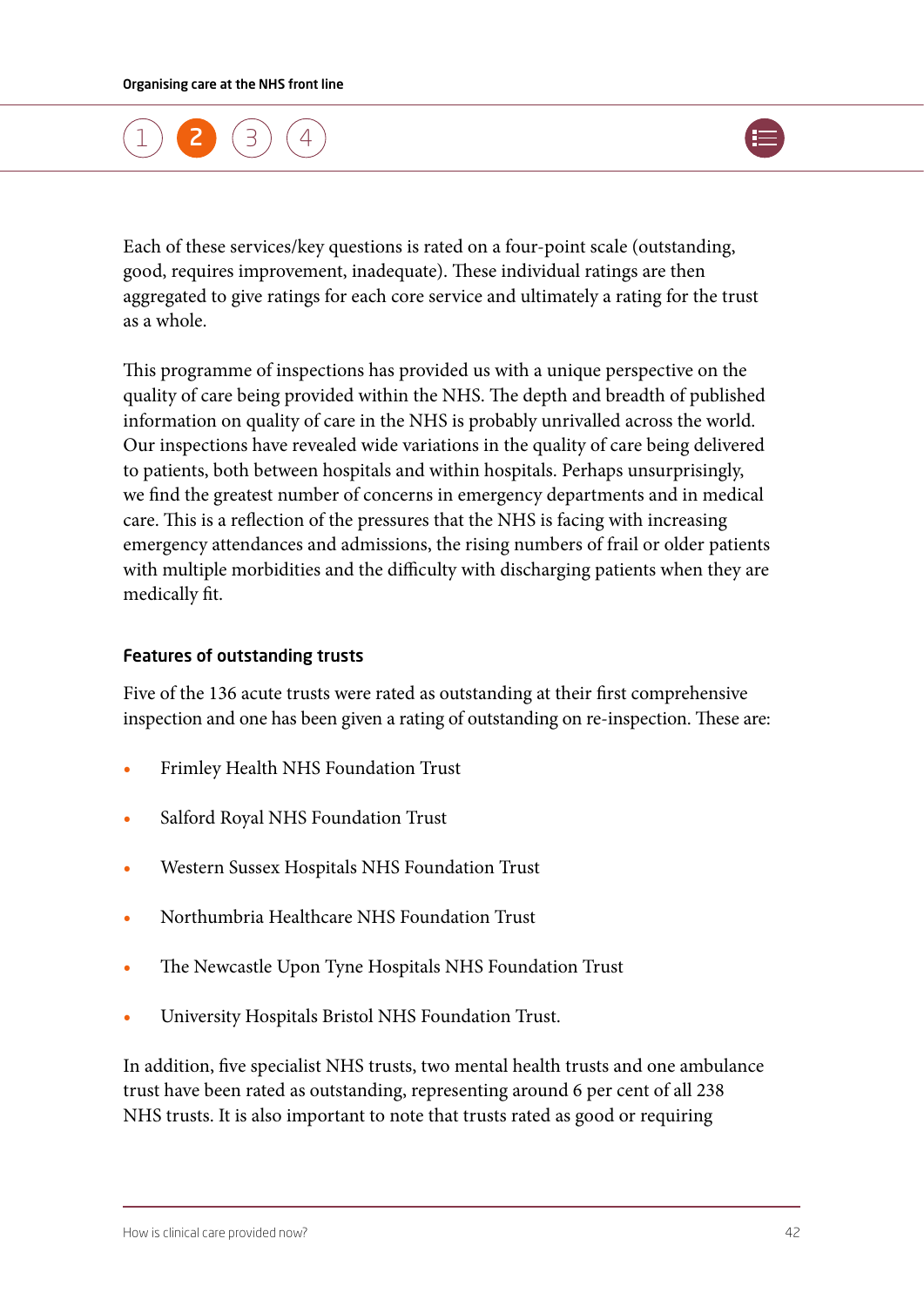Each of these services/key questions is rated on a four-point scale (outstanding, good, requires improvement, inadequate). These individual ratings are then aggregated to give ratings for each core service and ultimately a rating for the trust as a whole.

This programme of inspections has provided us with a unique perspective on the quality of care being provided within the NHS. The depth and breadth of published information on quality of care in the NHS is probably unrivalled across the world. Our inspections have revealed wide variations in the quality of care being delivered to patients, both between hospitals and within hospitals. Perhaps unsurprisingly, we find the greatest number of concerns in emergency departments and in medical care. This is a reflection of the pressures that the NHS is facing with increasing emergency attendances and admissions, the rising numbers of frail or older patients with multiple morbidities and the difficulty with discharging patients when they are medically fit.

### Features of outstanding trusts

Five of the 136 acute trusts were rated as outstanding at their first comprehensive inspection and one has been given a rating of outstanding on re-inspection. These are:

- Frimley Health NHS Foundation Trust
- Salford Royal NHS Foundation Trust
- Western Sussex Hospitals NHS Foundation Trust
- Northumbria Healthcare NHS Foundation Trust
- The Newcastle Upon Tyne Hospitals NHS Foundation Trust
- University Hospitals Bristol NHS Foundation Trust.

In addition, five specialist NHS trusts, two mental health trusts and one ambulance trust have been rated as outstanding, representing around 6 per cent of all 238 NHS trusts. It is also important to note that trusts rated as good or requiring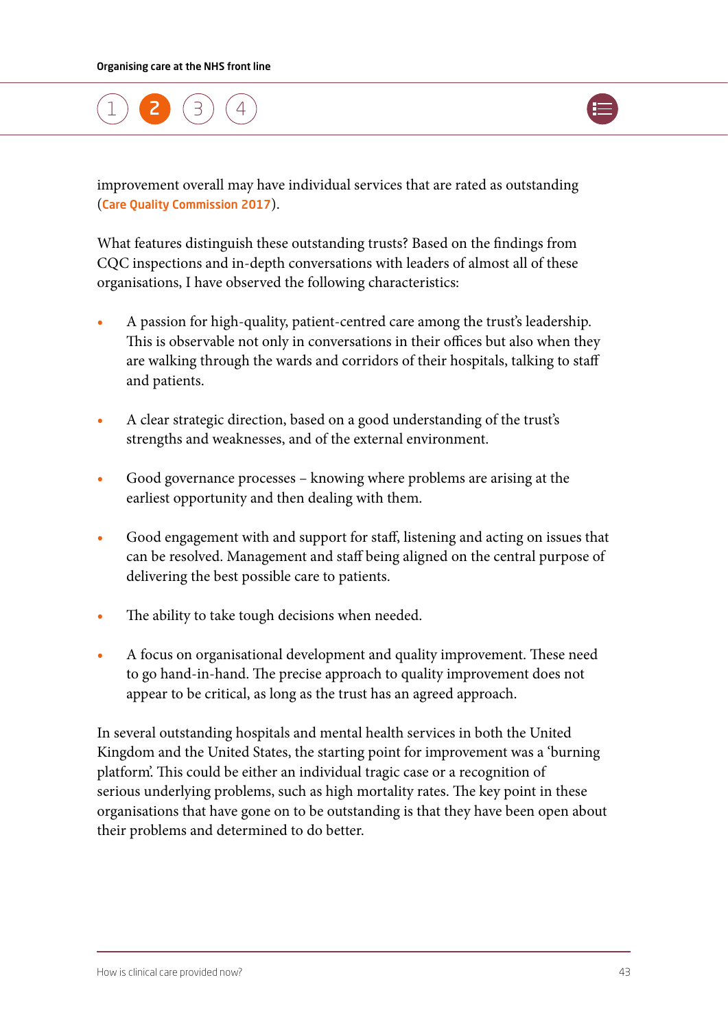improvement overall may have individual services that are rated as outstanding (Care Quality Commission 2017).

What features distinguish these outstanding trusts? Based on the findings from CQC inspections and in-depth conversations with leaders of almost all of these organisations, I have observed the following characteristics:

- A passion for high-quality, patient-centred care among the trust's leadership. This is observable not only in conversations in their offices but also when they are walking through the wards and corridors of their hospitals, talking to staff and patients.
- A clear strategic direction, based on a good understanding of the trust's strengths and weaknesses, and of the external environment.
- Good governance processes – knowing where problems are arising at the earliest opportunity and then dealing with them.
- Good engagement with and support for staff, listening and acting on issues that can be resolved. Management and staff being aligned on the central purpose of delivering the best possible care to patients.
- The ability to take tough decisions when needed.
- A focus on organisational development and quality improvement. These need to go hand-in-hand. The precise approach to quality improvement does not appear to be critical, as long as the trust has an agreed approach.

In several outstanding hospitals and mental health services in both the United Kingdom and the United States, the starting point for improvement was a 'burning platform'. This could be either an individual tragic case or a recognition of serious underlying problems, such as high mortality rates. The key point in these organisations that have gone on to be outstanding is that they have been open about their problems and determined to do better.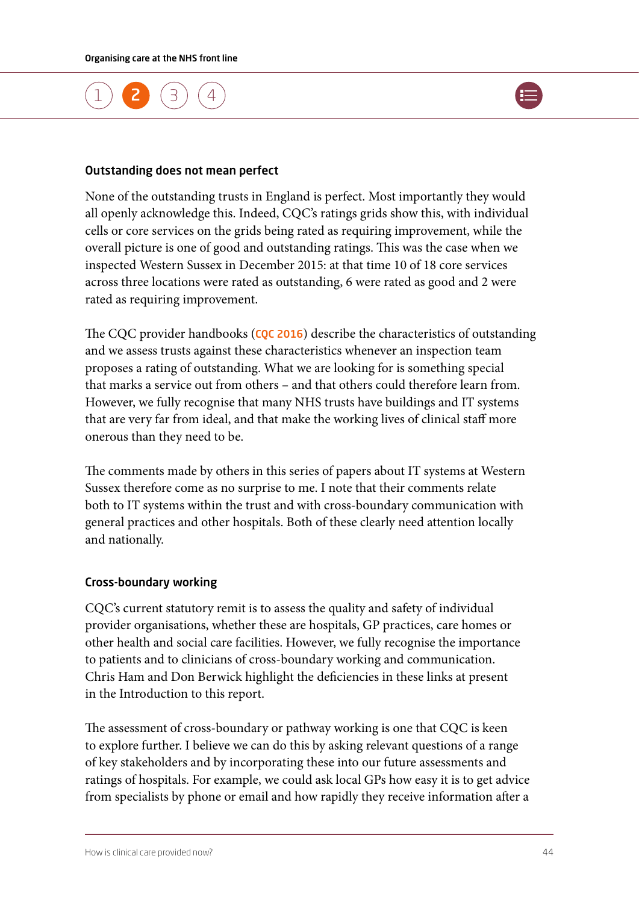### Outstanding does not mean perfect

None of the outstanding trusts in England is perfect. Most importantly they would all openly acknowledge this. Indeed, CQC's ratings grids show this, with individual cells or core services on the grids being rated as requiring improvement, while the overall picture is one of good and outstanding ratings. This was the case when we inspected Western Sussex in December 2015: at that time 10 of 18 core services across three locations were rated as outstanding, 6 were rated as good and 2 were rated as requiring improvement.

The CQC provider handbooks (CQC 2016) describe the characteristics of outstanding and we assess trusts against these characteristics whenever an inspection team proposes a rating of outstanding. What we are looking for is something special that marks a service out from others – and that others could therefore learn from. However, we fully recognise that many NHS trusts have buildings and IT systems that are very far from ideal, and that make the working lives of clinical staff more onerous than they need to be.

The comments made by others in this series of papers about IT systems at Western Sussex therefore come as no surprise to me. I note that their comments relate both to IT systems within the trust and with cross-boundary communication with general practices and other hospitals. Both of these clearly need attention locally and nationally.

### Cross-boundary working

CQC's current statutory remit is to assess the quality and safety of individual provider organisations, whether these are hospitals, GP practices, care homes or other health and social care facilities. However, we fully recognise the importance to patients and to clinicians of cross-boundary working and communication. Chris Ham and Don Berwick highlight the deficiencies in these links at present in the Introduction to this report.

The assessment of cross-boundary or pathway working is one that CQC is keen to explore further. I believe we can do this by asking relevant questions of a range of key stakeholders and by incorporating these into our future assessments and ratings of hospitals. For example, we could ask local GPs how easy it is to get advice from specialists by phone or email and how rapidly they receive information after a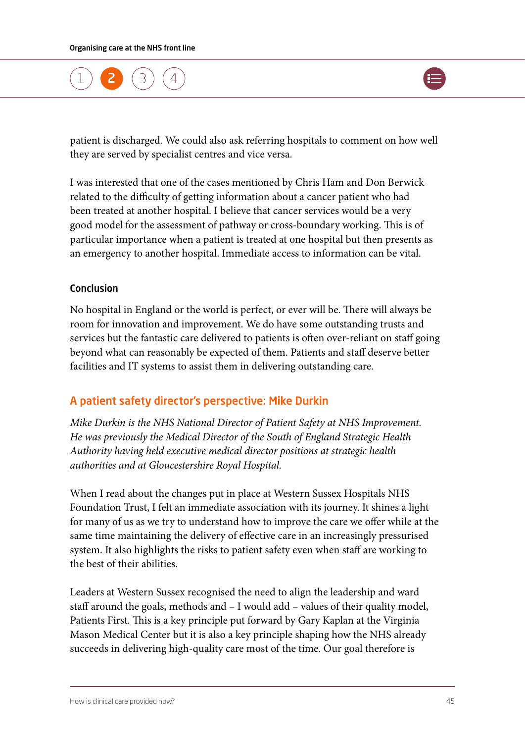patient is discharged. We could also ask referring hospitals to comment on how well they are served by specialist centres and vice versa.

I was interested that one of the cases mentioned by Chris Ham and Don Berwick related to the difficulty of getting information about a cancer patient who had been treated at another hospital. I believe that cancer services would be a very good model for the assessment of pathway or cross-boundary working. This is of particular importance when a patient is treated at one hospital but then presents as an emergency to another hospital. Immediate access to information can be vital.

#### Conclusion

No hospital in England or the world is perfect, or ever will be. There will always be room for innovation and improvement. We do have some outstanding trusts and services but the fantastic care delivered to patients is often over-reliant on staff going beyond what can reasonably be expected of them. Patients and staff deserve better facilities and IT systems to assist them in delivering outstanding care.

### A patient safety director's perspective: Mike Durkin

*Mike Durkin is the NHS National Director of Patient Safety at NHS Improvement. He was previously the Medical Director of the South of England Strategic Health Authority having held executive medical director positions at strategic health authorities and at Gloucestershire Royal Hospital.*

When I read about the changes put in place at Western Sussex Hospitals NHS Foundation Trust, I felt an immediate association with its journey. It shines a light for many of us as we try to understand how to improve the care we offer while at the same time maintaining the delivery of effective care in an increasingly pressurised system. It also highlights the risks to patient safety even when staff are working to the best of their abilities.

Leaders at Western Sussex recognised the need to align the leadership and ward staff around the goals, methods and – I would add – values of their quality model, Patients First. This is a key principle put forward by Gary Kaplan at the Virginia Mason Medical Center but it is also a key principle shaping how the NHS already succeeds in delivering high-quality care most of the time. Our goal therefore is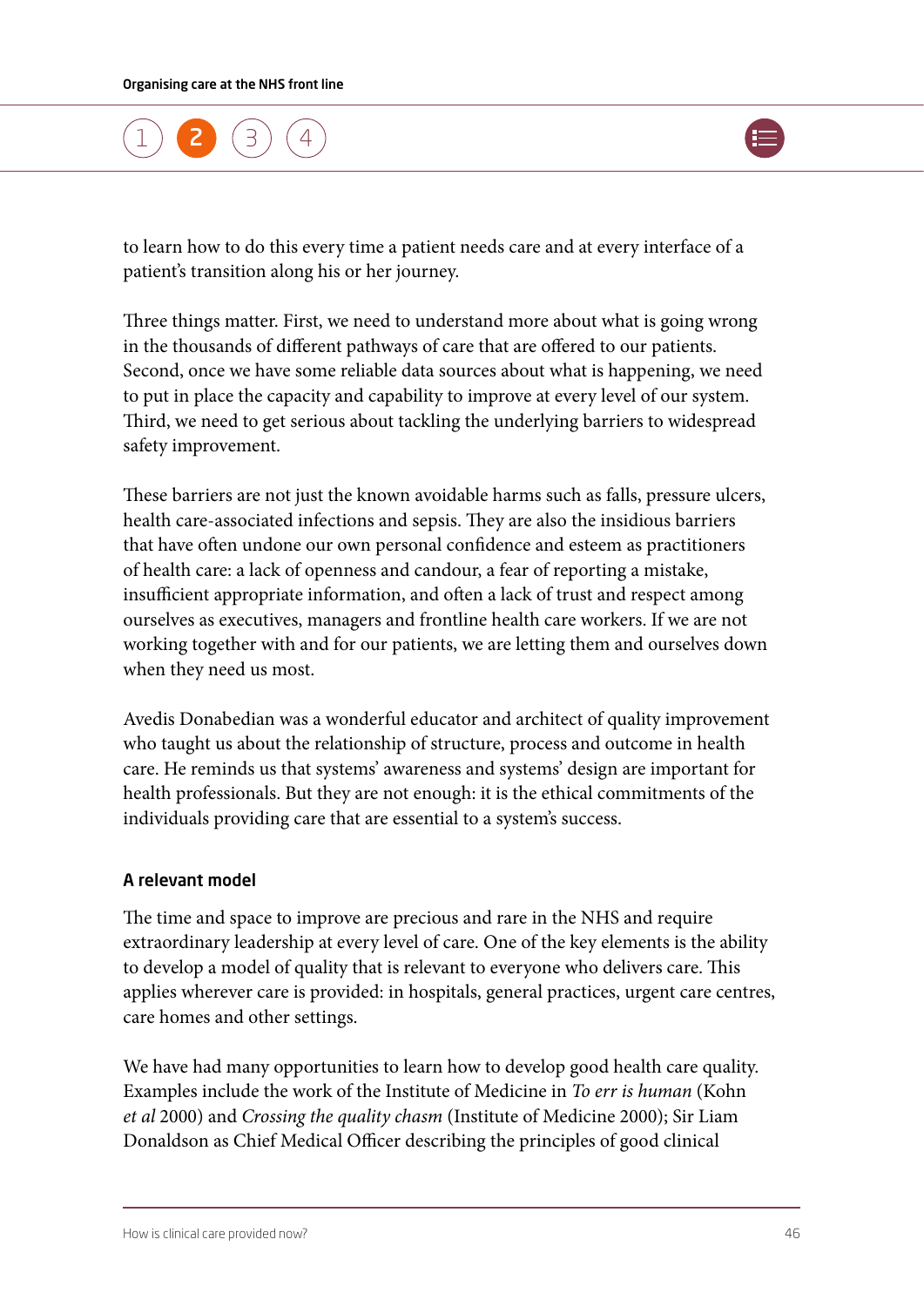to learn how to do this every time a patient needs care and at every interface of a patient's transition along his or her journey.

Three things matter. First, we need to understand more about what is going wrong in the thousands of different pathways of care that are offered to our patients. Second, once we have some reliable data sources about what is happening, we need to put in place the capacity and capability to improve at every level of our system. Third, we need to get serious about tackling the underlying barriers to widespread safety improvement.

These barriers are not just the known avoidable harms such as falls, pressure ulcers, health care-associated infections and sepsis. They are also the insidious barriers that have often undone our own personal confidence and esteem as practitioners of health care: a lack of openness and candour, a fear of reporting a mistake, insufficient appropriate information, and often a lack of trust and respect among ourselves as executives, managers and frontline health care workers. If we are not working together with and for our patients, we are letting them and ourselves down when they need us most.

Avedis Donabedian was a wonderful educator and architect of quality improvement who taught us about the relationship of structure, process and outcome in health care. He reminds us that systems' awareness and systems' design are important for health professionals. But they are not enough: it is the ethical commitments of the individuals providing care that are essential to a system's success.

### A relevant model

The time and space to improve are precious and rare in the NHS and require extraordinary leadership at every level of care. One of the key elements is the ability to develop a model of quality that is relevant to everyone who delivers care. This applies wherever care is provided: in hospitals, general practices, urgent care centres, care homes and other settings.

We have had many opportunities to learn how to develop good health care quality. Examples include the work of the Institute of Medicine in *To err is human* (Kohn *et al* 2000) and *Crossing the quality chasm* (Institute of Medicine 2000); Sir Liam Donaldson as Chief Medical Officer describing the principles of good clinical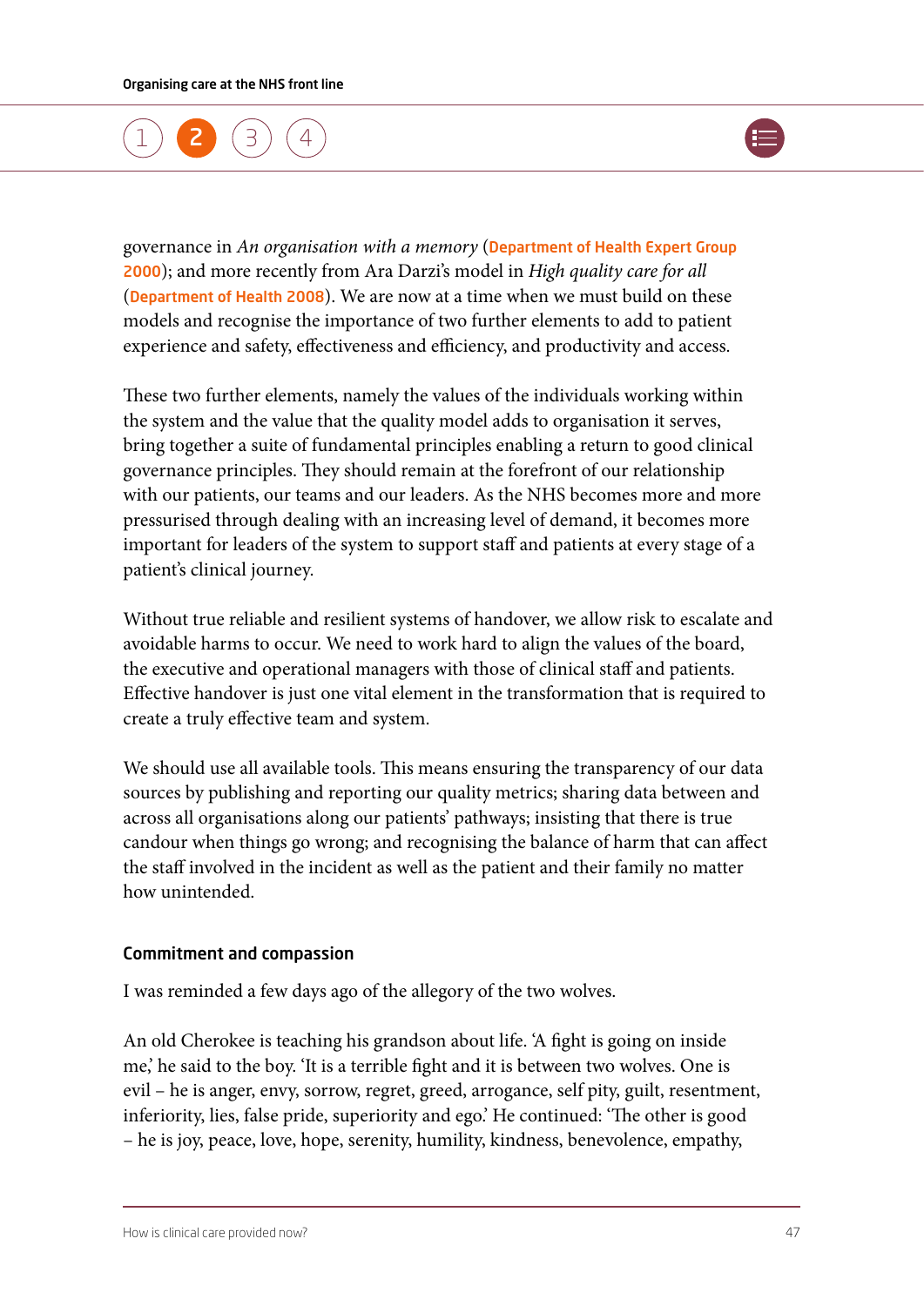governance in *An organisation with a memory* (Department of Health Expert Group 2000); and more recently from Ara Darzi's model in *High quality care for all* (Department of Health 2008). We are now at a time when we must build on these models and recognise the importance of two further elements to add to patient experience and safety, effectiveness and efficiency, and productivity and access.

These two further elements, namely the values of the individuals working within the system and the value that the quality model adds to organisation it serves, bring together a suite of fundamental principles enabling a return to good clinical governance principles. They should remain at the forefront of our relationship with our patients, our teams and our leaders. As the NHS becomes more and more pressurised through dealing with an increasing level of demand, it becomes more important for leaders of the system to support staff and patients at every stage of a patient's clinical journey.

Without true reliable and resilient systems of handover, we allow risk to escalate and avoidable harms to occur. We need to work hard to align the values of the board, the executive and operational managers with those of clinical staff and patients. Effective handover is just one vital element in the transformation that is required to create a truly effective team and system.

We should use all available tools. This means ensuring the transparency of our data sources by publishing and reporting our quality metrics; sharing data between and across all organisations along our patients' pathways; insisting that there is true candour when things go wrong; and recognising the balance of harm that can affect the staff involved in the incident as well as the patient and their family no matter how unintended.

### Commitment and compassion

I was reminded a few days ago of the allegory of the two wolves.

An old Cherokee is teaching his grandson about life. 'A fight is going on inside me,' he said to the boy. 'It is a terrible fight and it is between two wolves. One is evil – he is anger, envy, sorrow, regret, greed, arrogance, self pity, guilt, resentment, inferiority, lies, false pride, superiority and ego.' He continued: 'The other is good – he is joy, peace, love, hope, serenity, humility, kindness, benevolence, empathy,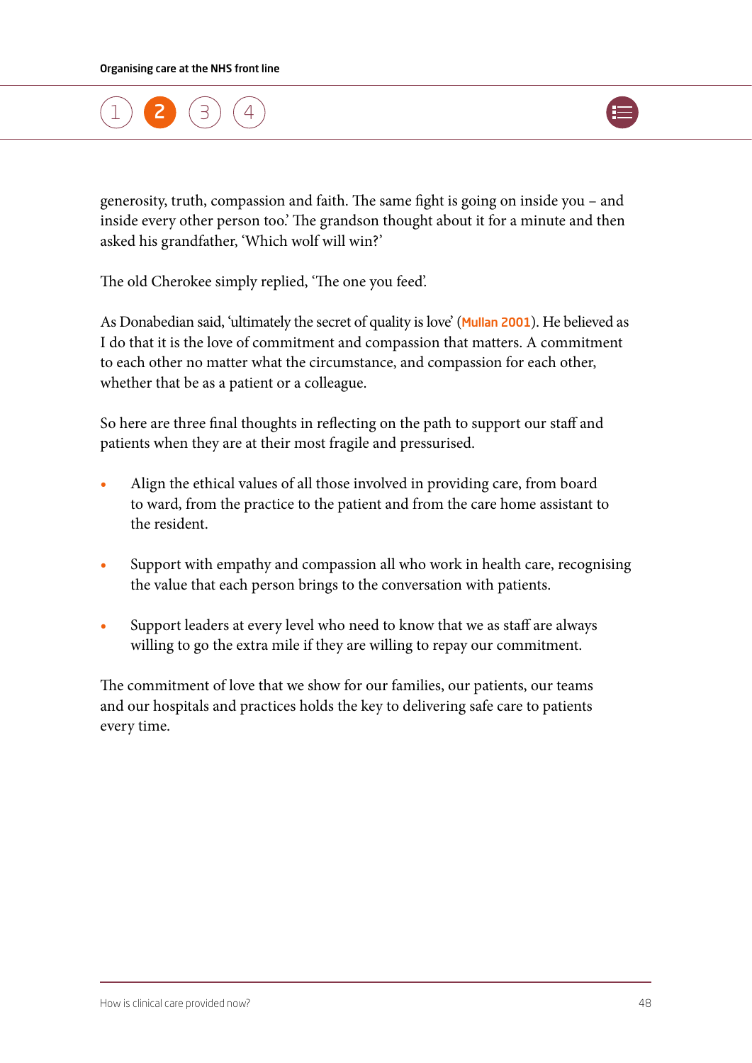generosity, truth, compassion and faith. The same fight is going on inside you – and inside every other person too.' The grandson thought about it for a minute and then asked his grandfather, 'Which wolf will win?'

The old Cherokee simply replied, 'The one you feed'.

As Donabedian said, 'ultimately the secret of quality is love' (Mullan 2001). He believed as I do that it is the love of commitment and compassion that matters. A commitment to each other no matter what the circumstance, and compassion for each other, whether that be as a patient or a colleague.

So here are three final thoughts in reflecting on the path to support our staff and patients when they are at their most fragile and pressurised.

- Align the ethical values of all those involved in providing care, from board to ward, from the practice to the patient and from the care home assistant to the resident.
- Support with empathy and compassion all who work in health care, recognising the value that each person brings to the conversation with patients.
- Support leaders at every level who need to know that we as staff are always willing to go the extra mile if they are willing to repay our commitment.

The commitment of love that we show for our families, our patients, our teams and our hospitals and practices holds the key to delivering safe care to patients every time.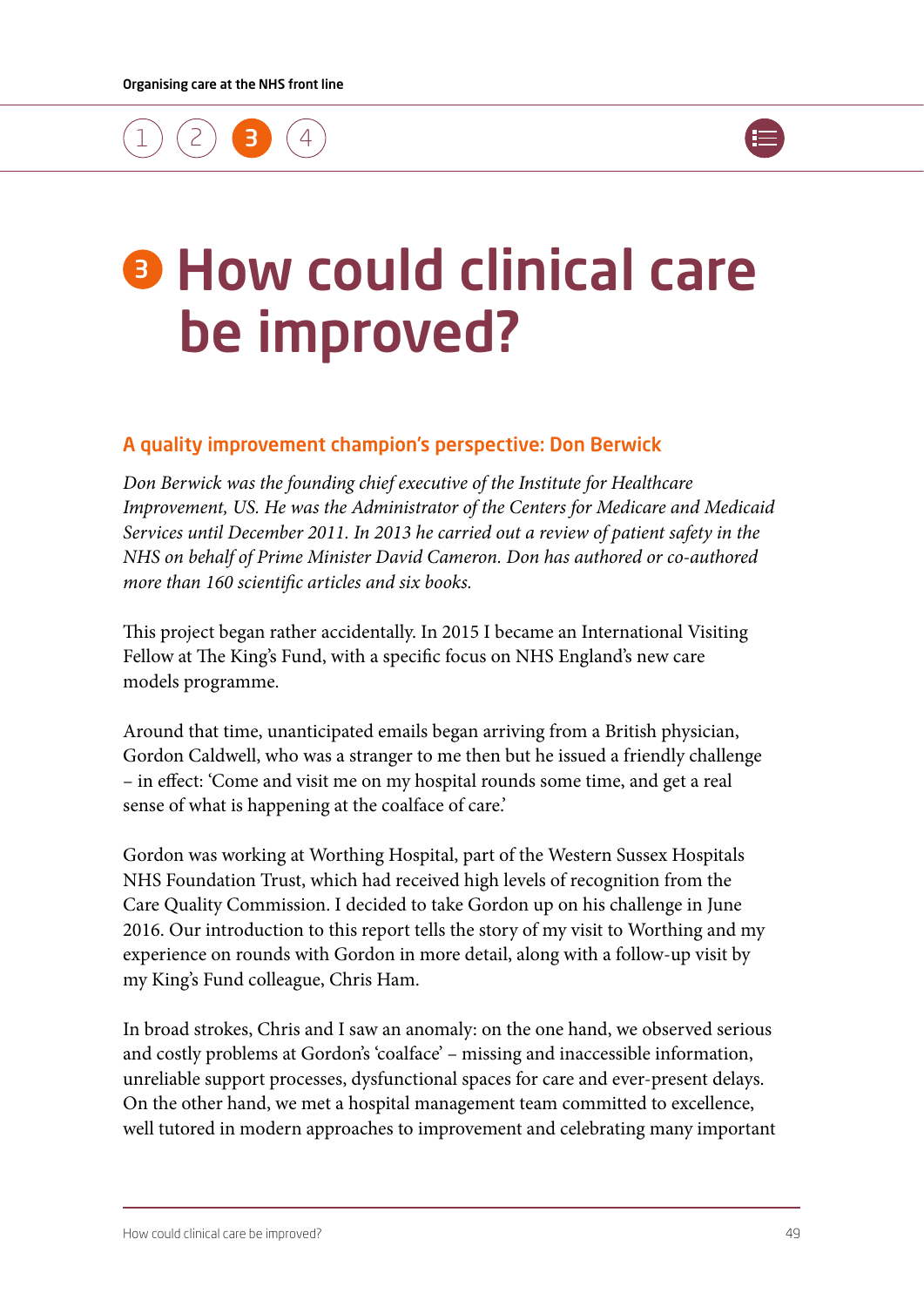# 3 How could clinical care be improved?

## A quality improvement champion's perspective: Don Berwick

*Don Berwick was the founding chief executive of the Institute for Healthcare Improvement, US. He was the Administrator of the Centers for Medicare and Medicaid Services until December 2011. In 2013 he carried out a review of patient safety in the NHS on behalf of Prime Minister David Cameron. Don has authored or co-authored more than 160 scientific articles and six books.*

This project began rather accidentally. In 2015 I became an International Visiting Fellow at The King's Fund, with a specific focus on NHS England's new care models programme.

Around that time, unanticipated emails began arriving from a British physician, Gordon Caldwell, who was a stranger to me then but he issued a friendly challenge – in effect: 'Come and visit me on my hospital rounds some time, and get a real sense of what is happening at the coalface of care.'

Gordon was working at Worthing Hospital, part of the Western Sussex Hospitals NHS Foundation Trust, which had received high levels of recognition from the Care Quality Commission. I decided to take Gordon up on his challenge in June 2016. Our introduction to this report tells the story of my visit to Worthing and my experience on rounds with Gordon in more detail, along with a follow-up visit by my King's Fund colleague, Chris Ham.

In broad strokes, Chris and I saw an anomaly: on the one hand, we observed serious and costly problems at Gordon's 'coalface' – missing and inaccessible information, unreliable support processes, dysfunctional spaces for care and ever-present delays. On the other hand, we met a hospital management team committed to excellence, well tutored in modern approaches to improvement and celebrating many important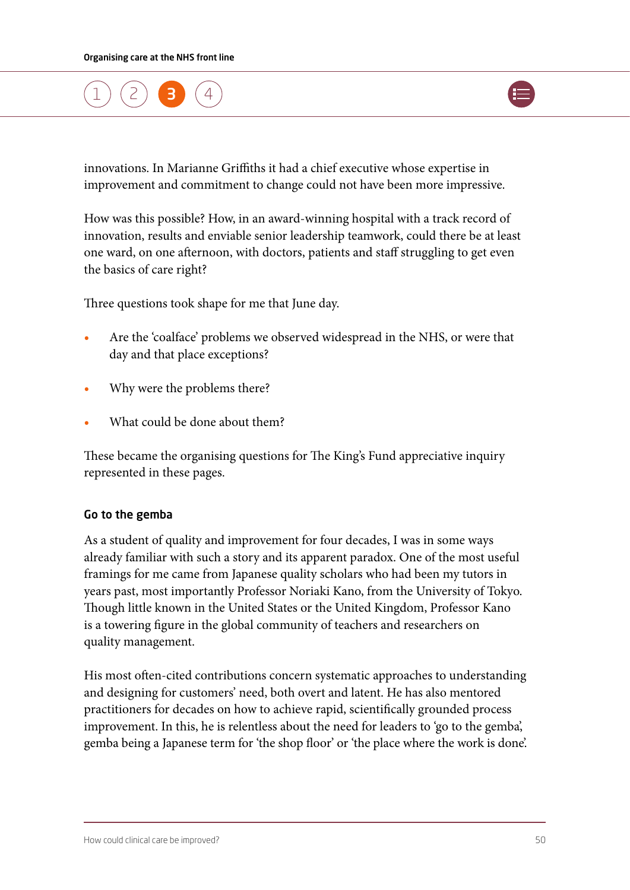innovations. In Marianne Griffiths it had a chief executive whose expertise in improvement and commitment to change could not have been more impressive.

How was this possible? How, in an award-winning hospital with a track record of innovation, results and enviable senior leadership teamwork, could there be at least one ward, on one afternoon, with doctors, patients and staff struggling to get even the basics of care right?

Three questions took shape for me that June day.

- Are the 'coalface' problems we observed widespread in the NHS, or were that day and that place exceptions?
- Why were the problems there?
- What could be done about them?

These became the organising questions for The King's Fund appreciative inquiry represented in these pages.

### Go to the gemba

As a student of quality and improvement for four decades, I was in some ways already familiar with such a story and its apparent paradox. One of the most useful framings for me came from Japanese quality scholars who had been my tutors in years past, most importantly Professor Noriaki Kano, from the University of Tokyo. Though little known in the United States or the United Kingdom, Professor Kano is a towering figure in the global community of teachers and researchers on quality management.

His most often-cited contributions concern systematic approaches to understanding and designing for customers' need, both overt and latent. He has also mentored practitioners for decades on how to achieve rapid, scientifically grounded process improvement. In this, he is relentless about the need for leaders to 'go to the gemba', gemba being a Japanese term for 'the shop floor' or 'the place where the work is done'.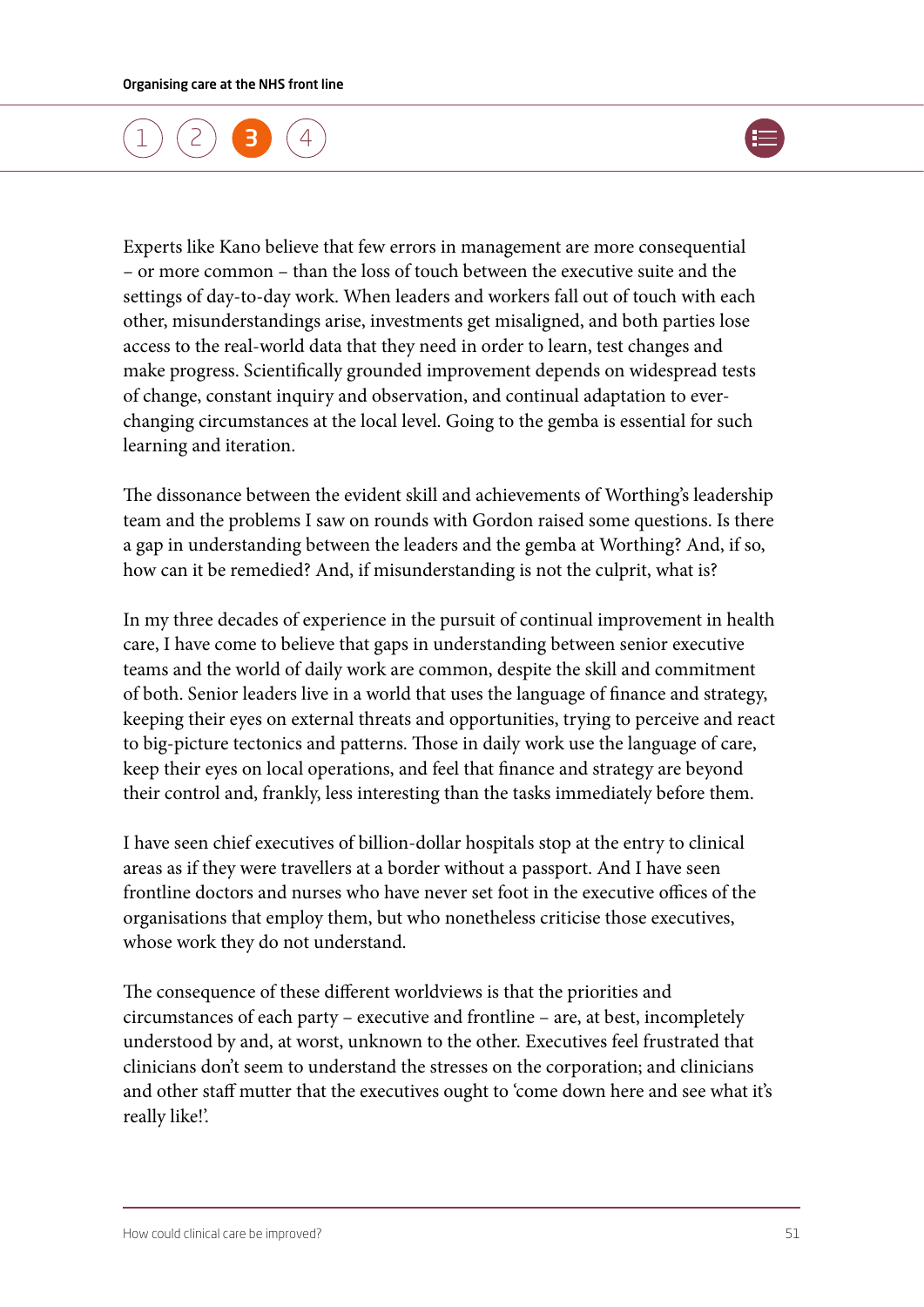Experts like Kano believe that few errors in management are more consequential – or more common – than the loss of touch between the executive suite and the settings of day-to-day work. When leaders and workers fall out of touch with each other, misunderstandings arise, investments get misaligned, and both parties lose access to the real-world data that they need in order to learn, test changes and make progress. Scientifically grounded improvement depends on widespread tests of change, constant inquiry and observation, and continual adaptation to ever-changing circumstances at the local level. Going to the gemba is essential for such learning and iteration.

The dissonance between the evident skill and achievements of Worthing's leadership team and the problems I saw on rounds with Gordon raised some questions. Is there a gap in understanding between the leaders and the gemba at Worthing? And, if so, how can it be remedied? And, if misunderstanding is not the culprit, what is?

In my three decades of experience in the pursuit of continual improvement in health care, I have come to believe that gaps in understanding between senior executive teams and the world of daily work are common, despite the skill and commitment of both. Senior leaders live in a world that uses the language of finance and strategy, keeping their eyes on external threats and opportunities, trying to perceive and react to big-picture tectonics and patterns. Those in daily work use the language of care, keep their eyes on local operations, and feel that finance and strategy are beyond their control and, frankly, less interesting than the tasks immediately before them.

I have seen chief executives of billion-dollar hospitals stop at the entry to clinical areas as if they were travellers at a border without a passport. And I have seen frontline doctors and nurses who have never set foot in the executive offices of the organisations that employ them, but who nonetheless criticise those executives, whose work they do not understand.

The consequence of these different worldviews is that the priorities and circumstances of each party – executive and frontline – are, at best, incompletely understood by and, at worst, unknown to the other. Executives feel frustrated that clinicians don't seem to understand the stresses on the corporation; and clinicians and other staff mutter that the executives ought to 'come down here and see what it's really like!'.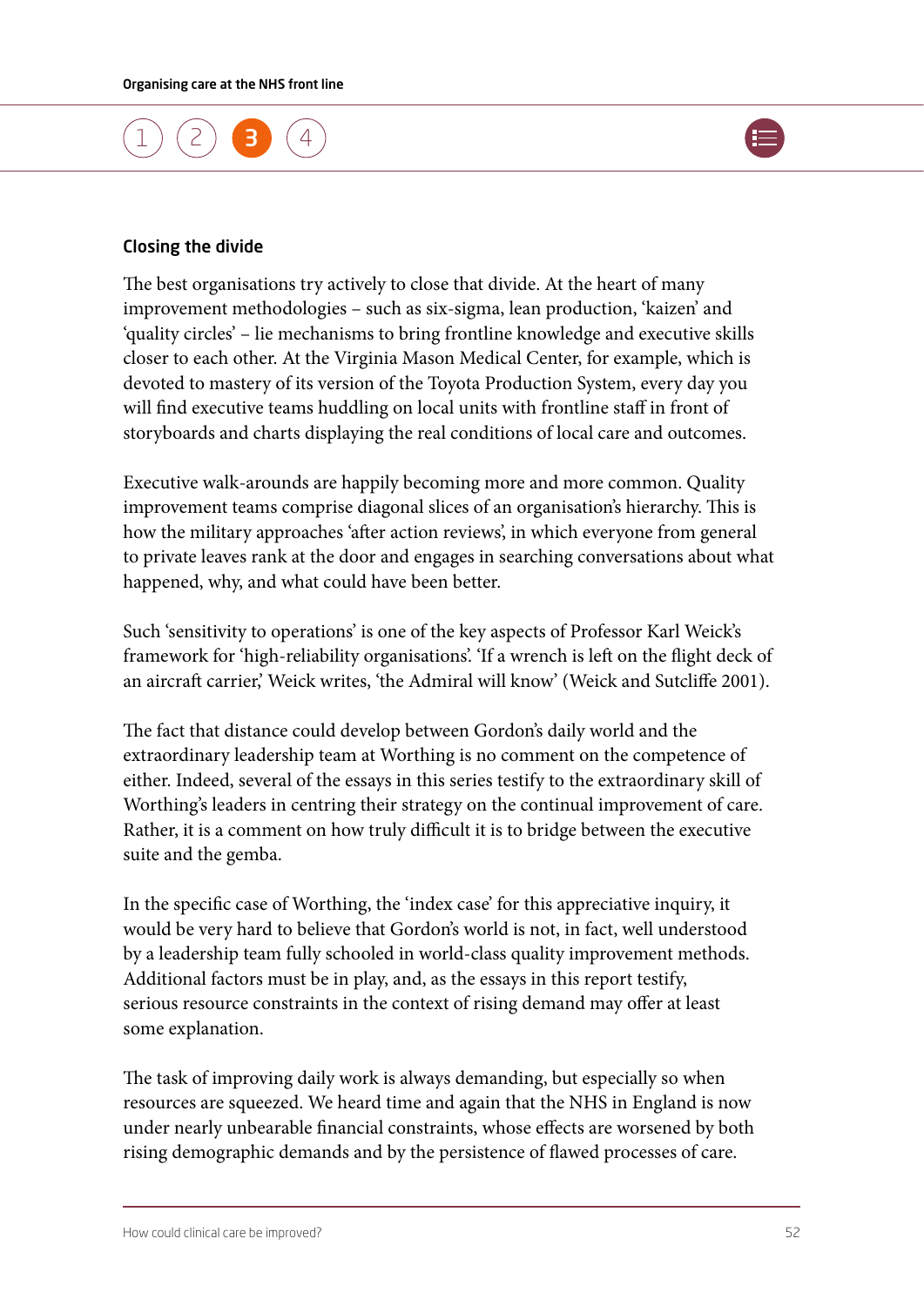### Closing the divide

The best organisations try actively to close that divide. At the heart of many improvement methodologies – such as six-sigma, lean production, 'kaizen' and 'quality circles' – lie mechanisms to bring frontline knowledge and executive skills closer to each other. At the Virginia Mason Medical Center, for example, which is devoted to mastery of its version of the Toyota Production System, every day you will find executive teams huddling on local units with frontline staff in front of storyboards and charts displaying the real conditions of local care and outcomes.

Executive walk-arounds are happily becoming more and more common. Quality improvement teams comprise diagonal slices of an organisation's hierarchy. This is how the military approaches 'after action reviews', in which everyone from general to private leaves rank at the door and engages in searching conversations about what happened, why, and what could have been better.

Such 'sensitivity to operations' is one of the key aspects of Professor Karl Weick's framework for 'high-reliability organisations'. 'If a wrench is left on the flight deck of an aircraft carrier,' Weick writes, 'the Admiral will know' (Weick and Sutcliffe 2001).

The fact that distance could develop between Gordon's daily world and the extraordinary leadership team at Worthing is no comment on the competence of either. Indeed, several of the essays in this series testify to the extraordinary skill of Worthing's leaders in centring their strategy on the continual improvement of care. Rather, it is a comment on how truly difficult it is to bridge between the executive suite and the gemba.

In the specific case of Worthing, the 'index case' for this appreciative inquiry, it would be very hard to believe that Gordon's world is not, in fact, well understood by a leadership team fully schooled in world-class quality improvement methods. Additional factors must be in play, and, as the essays in this report testify, serious resource constraints in the context of rising demand may offer at least some explanation.

The task of improving daily work is always demanding, but especially so when resources are squeezed. We heard time and again that the NHS in England is now under nearly unbearable financial constraints, whose effects are worsened by both rising demographic demands and by the persistence of flawed processes of care.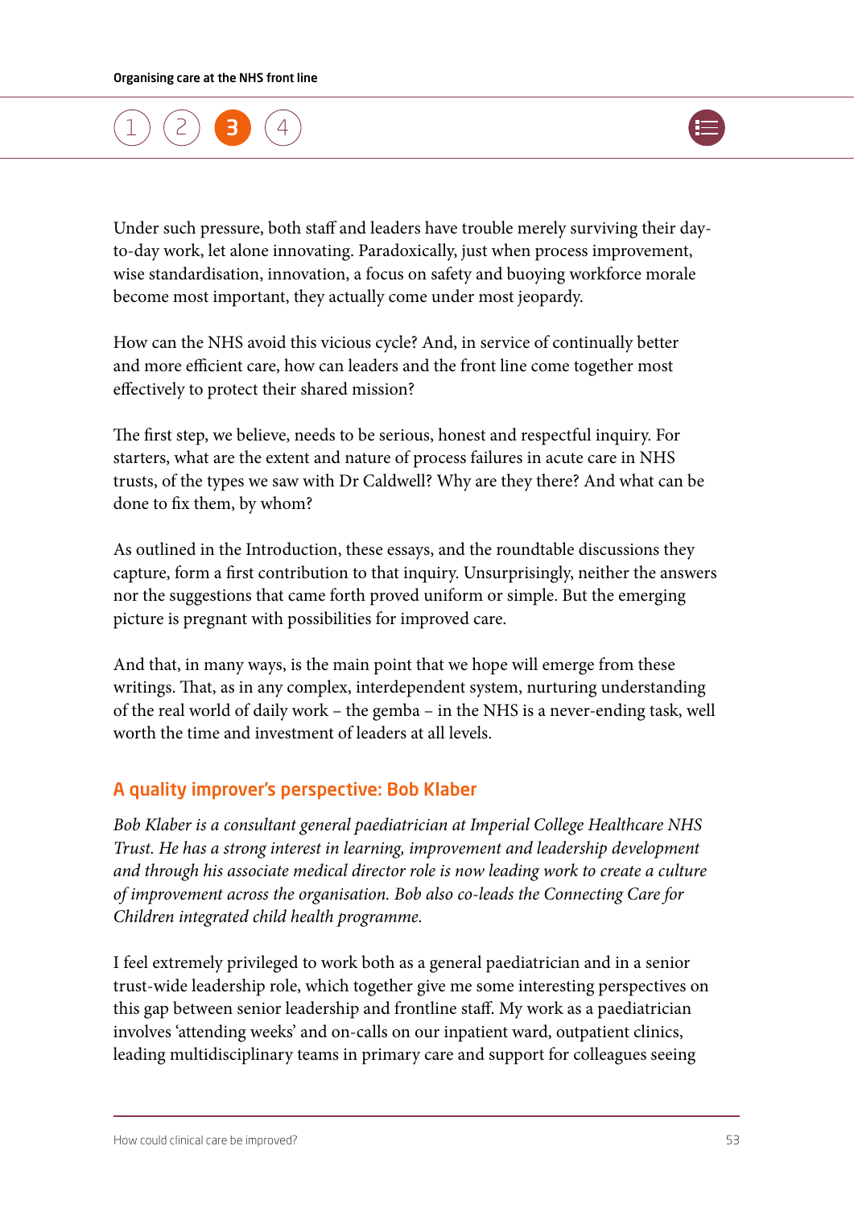Under such pressure, both staff and leaders have trouble merely surviving their day-to-day work, let alone innovating. Paradoxically, just when process improvement, wise standardisation, innovation, a focus on safety and buoying workforce morale become most important, they actually come under most jeopardy.

How can the NHS avoid this vicious cycle? And, in service of continually better and more efficient care, how can leaders and the front line come together most effectively to protect their shared mission?

The first step, we believe, needs to be serious, honest and respectful inquiry. For starters, what are the extent and nature of process failures in acute care in NHS trusts, of the types we saw with Dr Caldwell? Why are they there? And what can be done to fix them, by whom?

As outlined in the Introduction, these essays, and the roundtable discussions they capture, form a first contribution to that inquiry. Unsurprisingly, neither the answers nor the suggestions that came forth proved uniform or simple. But the emerging picture is pregnant with possibilities for improved care.

And that, in many ways, is the main point that we hope will emerge from these writings. That, as in any complex, interdependent system, nurturing understanding of the real world of daily work – the gemba – in the NHS is a never-ending task, well worth the time and investment of leaders at all levels.

## A quality improver's perspective: Bob Klaber

*Bob Klaber is a consultant general paediatrician at Imperial College Healthcare NHS Trust. He has a strong interest in learning, improvement and leadership development and through his associate medical director role is now leading work to create a culture of improvement across the organisation. Bob also co-leads the Connecting Care for Children integrated child health programme.*

I feel extremely privileged to work both as a general paediatrician and in a senior trust-wide leadership role, which together give me some interesting perspectives on this gap between senior leadership and frontline staff. My work as a paediatrician involves 'attending weeks' and on-calls on our inpatient ward, outpatient clinics, leading multidisciplinary teams in primary care and support for colleagues seeing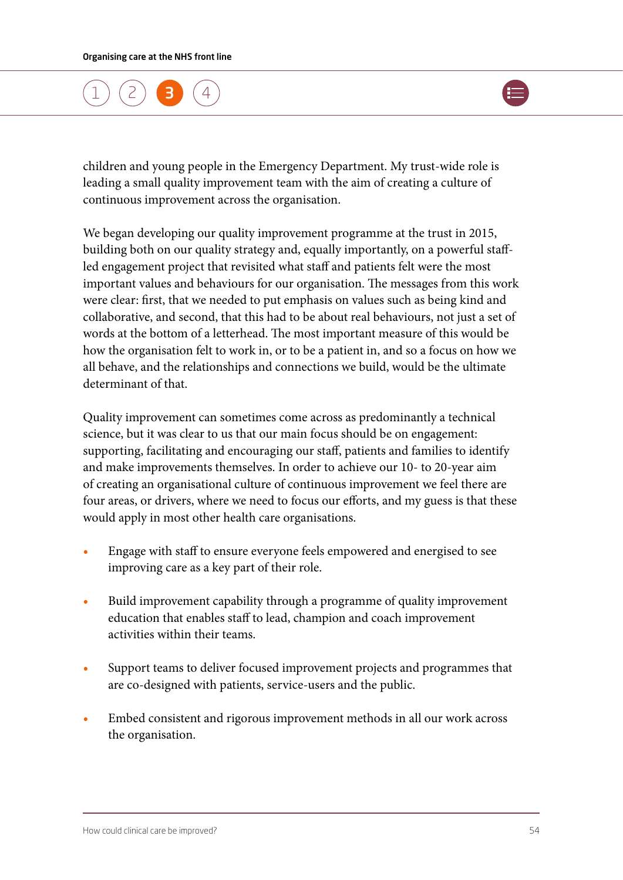children and young people in the Emergency Department. My trust-wide role is leading a small quality improvement team with the aim of creating a culture of continuous improvement across the organisation.

We began developing our quality improvement programme at the trust in 2015, building both on our quality strategy and, equally importantly, on a powerful staff-led engagement project that revisited what staff and patients felt were the most important values and behaviours for our organisation. The messages from this work were clear: first, that we needed to put emphasis on values such as being kind and collaborative, and second, that this had to be about real behaviours, not just a set of words at the bottom of a letterhead. The most important measure of this would be how the organisation felt to work in, or to be a patient in, and so a focus on how we all behave, and the relationships and connections we build, would be the ultimate determinant of that.

Quality improvement can sometimes come across as predominantly a technical science, but it was clear to us that our main focus should be on engagement: supporting, facilitating and encouraging our staff, patients and families to identify and make improvements themselves. In order to achieve our 10- to 20-year aim of creating an organisational culture of continuous improvement we feel there are four areas, or drivers, where we need to focus our efforts, and my guess is that these would apply in most other health care organisations.

- Engage with staff to ensure everyone feels empowered and energised to see improving care as a key part of their role.
- Build improvement capability through a programme of quality improvement education that enables staff to lead, champion and coach improvement activities within their teams.
- Support teams to deliver focused improvement projects and programmes that are co-designed with patients, service-users and the public.
- Embed consistent and rigorous improvement methods in all our work across the organisation.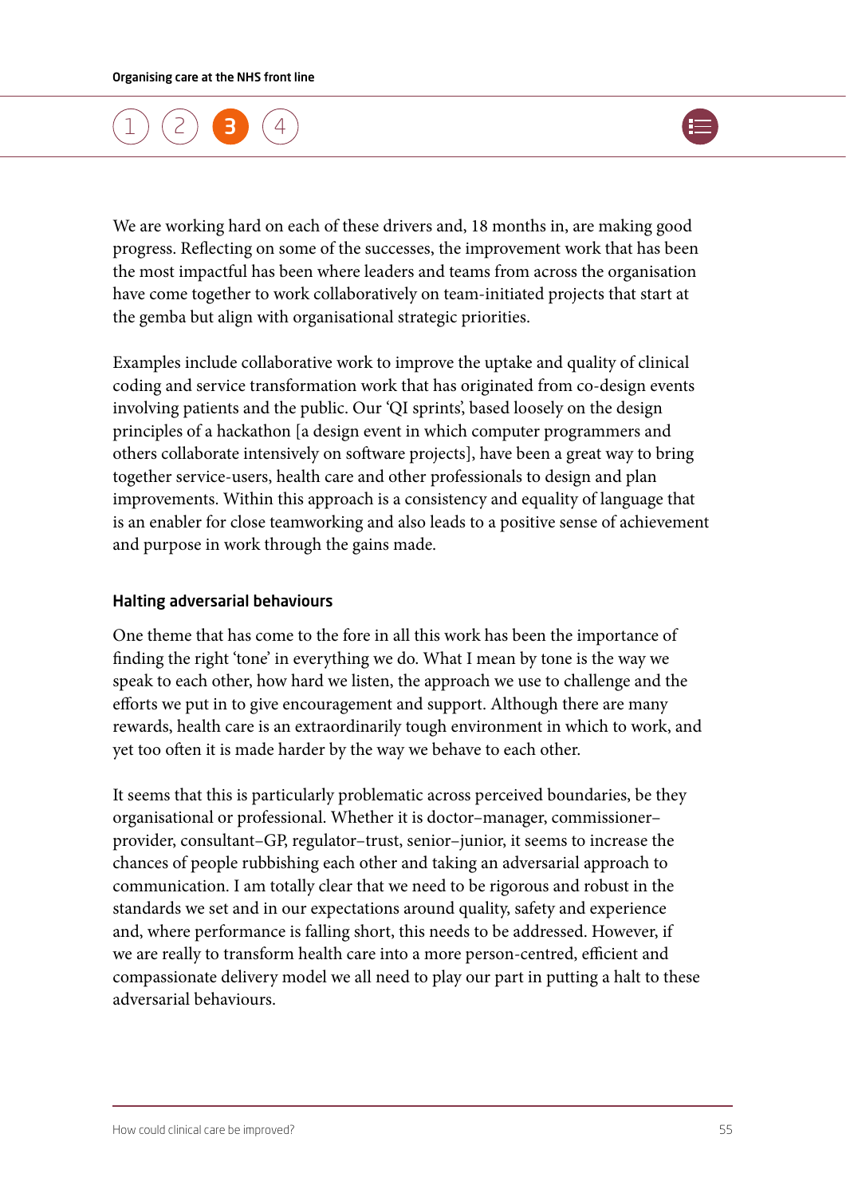We are working hard on each of these drivers and, 18 months in, are making good progress. Reflecting on some of the successes, the improvement work that has been the most impactful has been where leaders and teams from across the organisation have come together to work collaboratively on team-initiated projects that start at the gemba but align with organisational strategic priorities.

Examples include collaborative work to improve the uptake and quality of clinical coding and service transformation work that has originated from co-design events involving patients and the public. Our 'QI sprints', based loosely on the design principles of a hackathon [a design event in which computer programmers and others collaborate intensively on software projects], have been a great way to bring together service-users, health care and other professionals to design and plan improvements. Within this approach is a consistency and equality of language that is an enabler for close teamworking and also leads to a positive sense of achievement and purpose in work through the gains made.

### Halting adversarial behaviours

One theme that has come to the fore in all this work has been the importance of finding the right 'tone' in everything we do. What I mean by tone is the way we speak to each other, how hard we listen, the approach we use to challenge and the efforts we put in to give encouragement and support. Although there are many rewards, health care is an extraordinarily tough environment in which to work, and yet too often it is made harder by the way we behave to each other.

It seems that this is particularly problematic across perceived boundaries, be they organisational or professional. Whether it is doctor–manager, commissioner–provider, consultant–GP, regulator–trust, senior–junior, it seems to increase the chances of people rubbishing each other and taking an adversarial approach to communication. I am totally clear that we need to be rigorous and robust in the standards we set and in our expectations around quality, safety and experience and, where performance is falling short, this needs to be addressed. However, if we are really to transform health care into a more person-centred, efficient and compassionate delivery model we all need to play our part in putting a halt to these adversarial behaviours.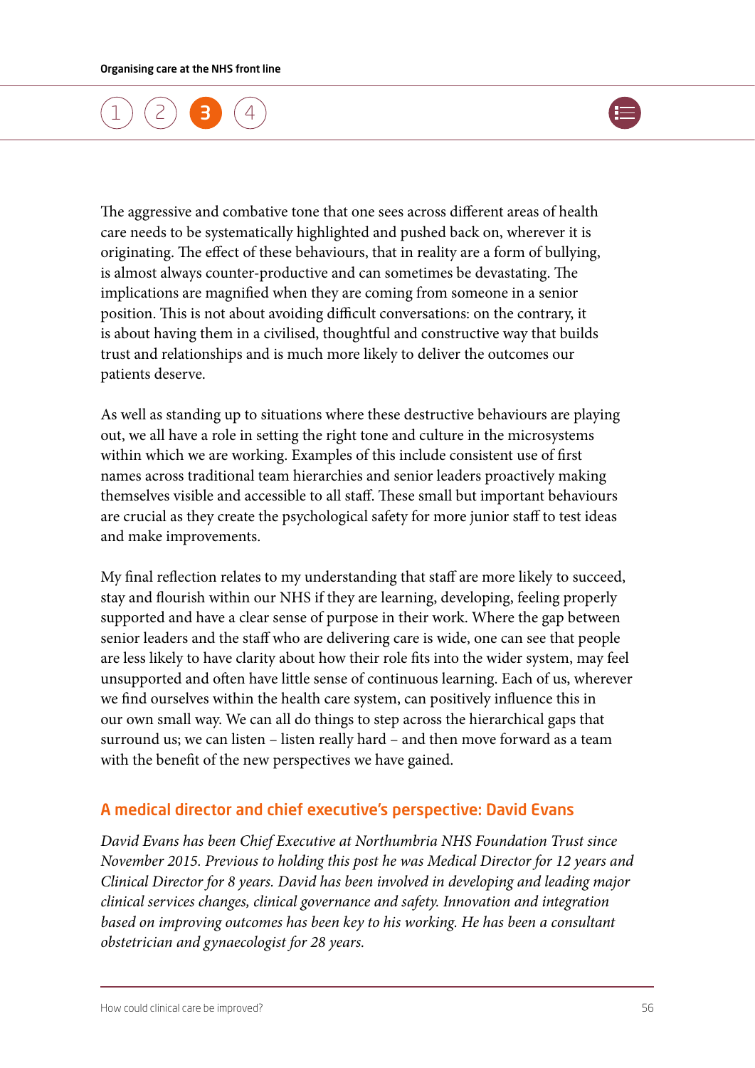The aggressive and combative tone that one sees across different areas of health care needs to be systematically highlighted and pushed back on, wherever it is originating. The effect of these behaviours, that in reality are a form of bullying, is almost always counter-productive and can sometimes be devastating. The implications are magnified when they are coming from someone in a senior position. This is not about avoiding difficult conversations: on the contrary, it is about having them in a civilised, thoughtful and constructive way that builds trust and relationships and is much more likely to deliver the outcomes our patients deserve.

As well as standing up to situations where these destructive behaviours are playing out, we all have a role in setting the right tone and culture in the microsystems within which we are working. Examples of this include consistent use of first names across traditional team hierarchies and senior leaders proactively making themselves visible and accessible to all staff. These small but important behaviours are crucial as they create the psychological safety for more junior staff to test ideas and make improvements.

My final reflection relates to my understanding that staff are more likely to succeed, stay and flourish within our NHS if they are learning, developing, feeling properly supported and have a clear sense of purpose in their work. Where the gap between senior leaders and the staff who are delivering care is wide, one can see that people are less likely to have clarity about how their role fits into the wider system, may feel unsupported and often have little sense of continuous learning. Each of us, wherever we find ourselves within the health care system, can positively influence this in our own small way. We can all do things to step across the hierarchical gaps that surround us; we can listen – listen really hard – and then move forward as a team with the benefit of the new perspectives we have gained.

### A medical director and chief executive's perspective: David Evans

*David Evans has been Chief Executive at Northumbria NHS Foundation Trust since November 2015. Previous to holding this post he was Medical Director for 12 years and Clinical Director for 8 years. David has been involved in developing and leading major clinical services changes, clinical governance and safety. Innovation and integration based on improving outcomes has been key to his working. He has been a consultant obstetrician and gynaecologist for 28 years.*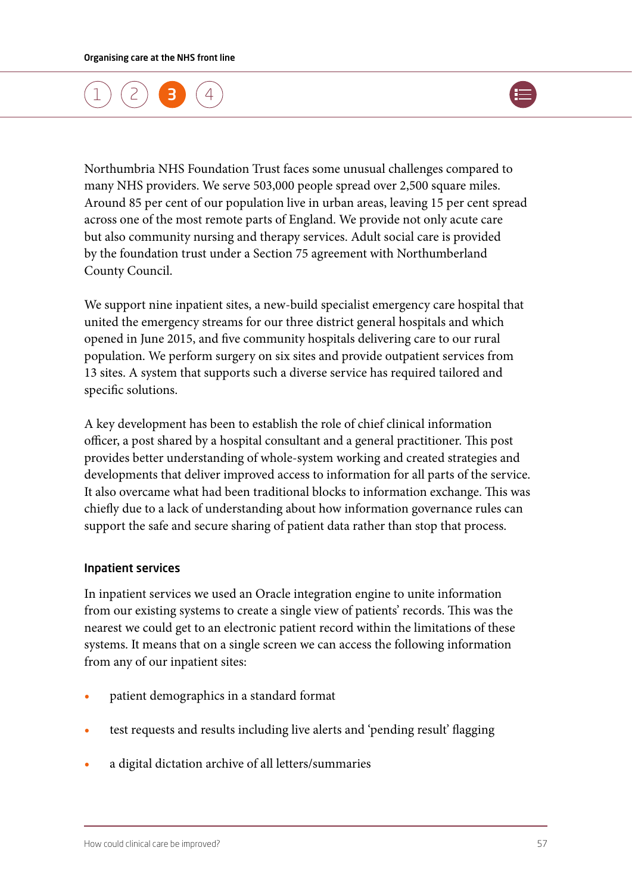Northumbria NHS Foundation Trust faces some unusual challenges compared to many NHS providers. We serve 503,000 people spread over 2,500 square miles. Around 85 per cent of our population live in urban areas, leaving 15 per cent spread across one of the most remote parts of England. We provide not only acute care but also community nursing and therapy services. Adult social care is provided by the foundation trust under a Section 75 agreement with Northumberland County Council.

We support nine inpatient sites, a new-build specialist emergency care hospital that united the emergency streams for our three district general hospitals and which opened in June 2015, and five community hospitals delivering care to our rural population. We perform surgery on six sites and provide outpatient services from 13 sites. A system that supports such a diverse service has required tailored and specific solutions.

A key development has been to establish the role of chief clinical information officer, a post shared by a hospital consultant and a general practitioner. This post provides better understanding of whole-system working and created strategies and developments that deliver improved access to information for all parts of the service. It also overcame what had been traditional blocks to information exchange. This was chiefly due to a lack of understanding about how information governance rules can support the safe and secure sharing of patient data rather than stop that process.

### Inpatient services

In inpatient services we used an Oracle integration engine to unite information from our existing systems to create a single view of patients' records. This was the nearest we could get to an electronic patient record within the limitations of these systems. It means that on a single screen we can access the following information from any of our inpatient sites:

- patient demographics in a standard format
- test requests and results including live alerts and 'pending result' flagging
- a digital dictation archive of all letters/summaries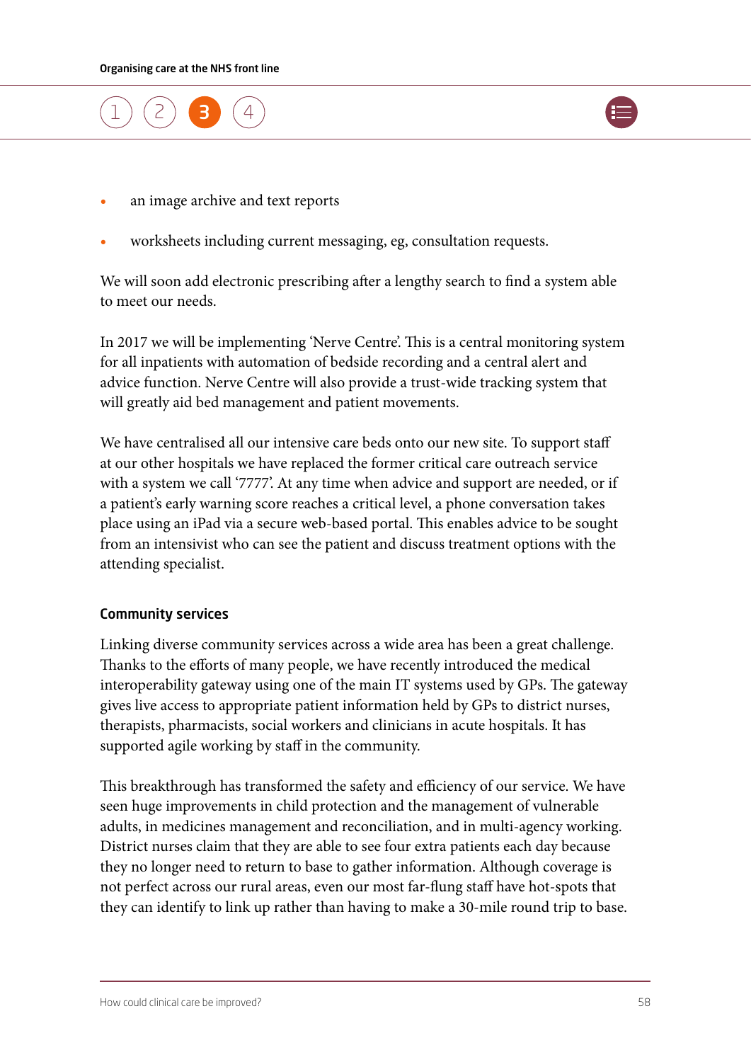- an image archive and text reports
- worksheets including current messaging, eg, consultation requests.

We will soon add electronic prescribing after a lengthy search to find a system able to meet our needs.

In 2017 we will be implementing 'Nerve Centre'. This is a central monitoring system for all inpatients with automation of bedside recording and a central alert and advice function. Nerve Centre will also provide a trust-wide tracking system that will greatly aid bed management and patient movements.

We have centralised all our intensive care beds onto our new site. To support staff at our other hospitals we have replaced the former critical care outreach service with a system we call '7777'. At any time when advice and support are needed, or if a patient's early warning score reaches a critical level, a phone conversation takes place using an iPad via a secure web-based portal. This enables advice to be sought from an intensivist who can see the patient and discuss treatment options with the attending specialist.

### Community services

Linking diverse community services across a wide area has been a great challenge. Thanks to the efforts of many people, we have recently introduced the medical interoperability gateway using one of the main IT systems used by GPs. The gateway gives live access to appropriate patient information held by GPs to district nurses, therapists, pharmacists, social workers and clinicians in acute hospitals. It has supported agile working by staff in the community.

This breakthrough has transformed the safety and efficiency of our service. We have seen huge improvements in child protection and the management of vulnerable adults, in medicines management and reconciliation, and in multi-agency working. District nurses claim that they are able to see four extra patients each day because they no longer need to return to base to gather information. Although coverage is not perfect across our rural areas, even our most far-flung staff have hot-spots that they can identify to link up rather than having to make a 30-mile round trip to base.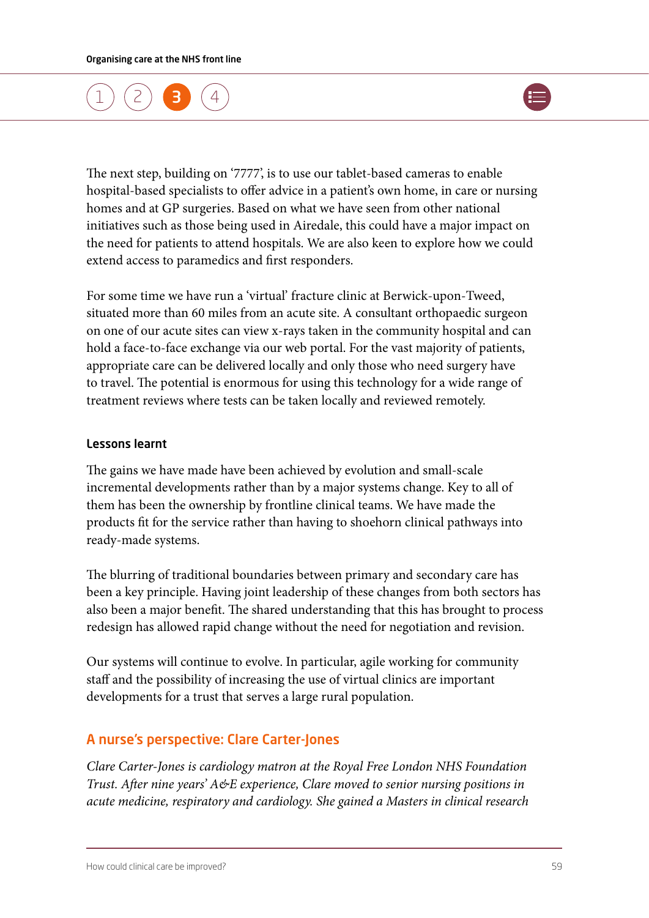The next step, building on '7777', is to use our tablet-based cameras to enable hospital-based specialists to offer advice in a patient's own home, in care or nursing homes and at GP surgeries. Based on what we have seen from other national initiatives such as those being used in Airedale, this could have a major impact on the need for patients to attend hospitals. We are also keen to explore how we could extend access to paramedics and first responders.

For some time we have run a 'virtual' fracture clinic at Berwick-upon-Tweed, situated more than 60 miles from an acute site. A consultant orthopaedic surgeon on one of our acute sites can view x-rays taken in the community hospital and can hold a face-to-face exchange via our web portal. For the vast majority of patients, appropriate care can be delivered locally and only those who need surgery have to travel. The potential is enormous for using this technology for a wide range of treatment reviews where tests can be taken locally and reviewed remotely.

#### Lessons learnt

The gains we have made have been achieved by evolution and small-scale incremental developments rather than by a major systems change. Key to all of them has been the ownership by frontline clinical teams. We have made the products fit for the service rather than having to shoehorn clinical pathways into ready-made systems.

The blurring of traditional boundaries between primary and secondary care has been a key principle. Having joint leadership of these changes from both sectors has also been a major benefit. The shared understanding that this has brought to process redesign has allowed rapid change without the need for negotiation and revision.

Our systems will continue to evolve. In particular, agile working for community staff and the possibility of increasing the use of virtual clinics are important developments for a trust that serves a large rural population.

### A nurse's perspective: Clare Carter-Jones

*Clare Carter-Jones is cardiology matron at the Royal Free London NHS Foundation Trust. After nine years' A&E experience, Clare moved to senior nursing positions in acute medicine, respiratory and cardiology. She gained a Masters in clinical research*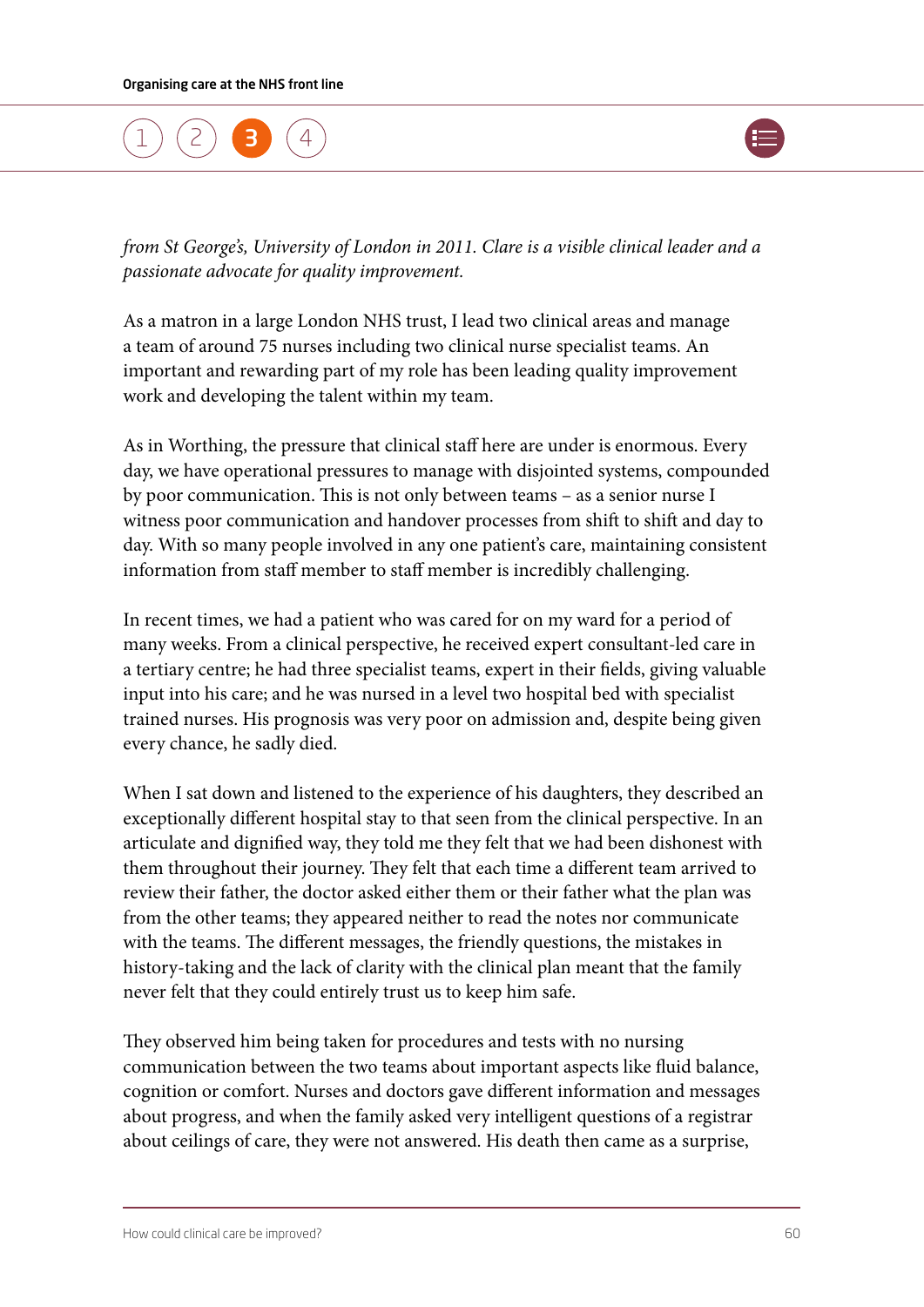*from St George's, University of London in 2011. Clare is a visible clinical leader and a passionate advocate for quality improvement.*

As a matron in a large London NHS trust, I lead two clinical areas and manage a team of around 75 nurses including two clinical nurse specialist teams. An important and rewarding part of my role has been leading quality improvement work and developing the talent within my team.

As in Worthing, the pressure that clinical staff here are under is enormous. Every day, we have operational pressures to manage with disjointed systems, compounded by poor communication. This is not only between teams – as a senior nurse I witness poor communication and handover processes from shift to shift and day to day. With so many people involved in any one patient's care, maintaining consistent information from staff member to staff member is incredibly challenging.

In recent times, we had a patient who was cared for on my ward for a period of many weeks. From a clinical perspective, he received expert consultant-led care in a tertiary centre; he had three specialist teams, expert in their fields, giving valuable input into his care; and he was nursed in a level two hospital bed with specialist trained nurses. His prognosis was very poor on admission and, despite being given every chance, he sadly died.

When I sat down and listened to the experience of his daughters, they described an exceptionally different hospital stay to that seen from the clinical perspective. In an articulate and dignified way, they told me they felt that we had been dishonest with them throughout their journey. They felt that each time a different team arrived to review their father, the doctor asked either them or their father what the plan was from the other teams; they appeared neither to read the notes nor communicate with the teams. The different messages, the friendly questions, the mistakes in history-taking and the lack of clarity with the clinical plan meant that the family never felt that they could entirely trust us to keep him safe.

They observed him being taken for procedures and tests with no nursing communication between the two teams about important aspects like fluid balance, cognition or comfort. Nurses and doctors gave different information and messages about progress, and when the family asked very intelligent questions of a registrar about ceilings of care, they were not answered. His death then came as a surprise,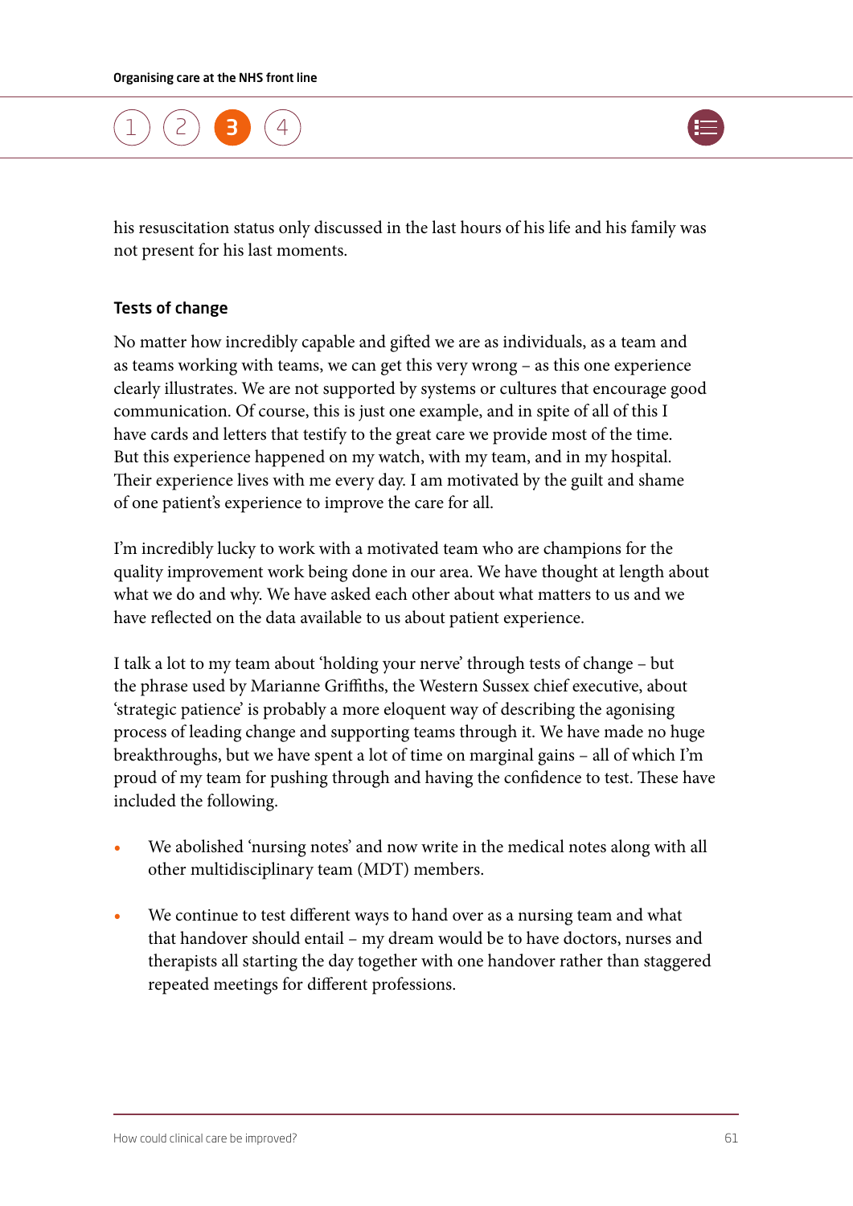his resuscitation status only discussed in the last hours of his life and his family was not present for his last moments.

### Tests of change

No matter how incredibly capable and gifted we are as individuals, as a team and as teams working with teams, we can get this very wrong – as this one experience clearly illustrates. We are not supported by systems or cultures that encourage good communication. Of course, this is just one example, and in spite of all of this I have cards and letters that testify to the great care we provide most of the time. But this experience happened on my watch, with my team, and in my hospital. Their experience lives with me every day. I am motivated by the guilt and shame of one patient's experience to improve the care for all.

I'm incredibly lucky to work with a motivated team who are champions for the quality improvement work being done in our area. We have thought at length about what we do and why. We have asked each other about what matters to us and we have reflected on the data available to us about patient experience.

I talk a lot to my team about 'holding your nerve' through tests of change – but the phrase used by Marianne Griffiths, the Western Sussex chief executive, about 'strategic patience' is probably a more eloquent way of describing the agonising process of leading change and supporting teams through it. We have made no huge breakthroughs, but we have spent a lot of time on marginal gains – all of which I'm proud of my team for pushing through and having the confidence to test. These have included the following.

- We abolished 'nursing notes' and now write in the medical notes along with all other multidisciplinary team (MDT) members.
- We continue to test different ways to hand over as a nursing team and what that handover should entail – my dream would be to have doctors, nurses and therapists all starting the day together with one handover rather than staggered repeated meetings for different professions.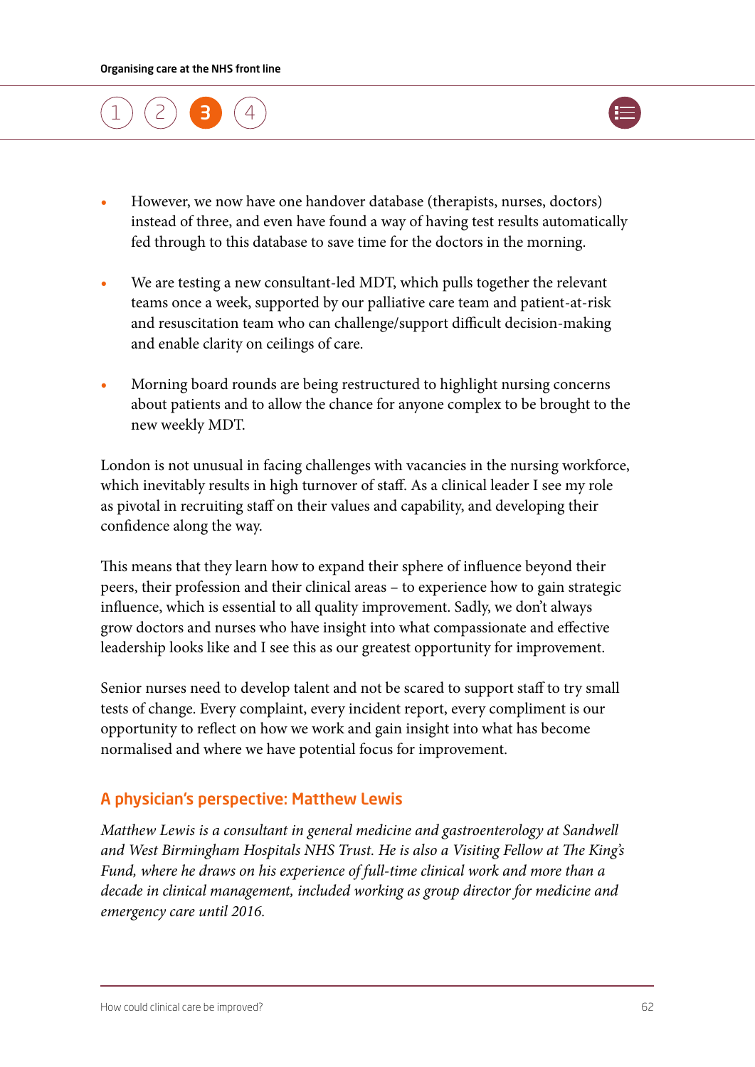- However, we now have one handover database (therapists, nurses, doctors) instead of three, and even have found a way of having test results automatically fed through to this database to save time for the doctors in the morning.

- We are testing a new consultant-led MDT, which pulls together the relevant teams once a week, supported by our palliative care team and patient-at-risk and resuscitation team who can challenge/support difficult decision-making and enable clarity on ceilings of care.

- Morning board rounds are being restructured to highlight nursing concerns about patients and to allow the chance for anyone complex to be brought to the new weekly MDT.

London is not unusual in facing challenges with vacancies in the nursing workforce, which inevitably results in high turnover of staff. As a clinical leader I see my role as pivotal in recruiting staff on their values and capability, and developing their confidence along the way.

This means that they learn how to expand their sphere of influence beyond their peers, their profession and their clinical areas – to experience how to gain strategic influence, which is essential to all quality improvement. Sadly, we don't always grow doctors and nurses who have insight into what compassionate and effective leadership looks like and I see this as our greatest opportunity for improvement.

Senior nurses need to develop talent and not be scared to support staff to try small tests of change. Every complaint, every incident report, every compliment is our opportunity to reflect on how we work and gain insight into what has become normalised and where we have potential focus for improvement.

## A physician's perspective: Matthew Lewis

*Matthew Lewis is a consultant in general medicine and gastroenterology at Sandwell and West Birmingham Hospitals NHS Trust. He is also a Visiting Fellow at The King's Fund, where he draws on his experience of full-time clinical work and more than a decade in clinical management, included working as group director for medicine and emergency care until 2016.*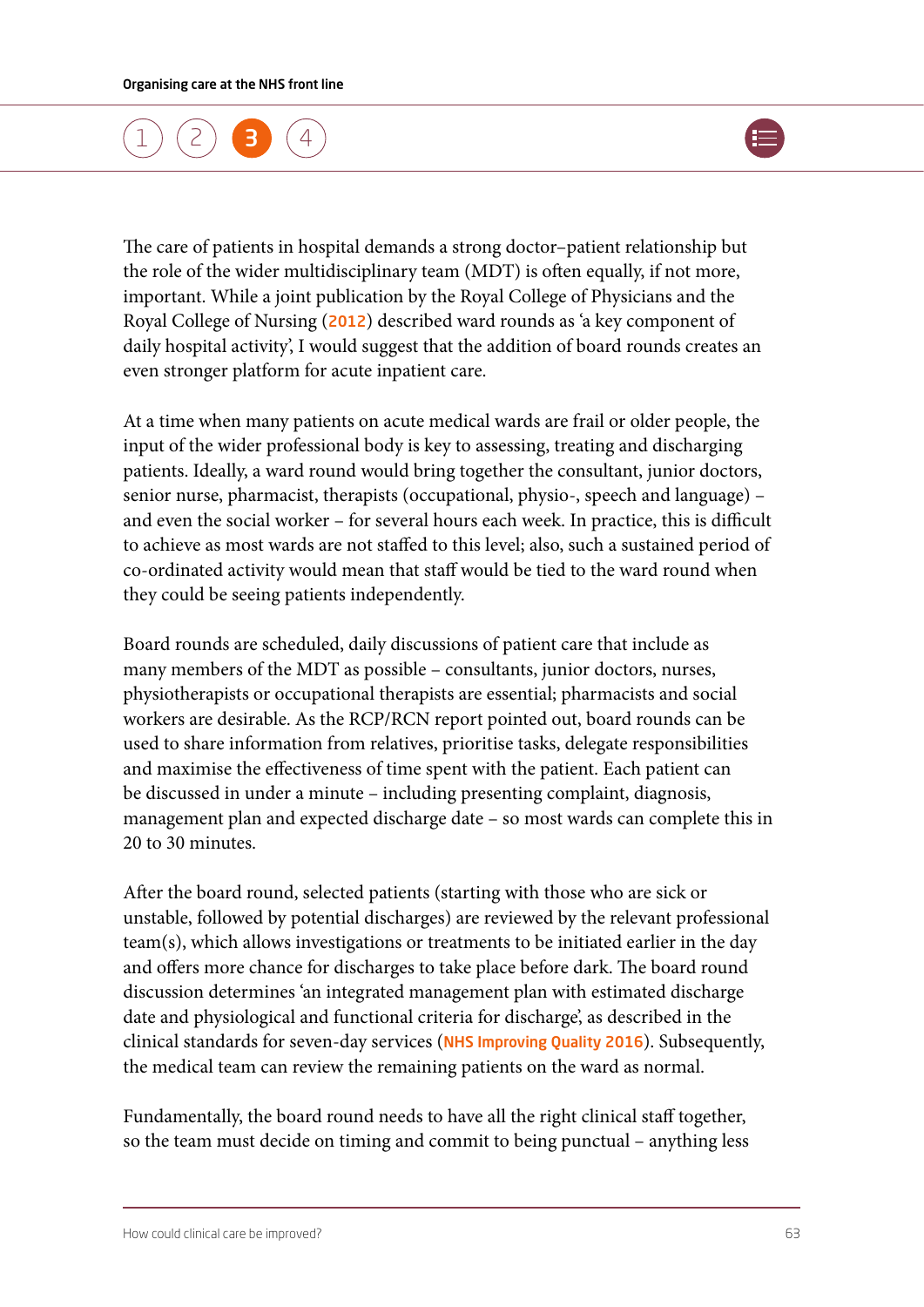The care of patients in hospital demands a strong doctor–patient relationship but the role of the wider multidisciplinary team (MDT) is often equally, if not more, important. While a joint publication by the Royal College of Physicians and the Royal College of Nursing (2012) described ward rounds as 'a key component of daily hospital activity', I would suggest that the addition of board rounds creates an even stronger platform for acute inpatient care.

At a time when many patients on acute medical wards are frail or older people, the input of the wider professional body is key to assessing, treating and discharging patients. Ideally, a ward round would bring together the consultant, junior doctors, senior nurse, pharmacist, therapists (occupational, physio-, speech and language) – and even the social worker – for several hours each week. In practice, this is difficult to achieve as most wards are not staffed to this level; also, such a sustained period of co-ordinated activity would mean that staff would be tied to the ward round when they could be seeing patients independently.

Board rounds are scheduled, daily discussions of patient care that include as many members of the MDT as possible – consultants, junior doctors, nurses, physiotherapists or occupational therapists are essential; pharmacists and social workers are desirable. As the RCP/RCN report pointed out, board rounds can be used to share information from relatives, prioritise tasks, delegate responsibilities and maximise the effectiveness of time spent with the patient. Each patient can be discussed in under a minute – including presenting complaint, diagnosis, management plan and expected discharge date – so most wards can complete this in 20 to 30 minutes.

After the board round, selected patients (starting with those who are sick or unstable, followed by potential discharges) are reviewed by the relevant professional team(s), which allows investigations or treatments to be initiated earlier in the day and offers more chance for discharges to take place before dark. The board round discussion determines 'an integrated management plan with estimated discharge date and physiological and functional criteria for discharge', as described in the clinical standards for seven-day services (NHS Improving Quality 2016). Subsequently, the medical team can review the remaining patients on the ward as normal.

Fundamentally, the board round needs to have all the right clinical staff together, so the team must decide on timing and commit to being punctual – anything less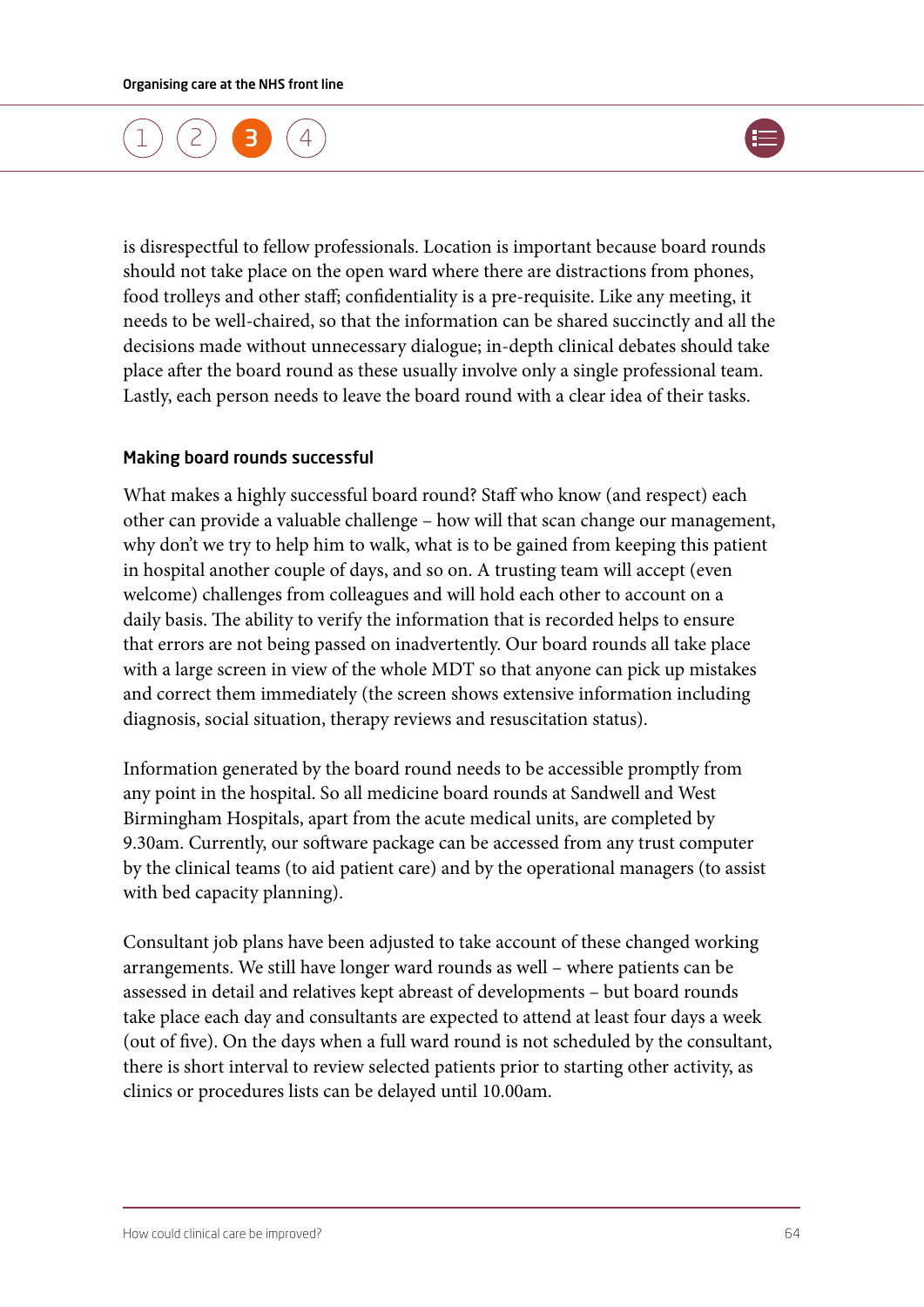is disrespectful to fellow professionals. Location is important because board rounds should not take place on the open ward where there are distractions from phones, food trolleys and other staff; confidentiality is a pre-requisite. Like any meeting, it needs to be well-chaired, so that the information can be shared succinctly and all the decisions made without unnecessary dialogue; in-depth clinical debates should take place after the board round as these usually involve only a single professional team. Lastly, each person needs to leave the board round with a clear idea of their tasks.

### Making board rounds successful

What makes a highly successful board round? Staff who know (and respect) each other can provide a valuable challenge – how will that scan change our management, why don't we try to help him to walk, what is to be gained from keeping this patient in hospital another couple of days, and so on. A trusting team will accept (even welcome) challenges from colleagues and will hold each other to account on a daily basis. The ability to verify the information that is recorded helps to ensure that errors are not being passed on inadvertently. Our board rounds all take place with a large screen in view of the whole MDT so that anyone can pick up mistakes and correct them immediately (the screen shows extensive information including diagnosis, social situation, therapy reviews and resuscitation status).

Information generated by the board round needs to be accessible promptly from any point in the hospital. So all medicine board rounds at Sandwell and West Birmingham Hospitals, apart from the acute medical units, are completed by 9.30am. Currently, our software package can be accessed from any trust computer by the clinical teams (to aid patient care) and by the operational managers (to assist with bed capacity planning).

Consultant job plans have been adjusted to take account of these changed working arrangements. We still have longer ward rounds as well – where patients can be assessed in detail and relatives kept abreast of developments – but board rounds take place each day and consultants are expected to attend at least four days a week (out of five). On the days when a full ward round is not scheduled by the consultant, there is short interval to review selected patients prior to starting other activity, as clinics or procedures lists can be delayed until 10.00am.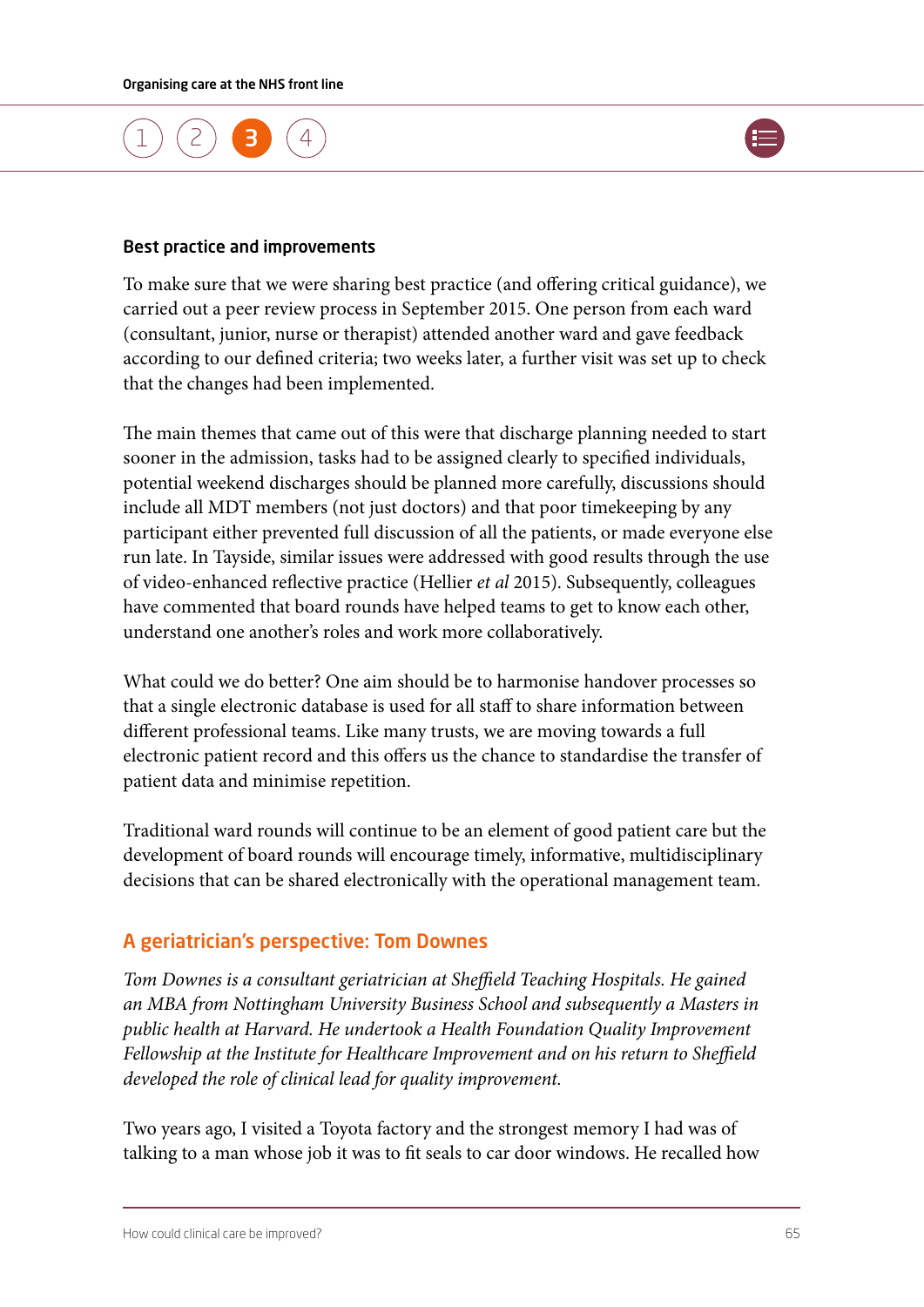### Best practice and improvements

To make sure that we were sharing best practice (and offering critical guidance), we carried out a peer review process in September 2015. One person from each ward (consultant, junior, nurse or therapist) attended another ward and gave feedback according to our defined criteria; two weeks later, a further visit was set up to check that the changes had been implemented.

The main themes that came out of this were that discharge planning needed to start sooner in the admission, tasks had to be assigned clearly to specified individuals, potential weekend discharges should be planned more carefully, discussions should include all MDT members (not just doctors) and that poor timekeeping by any participant either prevented full discussion of all the patients, or made everyone else run late. In Tayside, similar issues were addressed with good results through the use of video-enhanced reflective practice (Hellier *et al* 2015). Subsequently, colleagues have commented that board rounds have helped teams to get to know each other, understand one another's roles and work more collaboratively.

What could we do better? One aim should be to harmonise handover processes so that a single electronic database is used for all staff to share information between different professional teams. Like many trusts, we are moving towards a full electronic patient record and this offers us the chance to standardise the transfer of patient data and minimise repetition.

Traditional ward rounds will continue to be an element of good patient care but the development of board rounds will encourage timely, informative, multidisciplinary decisions that can be shared electronically with the operational management team.

## A geriatrician's perspective: Tom Downes

*Tom Downes is a consultant geriatrician at Sheffield Teaching Hospitals. He gained an MBA from Nottingham University Business School and subsequently a Masters in public health at Harvard. He undertook a Health Foundation Quality Improvement Fellowship at the Institute for Healthcare Improvement and on his return to Sheffield developed the role of clinical lead for quality improvement.*

Two years ago, I visited a Toyota factory and the strongest memory I had was of talking to a man whose job it was to fit seals to car door windows. He recalled how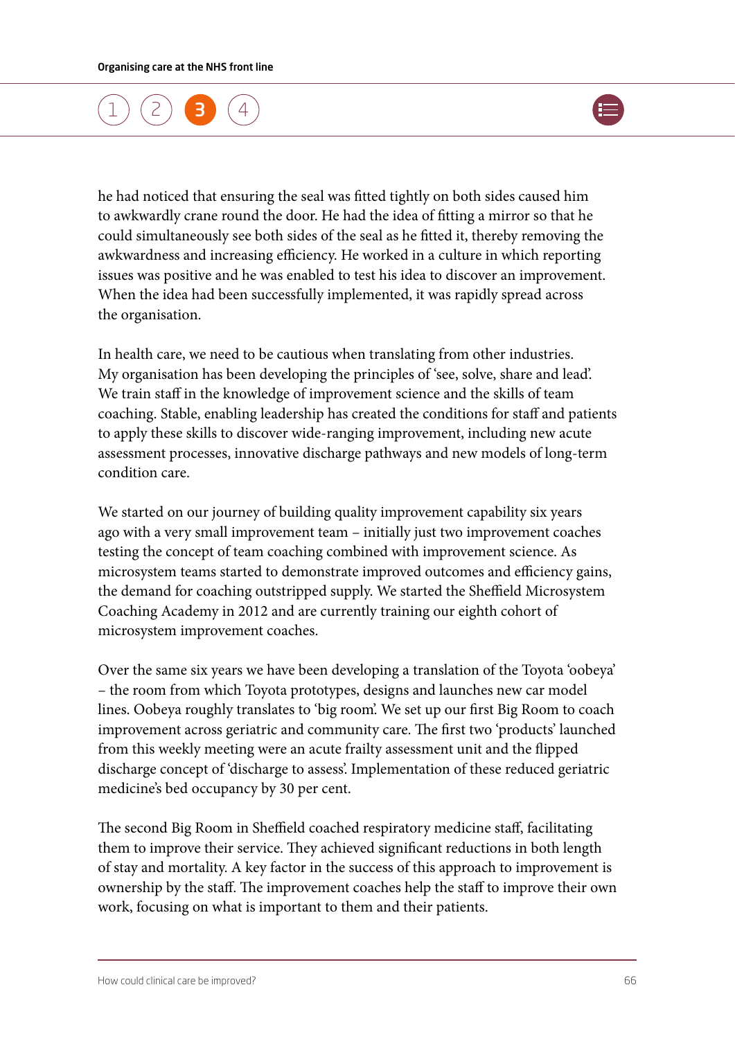he had noticed that ensuring the seal was fitted tightly on both sides caused him to awkwardly crane round the door. He had the idea of fitting a mirror so that he could simultaneously see both sides of the seal as he fitted it, thereby removing the awkwardness and increasing efficiency. He worked in a culture in which reporting issues was positive and he was enabled to test his idea to discover an improvement. When the idea had been successfully implemented, it was rapidly spread across the organisation.

In health care, we need to be cautious when translating from other industries. My organisation has been developing the principles of 'see, solve, share and lead'. We train staff in the knowledge of improvement science and the skills of team coaching. Stable, enabling leadership has created the conditions for staff and patients to apply these skills to discover wide-ranging improvement, including new acute assessment processes, innovative discharge pathways and new models of long-term condition care.

We started on our journey of building quality improvement capability six years ago with a very small improvement team – initially just two improvement coaches testing the concept of team coaching combined with improvement science. As microsystem teams started to demonstrate improved outcomes and efficiency gains, the demand for coaching outstripped supply. We started the Sheffield Microsystem Coaching Academy in 2012 and are currently training our eighth cohort of microsystem improvement coaches.

Over the same six years we have been developing a translation of the Toyota 'oobeya' – the room from which Toyota prototypes, designs and launches new car model lines. Oobeya roughly translates to 'big room'. We set up our first Big Room to coach improvement across geriatric and community care. The first two 'products' launched from this weekly meeting were an acute frailty assessment unit and the flipped discharge concept of 'discharge to assess'. Implementation of these reduced geriatric medicine's bed occupancy by 30 per cent.

The second Big Room in Sheffield coached respiratory medicine staff, facilitating them to improve their service. They achieved significant reductions in both length of stay and mortality. A key factor in the success of this approach to improvement is ownership by the staff. The improvement coaches help the staff to improve their own work, focusing on what is important to them and their patients.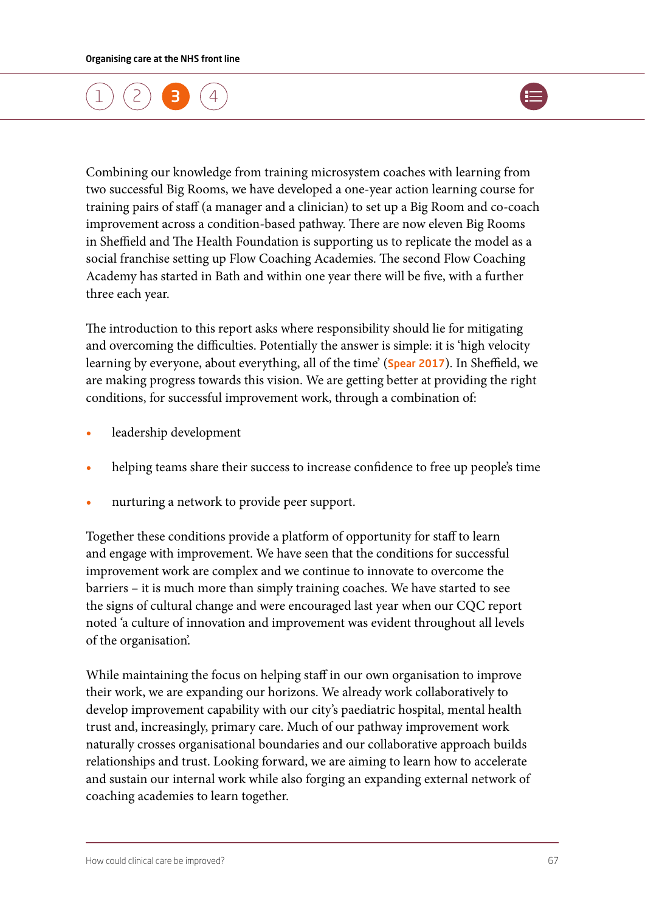Combining our knowledge from training microsystem coaches with learning from two successful Big Rooms, we have developed a one-year action learning course for training pairs of staff (a manager and a clinician) to set up a Big Room and co-coach improvement across a condition-based pathway. There are now eleven Big Rooms in Sheffield and The Health Foundation is supporting us to replicate the model as a social franchise setting up Flow Coaching Academies. The second Flow Coaching Academy has started in Bath and within one year there will be five, with a further three each year.

The introduction to this report asks where responsibility should lie for mitigating and overcoming the difficulties. Potentially the answer is simple: it is 'high velocity learning by everyone, about everything, all of the time' (Spear 2017). In Sheffield, we are making progress towards this vision. We are getting better at providing the right conditions, for successful improvement work, through a combination of:

- leadership development
- helping teams share their success to increase confidence to free up people's time
- nurturing a network to provide peer support.

Together these conditions provide a platform of opportunity for staff to learn and engage with improvement. We have seen that the conditions for successful improvement work are complex and we continue to innovate to overcome the barriers – it is much more than simply training coaches. We have started to see the signs of cultural change and were encouraged last year when our CQC report noted 'a culture of innovation and improvement was evident throughout all levels of the organisation'.

While maintaining the focus on helping staff in our own organisation to improve their work, we are expanding our horizons. We already work collaboratively to develop improvement capability with our city's paediatric hospital, mental health trust and, increasingly, primary care. Much of our pathway improvement work naturally crosses organisational boundaries and our collaborative approach builds relationships and trust. Looking forward, we are aiming to learn how to accelerate and sustain our internal work while also forging an expanding external network of coaching academies to learn together.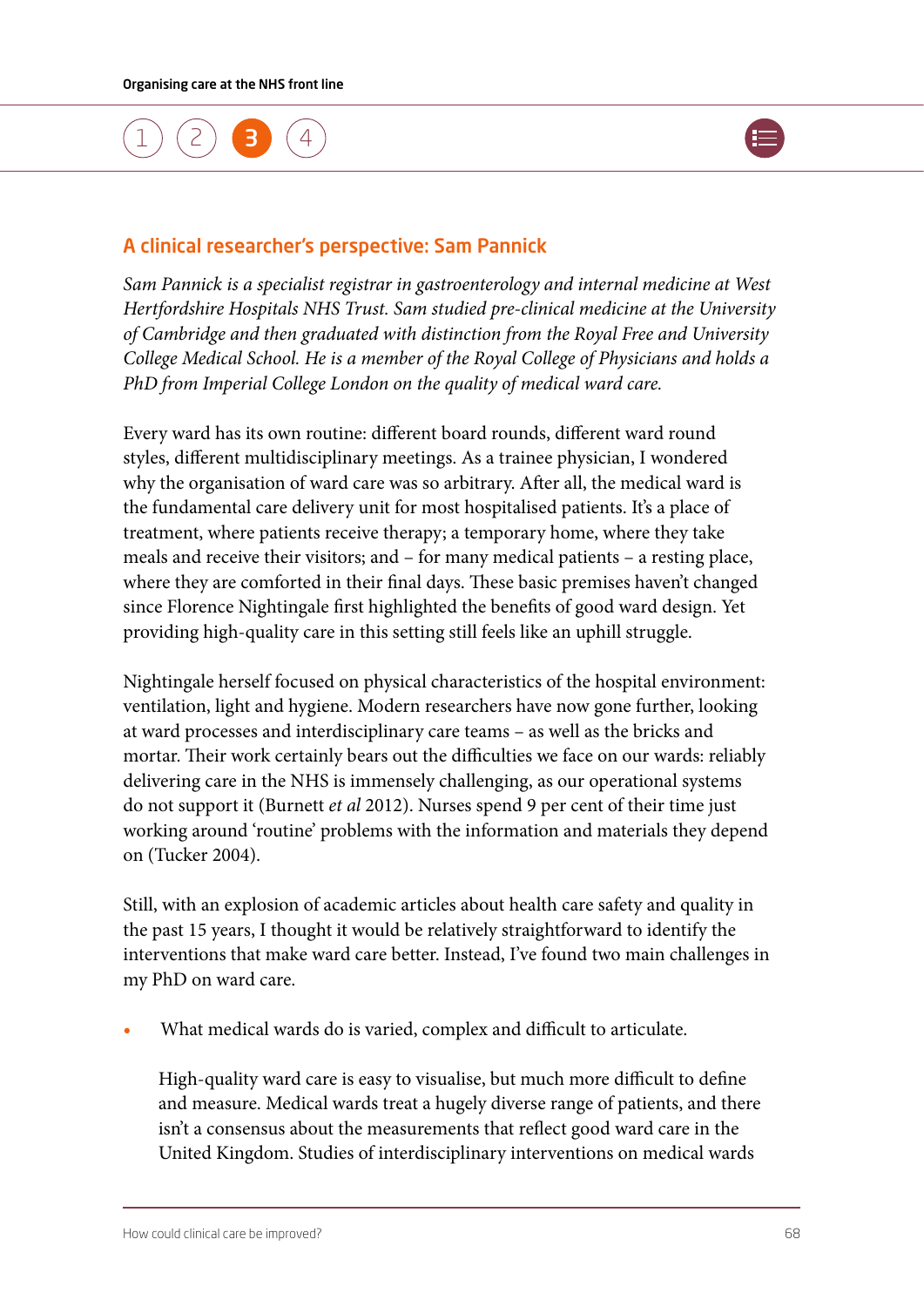## A clinical researcher's perspective: Sam Pannick

*Sam Pannick is a specialist registrar in gastroenterology and internal medicine at West Hertfordshire Hospitals NHS Trust. Sam studied pre-clinical medicine at the University of Cambridge and then graduated with distinction from the Royal Free and University College Medical School. He is a member of the Royal College of Physicians and holds a PhD from Imperial College London on the quality of medical ward care.*

Every ward has its own routine: different board rounds, different ward round styles, different multidisciplinary meetings. As a trainee physician, I wondered why the organisation of ward care was so arbitrary. After all, the medical ward is the fundamental care delivery unit for most hospitalised patients. It's a place of treatment, where patients receive therapy; a temporary home, where they take meals and receive their visitors; and – for many medical patients – a resting place, where they are comforted in their final days. These basic premises haven't changed since Florence Nightingale first highlighted the benefits of good ward design. Yet providing high-quality care in this setting still feels like an uphill struggle.

Nightingale herself focused on physical characteristics of the hospital environment: ventilation, light and hygiene. Modern researchers have now gone further, looking at ward processes and interdisciplinary care teams – as well as the bricks and mortar. Their work certainly bears out the difficulties we face on our wards: reliably delivering care in the NHS is immensely challenging, as our operational systems do not support it (Burnett *et al* 2012). Nurses spend 9 per cent of their time just working around 'routine' problems with the information and materials they depend on (Tucker 2004).

Still, with an explosion of academic articles about health care safety and quality in the past 15 years, I thought it would be relatively straightforward to identify the interventions that make ward care better. Instead, I've found two main challenges in my PhD on ward care.

- What medical wards do is varied, complex and difficult to articulate.

  High-quality ward care is easy to visualise, but much more difficult to define and measure. Medical wards treat a hugely diverse range of patients, and there isn't a consensus about the measurements that reflect good ward care in the United Kingdom. Studies of interdisciplinary interventions on medical wards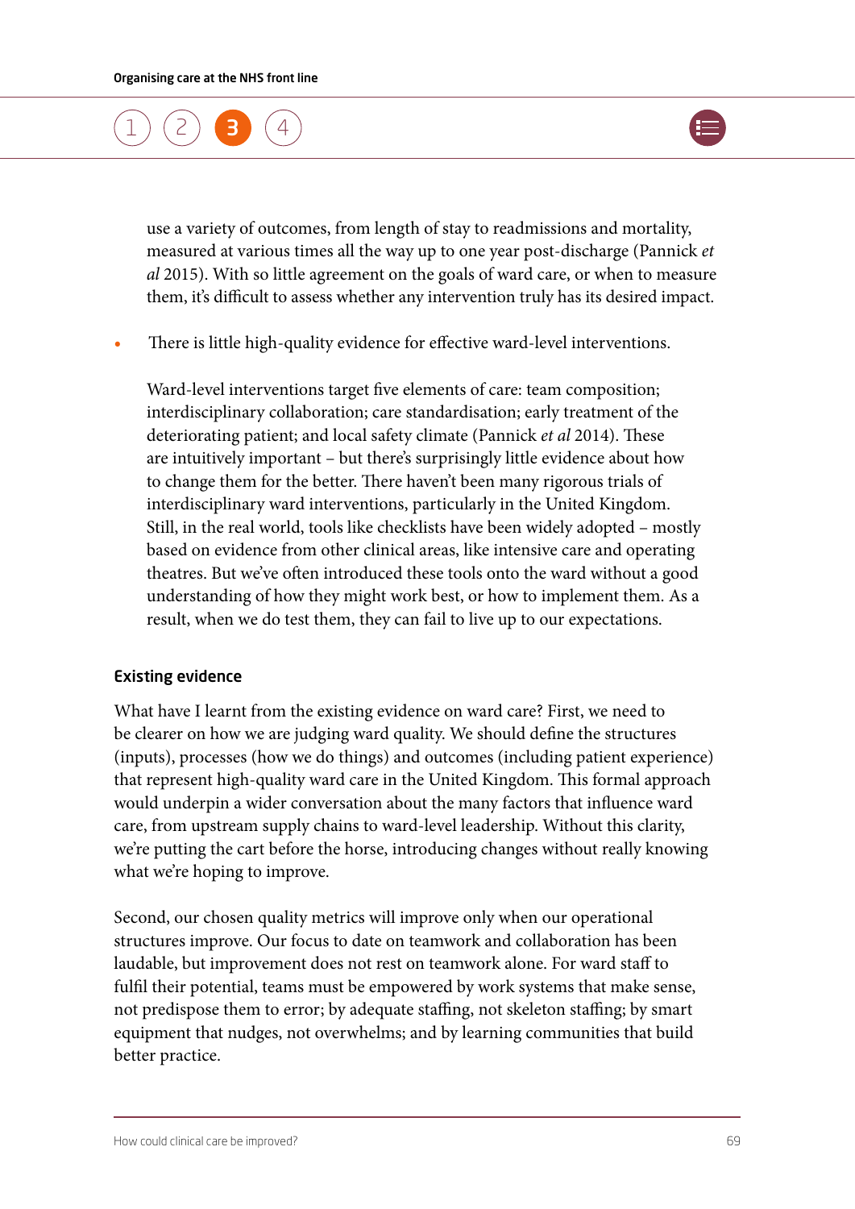use a variety of outcomes, from length of stay to readmissions and mortality, measured at various times all the way up to one year post-discharge (Pannick *et al* 2015). With so little agreement on the goals of ward care, or when to measure them, it's difficult to assess whether any intervention truly has its desired impact.

- There is little high-quality evidence for effective ward-level interventions.

  Ward-level interventions target five elements of care: team composition; interdisciplinary collaboration; care standardisation; early treatment of the deteriorating patient; and local safety climate (Pannick *et al* 2014). These are intuitively important – but there's surprisingly little evidence about how to change them for the better. There haven't been many rigorous trials of interdisciplinary ward interventions, particularly in the United Kingdom. Still, in the real world, tools like checklists have been widely adopted – mostly based on evidence from other clinical areas, like intensive care and operating theatres. But we've often introduced these tools onto the ward without a good understanding of how they might work best, or how to implement them. As a result, when we do test them, they can fail to live up to our expectations.

### Existing evidence

What have I learnt from the existing evidence on ward care? First, we need to be clearer on how we are judging ward quality. We should define the structures (inputs), processes (how we do things) and outcomes (including patient experience) that represent high-quality ward care in the United Kingdom. This formal approach would underpin a wider conversation about the many factors that influence ward care, from upstream supply chains to ward-level leadership. Without this clarity, we're putting the cart before the horse, introducing changes without really knowing what we're hoping to improve.

Second, our chosen quality metrics will improve only when our operational structures improve. Our focus to date on teamwork and collaboration has been laudable, but improvement does not rest on teamwork alone. For ward staff to fulfil their potential, teams must be empowered by work systems that make sense, not predispose them to error; by adequate staffing, not skeleton staffing; by smart equipment that nudges, not overwhelms; and by learning communities that build better practice.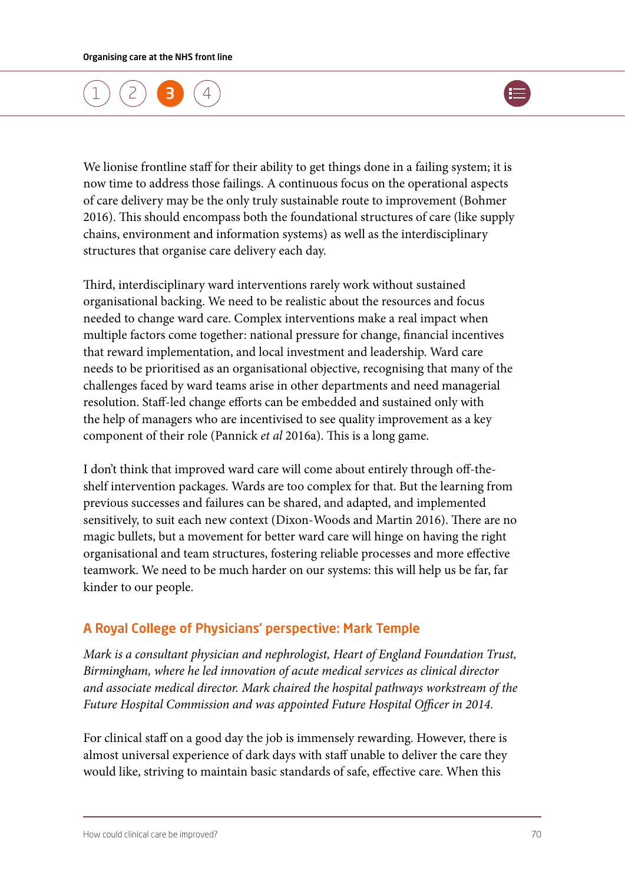We lionise frontline staff for their ability to get things done in a failing system; it is now time to address those failings. A continuous focus on the operational aspects of care delivery may be the only truly sustainable route to improvement (Bohmer 2016). This should encompass both the foundational structures of care (like supply chains, environment and information systems) as well as the interdisciplinary structures that organise care delivery each day.

Third, interdisciplinary ward interventions rarely work without sustained organisational backing. We need to be realistic about the resources and focus needed to change ward care. Complex interventions make a real impact when multiple factors come together: national pressure for change, financial incentives that reward implementation, and local investment and leadership. Ward care needs to be prioritised as an organisational objective, recognising that many of the challenges faced by ward teams arise in other departments and need managerial resolution. Staff-led change efforts can be embedded and sustained only with the help of managers who are incentivised to see quality improvement as a key component of their role (Pannick *et al* 2016a). This is a long game.

I don't think that improved ward care will come about entirely through off-the-shelf intervention packages. Wards are too complex for that. But the learning from previous successes and failures can be shared, and adapted, and implemented sensitively, to suit each new context (Dixon-Woods and Martin 2016). There are no magic bullets, but a movement for better ward care will hinge on having the right organisational and team structures, fostering reliable processes and more effective teamwork. We need to be much harder on our systems: this will help us be far, far kinder to our people.

### A Royal College of Physicians' perspective: Mark Temple

*Mark is a consultant physician and nephrologist, Heart of England Foundation Trust, Birmingham, where he led innovation of acute medical services as clinical director and associate medical director. Mark chaired the hospital pathways workstream of the Future Hospital Commission and was appointed Future Hospital Officer in 2014.*

For clinical staff on a good day the job is immensely rewarding. However, there is almost universal experience of dark days with staff unable to deliver the care they would like, striving to maintain basic standards of safe, effective care. When this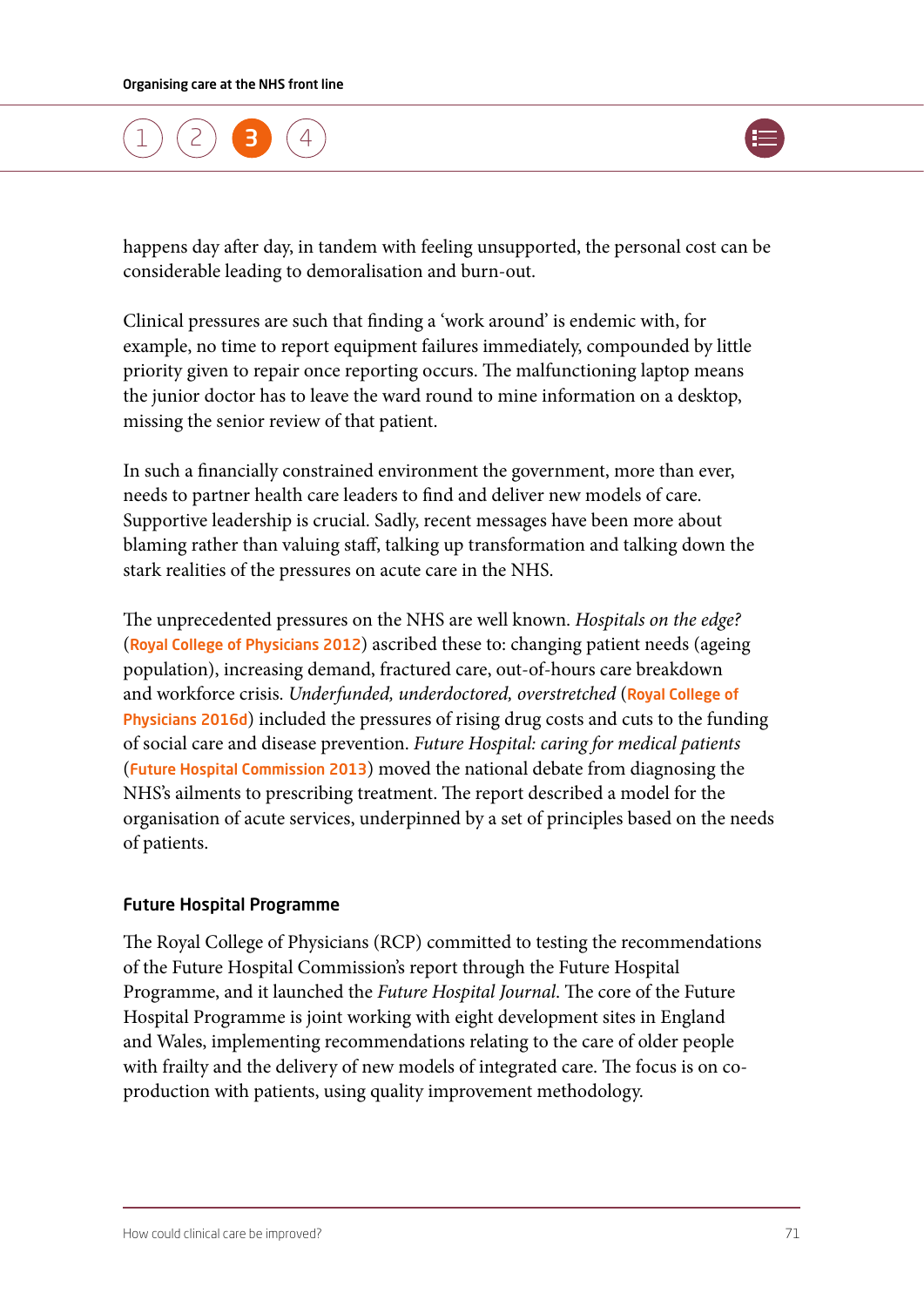happens day after day, in tandem with feeling unsupported, the personal cost can be considerable leading to demoralisation and burn-out.

Clinical pressures are such that finding a 'work around' is endemic with, for example, no time to report equipment failures immediately, compounded by little priority given to repair once reporting occurs. The malfunctioning laptop means the junior doctor has to leave the ward round to mine information on a desktop, missing the senior review of that patient.

In such a financially constrained environment the government, more than ever, needs to partner health care leaders to find and deliver new models of care. Supportive leadership is crucial. Sadly, recent messages have been more about blaming rather than valuing staff, talking up transformation and talking down the stark realities of the pressures on acute care in the NHS.

The unprecedented pressures on the NHS are well known. *Hospitals on the edge?* (Royal College of Physicians 2012) ascribed these to: changing patient needs (ageing population), increasing demand, fractured care, out-of-hours care breakdown and workforce crisis. *Underfunded, underdoctored, overstretched* (Royal College of Physicians 2016d) included the pressures of rising drug costs and cuts to the funding of social care and disease prevention. *Future Hospital: caring for medical patients* (Future Hospital Commission 2013) moved the national debate from diagnosing the NHS's ailments to prescribing treatment. The report described a model for the organisation of acute services, underpinned by a set of principles based on the needs of patients.

### Future Hospital Programme

The Royal College of Physicians (RCP) committed to testing the recommendations of the Future Hospital Commission's report through the Future Hospital Programme, and it launched the *Future Hospital Journal*. The core of the Future Hospital Programme is joint working with eight development sites in England and Wales, implementing recommendations relating to the care of older people with frailty and the delivery of new models of integrated care. The focus is on co-production with patients, using quality improvement methodology.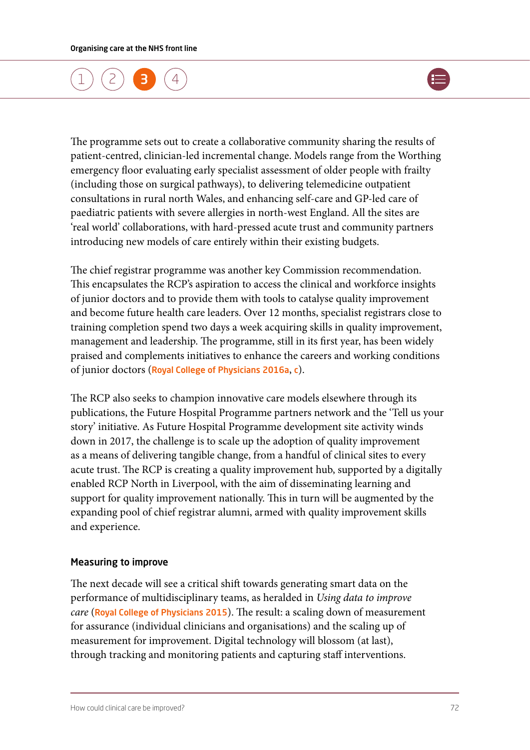The programme sets out to create a collaborative community sharing the results of patient-centred, clinician-led incremental change. Models range from the Worthing emergency floor evaluating early specialist assessment of older people with frailty (including those on surgical pathways), to delivering telemedicine outpatient consultations in rural north Wales, and enhancing self-care and GP-led care of paediatric patients with severe allergies in north-west England. All the sites are 'real world' collaborations, with hard-pressed acute trust and community partners introducing new models of care entirely within their existing budgets.

The chief registrar programme was another key Commission recommendation. This encapsulates the RCP's aspiration to access the clinical and workforce insights of junior doctors and to provide them with tools to catalyse quality improvement and become future health care leaders. Over 12 months, specialist registrars close to training completion spend two days a week acquiring skills in quality improvement, management and leadership. The programme, still in its first year, has been widely praised and complements initiatives to enhance the careers and working conditions of junior doctors (Royal College of Physicians 2016a, c).

The RCP also seeks to champion innovative care models elsewhere through its publications, the Future Hospital Programme partners network and the 'Tell us your story' initiative. As Future Hospital Programme development site activity winds down in 2017, the challenge is to scale up the adoption of quality improvement as a means of delivering tangible change, from a handful of clinical sites to every acute trust. The RCP is creating a quality improvement hub, supported by a digitally enabled RCP North in Liverpool, with the aim of disseminating learning and support for quality improvement nationally. This in turn will be augmented by the expanding pool of chief registrar alumni, armed with quality improvement skills and experience.

### Measuring to improve

The next decade will see a critical shift towards generating smart data on the performance of multidisciplinary teams, as heralded in *Using data to improve care* (Royal College of Physicians 2015). The result: a scaling down of measurement for assurance (individual clinicians and organisations) and the scaling up of measurement for improvement. Digital technology will blossom (at last), through tracking and monitoring patients and capturing staff interventions.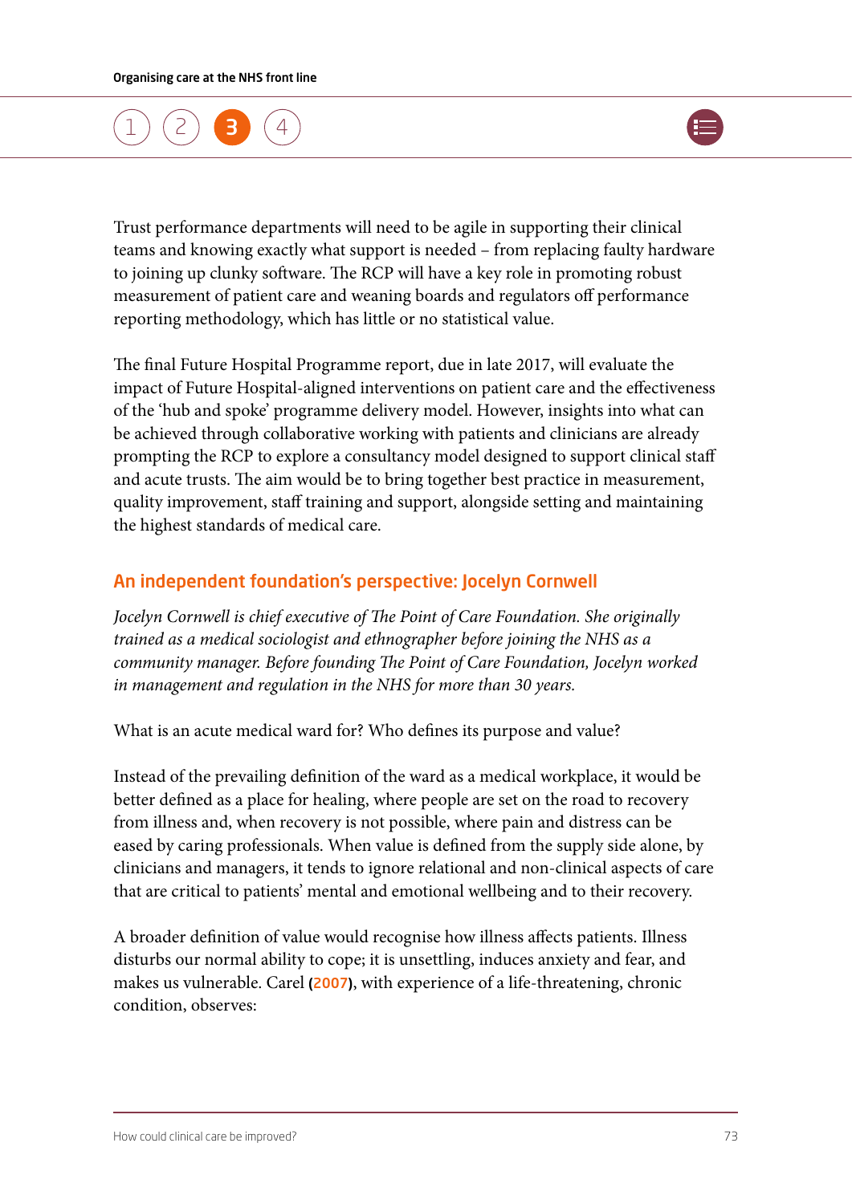Trust performance departments will need to be agile in supporting their clinical teams and knowing exactly what support is needed – from replacing faulty hardware to joining up clunky software. The RCP will have a key role in promoting robust measurement of patient care and weaning boards and regulators off performance reporting methodology, which has little or no statistical value.

The final Future Hospital Programme report, due in late 2017, will evaluate the impact of Future Hospital-aligned interventions on patient care and the effectiveness of the 'hub and spoke' programme delivery model. However, insights into what can be achieved through collaborative working with patients and clinicians are already prompting the RCP to explore a consultancy model designed to support clinical staff and acute trusts. The aim would be to bring together best practice in measurement, quality improvement, staff training and support, alongside setting and maintaining the highest standards of medical care.

## An independent foundation's perspective: Jocelyn Cornwell

*Jocelyn Cornwell is chief executive of The Point of Care Foundation. She originally trained as a medical sociologist and ethnographer before joining the NHS as a community manager. Before founding The Point of Care Foundation, Jocelyn worked in management and regulation in the NHS for more than 30 years.*

What is an acute medical ward for? Who defines its purpose and value?

Instead of the prevailing definition of the ward as a medical workplace, it would be better defined as a place for healing, where people are set on the road to recovery from illness and, when recovery is not possible, where pain and distress can be eased by caring professionals. When value is defined from the supply side alone, by clinicians and managers, it tends to ignore relational and non-clinical aspects of care that are critical to patients' mental and emotional wellbeing and to their recovery.

A broader definition of value would recognise how illness affects patients. Illness disturbs our normal ability to cope; it is unsettling, induces anxiety and fear, and makes us vulnerable. Carel (2007), with experience of a life-threatening, chronic condition, observes: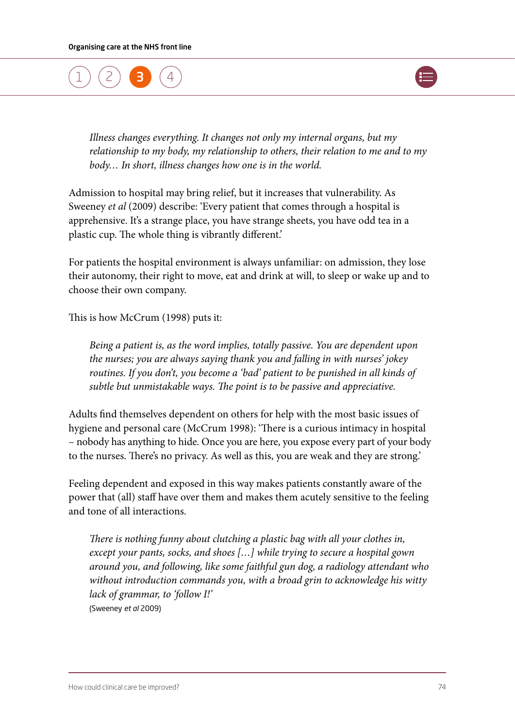> *Illness changes everything. It changes not only my internal organs, but my relationship to my body, my relationship to others, their relation to me and to my body… In short, illness changes how one is in the world.*

Admission to hospital may bring relief, but it increases that vulnerability. As Sweeney *et al* (2009) describe: 'Every patient that comes through a hospital is apprehensive. It's a strange place, you have strange sheets, you have odd tea in a plastic cup. The whole thing is vibrantly different.'

For patients the hospital environment is always unfamiliar: on admission, they lose their autonomy, their right to move, eat and drink at will, to sleep or wake up and to choose their own company.

This is how McCrum (1998) puts it:

> *Being a patient is, as the word implies, totally passive. You are dependent upon the nurses; you are always saying thank you and falling in with nurses' jokey routines. If you don't, you become a 'bad' patient to be punished in all kinds of subtle but unmistakable ways. The point is to be passive and appreciative.*

Adults find themselves dependent on others for help with the most basic issues of hygiene and personal care (McCrum 1998): 'There is a curious intimacy in hospital – nobody has anything to hide. Once you are here, you expose every part of your body to the nurses. There's no privacy. As well as this, you are weak and they are strong.'

Feeling dependent and exposed in this way makes patients constantly aware of the power that (all) staff have over them and makes them acutely sensitive to the feeling and tone of all interactions.

> *There is nothing funny about clutching a plastic bag with all your clothes in, except your pants, socks, and shoes […] while trying to secure a hospital gown around you, and following, like some faithful gun dog, a radiology attendant who without introduction commands you, with a broad grin to acknowledge his witty lack of grammar, to 'follow I!'*
>
> (Sweeney *et al* 2009)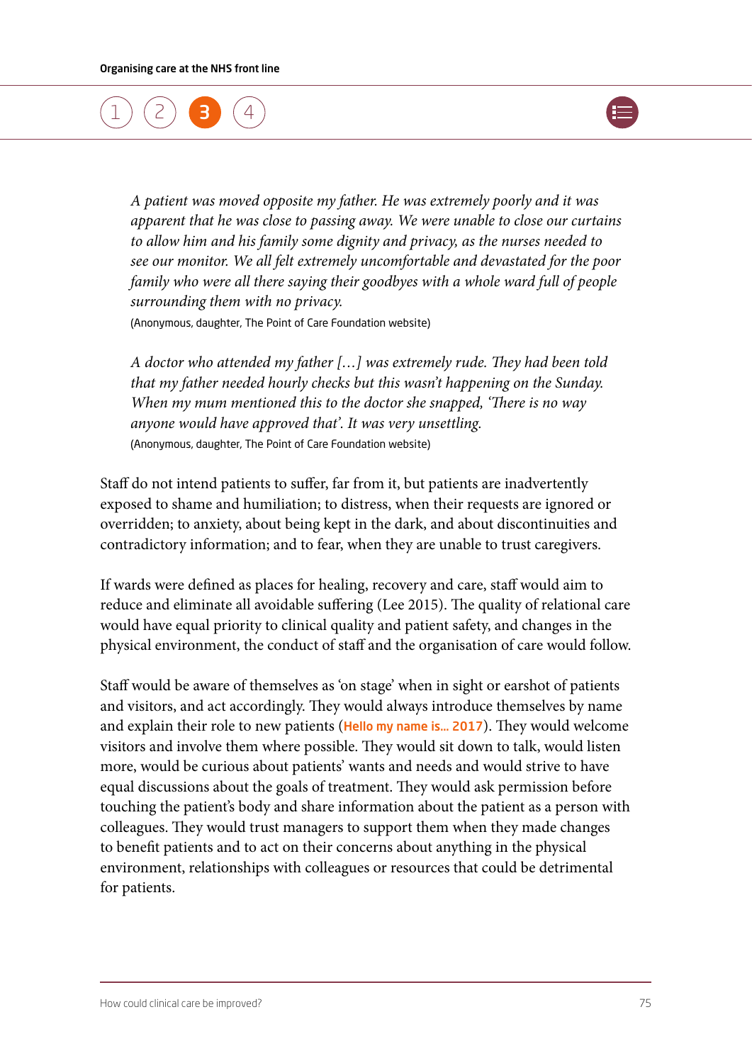> *A patient was moved opposite my father. He was extremely poorly and it was apparent that he was close to passing away. We were unable to close our curtains to allow him and his family some dignity and privacy, as the nurses needed to see our monitor. We all felt extremely uncomfortable and devastated for the poor family who were all there saying their goodbyes with a whole ward full of people surrounding them with no privacy.*
>
> (Anonymous, daughter, The Point of Care Foundation website)

> *A doctor who attended my father […] was extremely rude. They had been told that my father needed hourly checks but this wasn't happening on the Sunday. When my mum mentioned this to the doctor she snapped, 'There is no way anyone would have approved that'. It was very unsettling.*
>
> (Anonymous, daughter, The Point of Care Foundation website)

Staff do not intend patients to suffer, far from it, but patients are inadvertently exposed to shame and humiliation; to distress, when their requests are ignored or overridden; to anxiety, about being kept in the dark, and about discontinuities and contradictory information; and to fear, when they are unable to trust caregivers.

If wards were defined as places for healing, recovery and care, staff would aim to reduce and eliminate all avoidable suffering (Lee 2015). The quality of relational care would have equal priority to clinical quality and patient safety, and changes in the physical environment, the conduct of staff and the organisation of care would follow.

Staff would be aware of themselves as 'on stage' when in sight or earshot of patients and visitors, and act accordingly. They would always introduce themselves by name and explain their role to new patients (Hello my name is... 2017). They would welcome visitors and involve them where possible. They would sit down to talk, would listen more, would be curious about patients' wants and needs and would strive to have equal discussions about the goals of treatment. They would ask permission before touching the patient's body and share information about the patient as a person with colleagues. They would trust managers to support them when they made changes to benefit patients and to act on their concerns about anything in the physical environment, relationships with colleagues or resources that could be detrimental for patients.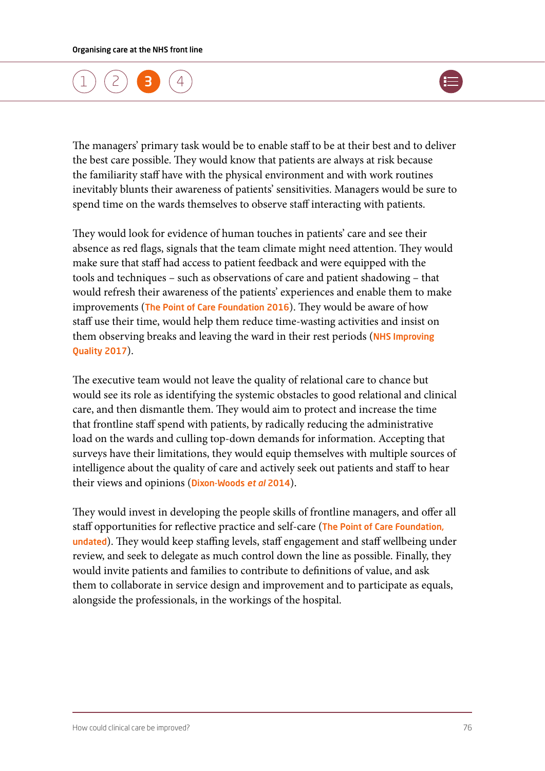The managers' primary task would be to enable staff to be at their best and to deliver the best care possible. They would know that patients are always at risk because the familiarity staff have with the physical environment and with work routines inevitably blunts their awareness of patients' sensitivities. Managers would be sure to spend time on the wards themselves to observe staff interacting with patients.

They would look for evidence of human touches in patients' care and see their absence as red flags, signals that the team climate might need attention. They would make sure that staff had access to patient feedback and were equipped with the tools and techniques – such as observations of care and patient shadowing – that would refresh their awareness of the patients' experiences and enable them to make improvements (The Point of Care Foundation 2016). They would be aware of how staff use their time, would help them reduce time-wasting activities and insist on them observing breaks and leaving the ward in their rest periods (NHS Improving Quality 2017).

The executive team would not leave the quality of relational care to chance but would see its role as identifying the systemic obstacles to good relational and clinical care, and then dismantle them. They would aim to protect and increase the time that frontline staff spend with patients, by radically reducing the administrative load on the wards and culling top-down demands for information. Accepting that surveys have their limitations, they would equip themselves with multiple sources of intelligence about the quality of care and actively seek out patients and staff to hear their views and opinions (Dixon-Woods *et al* 2014).

They would invest in developing the people skills of frontline managers, and offer all staff opportunities for reflective practice and self-care (The Point of Care Foundation, undated). They would keep staffing levels, staff engagement and staff wellbeing under review, and seek to delegate as much control down the line as possible. Finally, they would invite patients and families to contribute to definitions of value, and ask them to collaborate in service design and improvement and to participate as equals, alongside the professionals, in the workings of the hospital.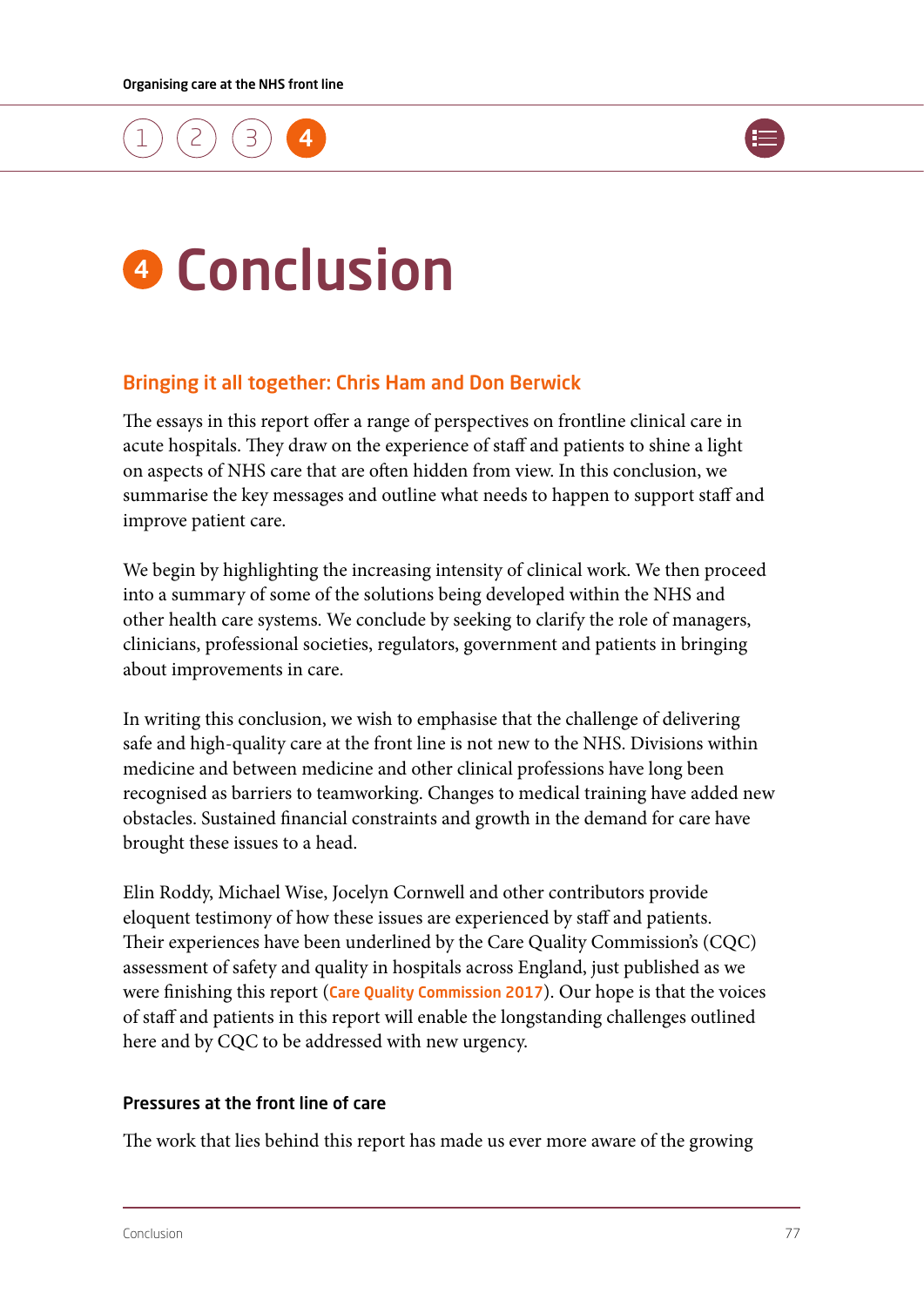# 4 Conclusion

## Bringing it all together: Chris Ham and Don Berwick

The essays in this report offer a range of perspectives on frontline clinical care in acute hospitals. They draw on the experience of staff and patients to shine a light on aspects of NHS care that are often hidden from view. In this conclusion, we summarise the key messages and outline what needs to happen to support staff and improve patient care.

We begin by highlighting the increasing intensity of clinical work. We then proceed into a summary of some of the solutions being developed within the NHS and other health care systems. We conclude by seeking to clarify the role of managers, clinicians, professional societies, regulators, government and patients in bringing about improvements in care.

In writing this conclusion, we wish to emphasise that the challenge of delivering safe and high-quality care at the front line is not new to the NHS. Divisions within medicine and between medicine and other clinical professions have long been recognised as barriers to teamworking. Changes to medical training have added new obstacles. Sustained financial constraints and growth in the demand for care have brought these issues to a head.

Elin Roddy, Michael Wise, Jocelyn Cornwell and other contributors provide eloquent testimony of how these issues are experienced by staff and patients. Their experiences have been underlined by the Care Quality Commission's (CQC) assessment of safety and quality in hospitals across England, just published as we were finishing this report (Care Quality Commission 2017). Our hope is that the voices of staff and patients in this report will enable the longstanding challenges outlined here and by CQC to be addressed with new urgency.

### Pressures at the front line of care

The work that lies behind this report has made us ever more aware of the growing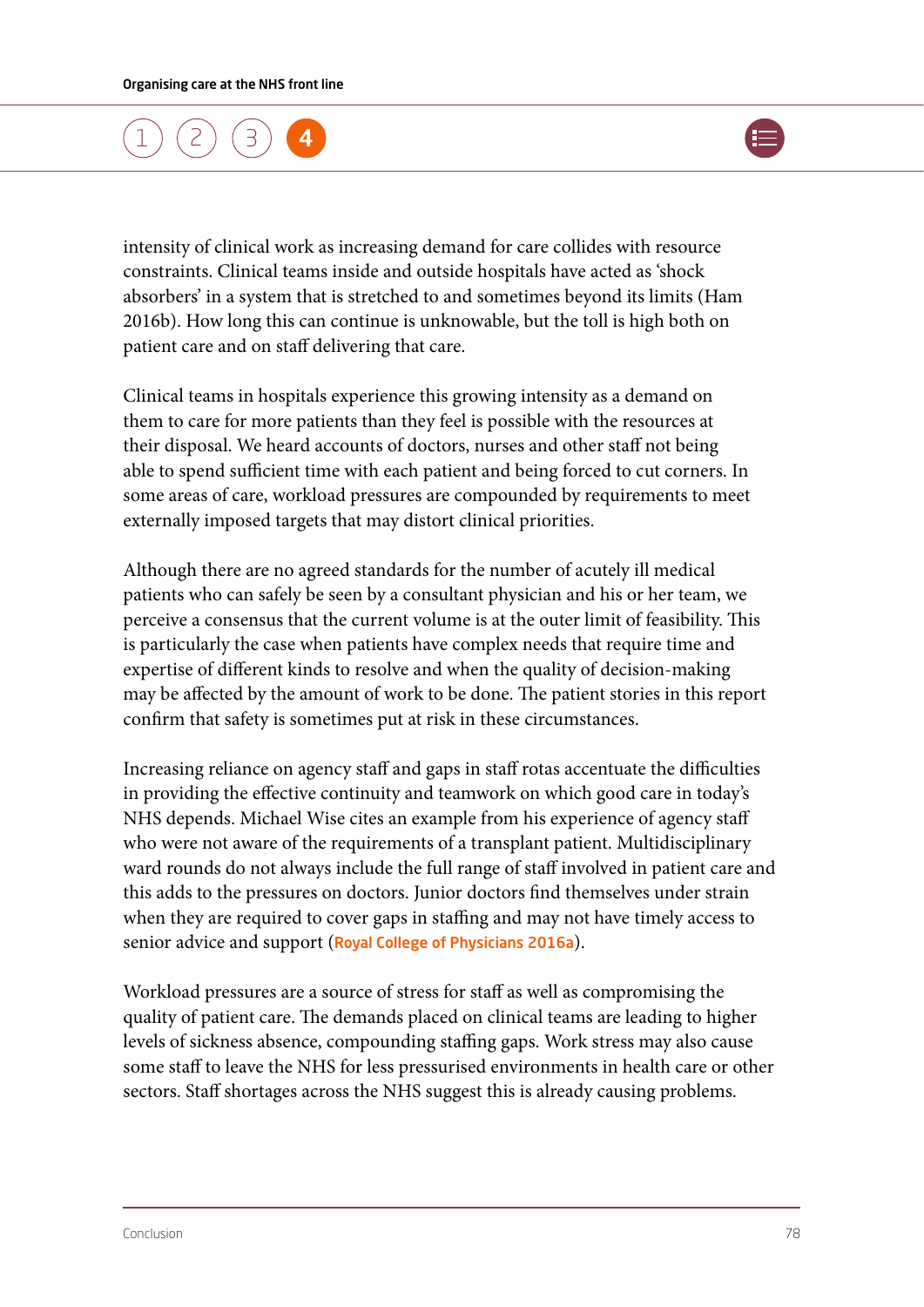intensity of clinical work as increasing demand for care collides with resource constraints. Clinical teams inside and outside hospitals have acted as 'shock absorbers' in a system that is stretched to and sometimes beyond its limits (Ham 2016b). How long this can continue is unknowable, but the toll is high both on patient care and on staff delivering that care.

Clinical teams in hospitals experience this growing intensity as a demand on them to care for more patients than they feel is possible with the resources at their disposal. We heard accounts of doctors, nurses and other staff not being able to spend sufficient time with each patient and being forced to cut corners. In some areas of care, workload pressures are compounded by requirements to meet externally imposed targets that may distort clinical priorities.

Although there are no agreed standards for the number of acutely ill medical patients who can safely be seen by a consultant physician and his or her team, we perceive a consensus that the current volume is at the outer limit of feasibility. This is particularly the case when patients have complex needs that require time and expertise of different kinds to resolve and when the quality of decision-making may be affected by the amount of work to be done. The patient stories in this report confirm that safety is sometimes put at risk in these circumstances.

Increasing reliance on agency staff and gaps in staff rotas accentuate the difficulties in providing the effective continuity and teamwork on which good care in today's NHS depends. Michael Wise cites an example from his experience of agency staff who were not aware of the requirements of a transplant patient. Multidisciplinary ward rounds do not always include the full range of staff involved in patient care and this adds to the pressures on doctors. Junior doctors find themselves under strain when they are required to cover gaps in staffing and may not have timely access to senior advice and support (Royal College of Physicians 2016a).

Workload pressures are a source of stress for staff as well as compromising the quality of patient care. The demands placed on clinical teams are leading to higher levels of sickness absence, compounding staffing gaps. Work stress may also cause some staff to leave the NHS for less pressurised environments in health care or other sectors. Staff shortages across the NHS suggest this is already causing problems.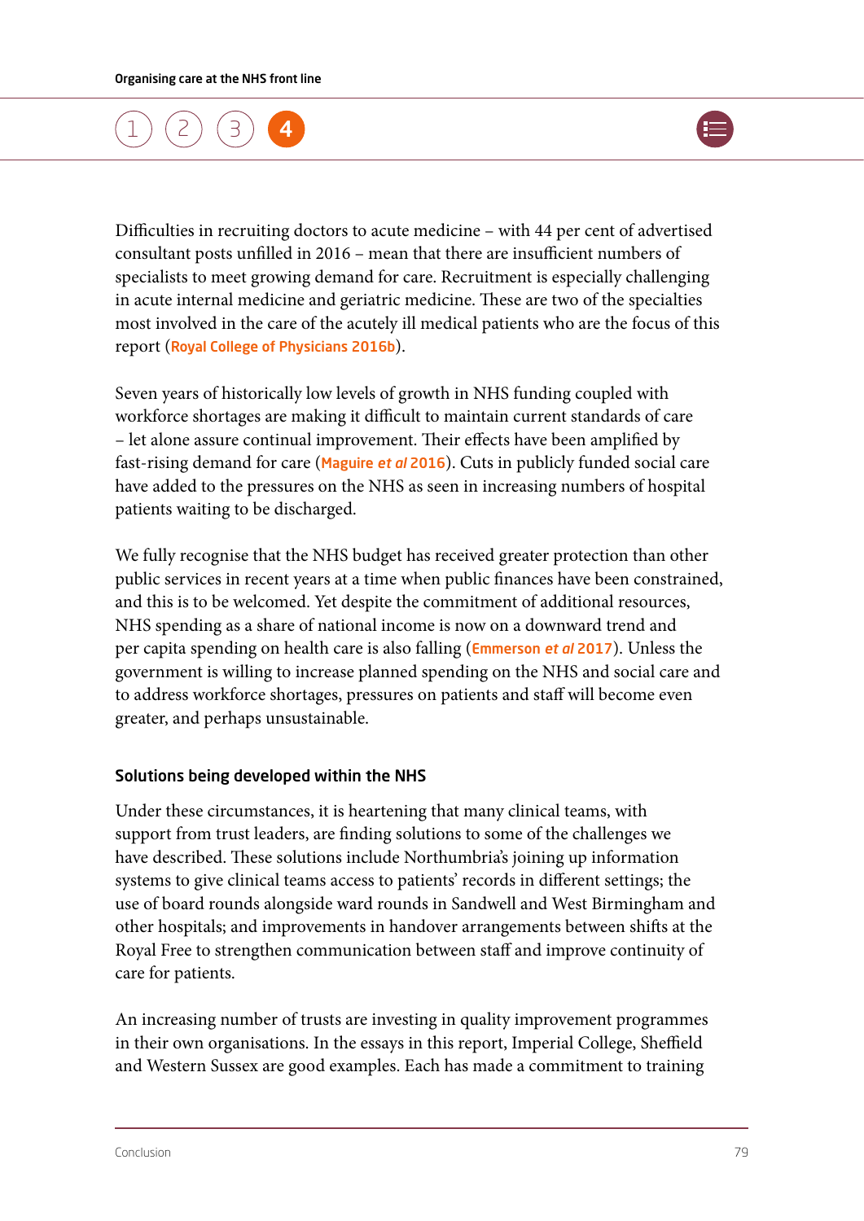Difficulties in recruiting doctors to acute medicine – with 44 per cent of advertised consultant posts unfilled in 2016 – mean that there are insufficient numbers of specialists to meet growing demand for care. Recruitment is especially challenging in acute internal medicine and geriatric medicine. These are two of the specialties most involved in the care of the acutely ill medical patients who are the focus of this report (Royal College of Physicians 2016b).

Seven years of historically low levels of growth in NHS funding coupled with workforce shortages are making it difficult to maintain current standards of care – let alone assure continual improvement. Their effects have been amplified by fast-rising demand for care (Maguire *et al* 2016). Cuts in publicly funded social care have added to the pressures on the NHS as seen in increasing numbers of hospital patients waiting to be discharged.

We fully recognise that the NHS budget has received greater protection than other public services in recent years at a time when public finances have been constrained, and this is to be welcomed. Yet despite the commitment of additional resources, NHS spending as a share of national income is now on a downward trend and per capita spending on health care is also falling (Emmerson *et al* 2017). Unless the government is willing to increase planned spending on the NHS and social care and to address workforce shortages, pressures on patients and staff will become even greater, and perhaps unsustainable.

### Solutions being developed within the NHS

Under these circumstances, it is heartening that many clinical teams, with support from trust leaders, are finding solutions to some of the challenges we have described. These solutions include Northumbria's joining up information systems to give clinical teams access to patients' records in different settings; the use of board rounds alongside ward rounds in Sandwell and West Birmingham and other hospitals; and improvements in handover arrangements between shifts at the Royal Free to strengthen communication between staff and improve continuity of care for patients.

An increasing number of trusts are investing in quality improvement programmes in their own organisations. In the essays in this report, Imperial College, Sheffield and Western Sussex are good examples. Each has made a commitment to training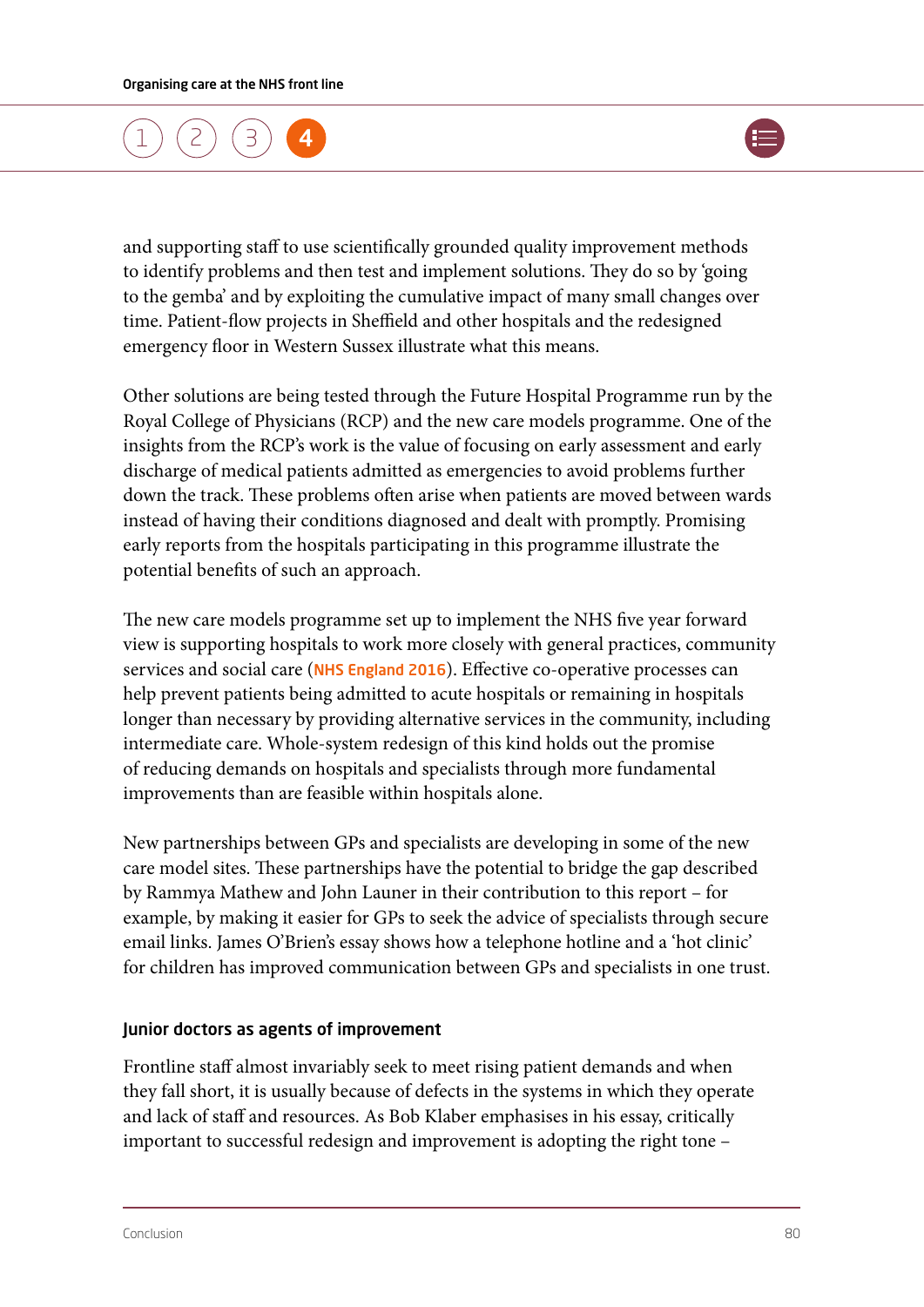and supporting staff to use scientifically grounded quality improvement methods to identify problems and then test and implement solutions. They do so by 'going to the gemba' and by exploiting the cumulative impact of many small changes over time. Patient-flow projects in Sheffield and other hospitals and the redesigned emergency floor in Western Sussex illustrate what this means.

Other solutions are being tested through the Future Hospital Programme run by the Royal College of Physicians (RCP) and the new care models programme. One of the insights from the RCP's work is the value of focusing on early assessment and early discharge of medical patients admitted as emergencies to avoid problems further down the track. These problems often arise when patients are moved between wards instead of having their conditions diagnosed and dealt with promptly. Promising early reports from the hospitals participating in this programme illustrate the potential benefits of such an approach.

The new care models programme set up to implement the NHS five year forward view is supporting hospitals to work more closely with general practices, community services and social care (NHS England 2016). Effective co-operative processes can help prevent patients being admitted to acute hospitals or remaining in hospitals longer than necessary by providing alternative services in the community, including intermediate care. Whole-system redesign of this kind holds out the promise of reducing demands on hospitals and specialists through more fundamental improvements than are feasible within hospitals alone.

New partnerships between GPs and specialists are developing in some of the new care model sites. These partnerships have the potential to bridge the gap described by Rammya Mathew and John Launer in their contribution to this report – for example, by making it easier for GPs to seek the advice of specialists through secure email links. James O'Brien's essay shows how a telephone hotline and a 'hot clinic' for children has improved communication between GPs and specialists in one trust.

### Junior doctors as agents of improvement

Frontline staff almost invariably seek to meet rising patient demands and when they fall short, it is usually because of defects in the systems in which they operate and lack of staff and resources. As Bob Klaber emphasises in his essay, critically important to successful redesign and improvement is adopting the right tone –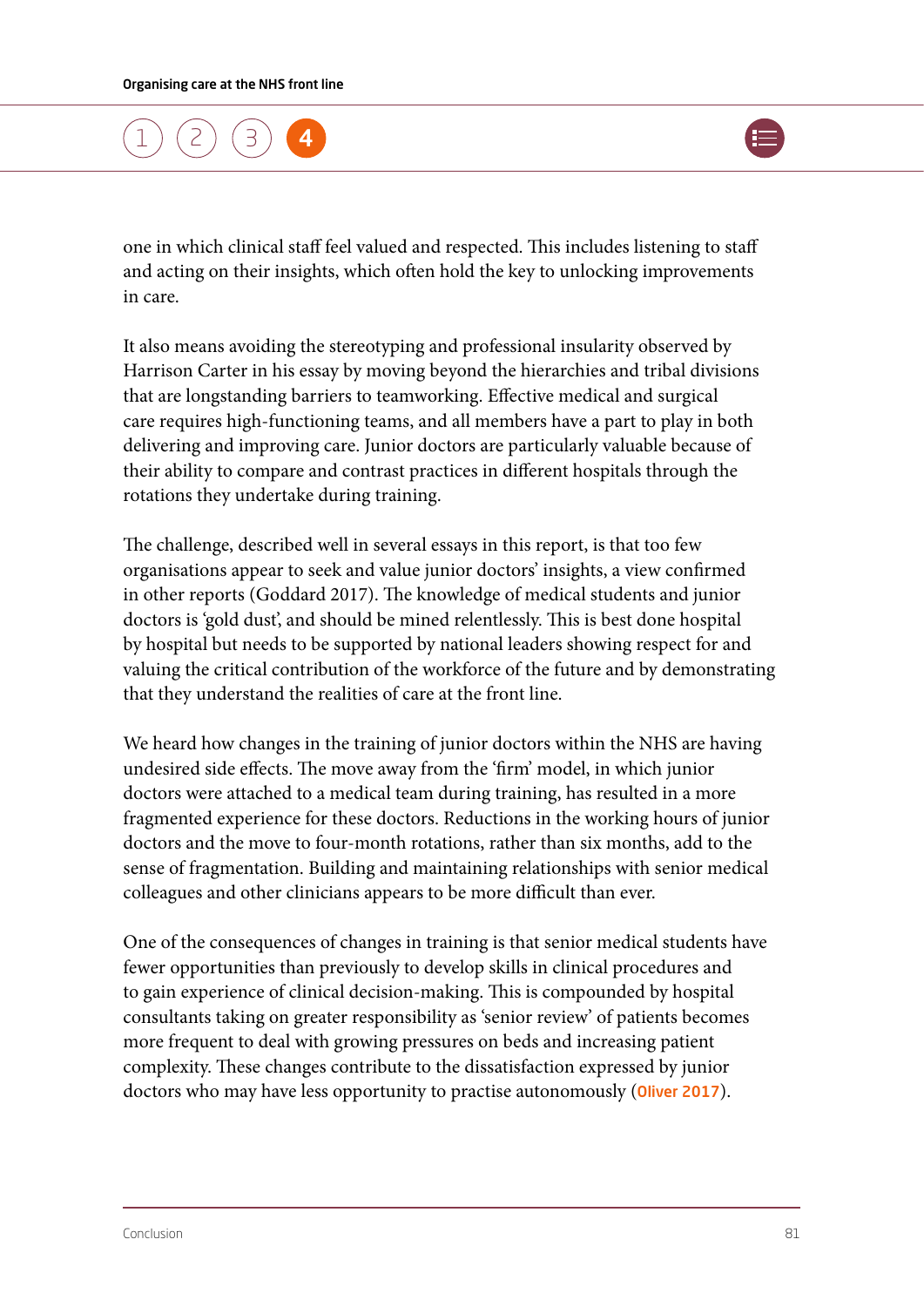one in which clinical staff feel valued and respected. This includes listening to staff and acting on their insights, which often hold the key to unlocking improvements in care.

It also means avoiding the stereotyping and professional insularity observed by Harrison Carter in his essay by moving beyond the hierarchies and tribal divisions that are longstanding barriers to teamworking. Effective medical and surgical care requires high-functioning teams, and all members have a part to play in both delivering and improving care. Junior doctors are particularly valuable because of their ability to compare and contrast practices in different hospitals through the rotations they undertake during training.

The challenge, described well in several essays in this report, is that too few organisations appear to seek and value junior doctors' insights, a view confirmed in other reports (Goddard 2017). The knowledge of medical students and junior doctors is 'gold dust', and should be mined relentlessly. This is best done hospital by hospital but needs to be supported by national leaders showing respect for and valuing the critical contribution of the workforce of the future and by demonstrating that they understand the realities of care at the front line.

We heard how changes in the training of junior doctors within the NHS are having undesired side effects. The move away from the 'firm' model, in which junior doctors were attached to a medical team during training, has resulted in a more fragmented experience for these doctors. Reductions in the working hours of junior doctors and the move to four-month rotations, rather than six months, add to the sense of fragmentation. Building and maintaining relationships with senior medical colleagues and other clinicians appears to be more difficult than ever.

One of the consequences of changes in training is that senior medical students have fewer opportunities than previously to develop skills in clinical procedures and to gain experience of clinical decision-making. This is compounded by hospital consultants taking on greater responsibility as 'senior review' of patients becomes more frequent to deal with growing pressures on beds and increasing patient complexity. These changes contribute to the dissatisfaction expressed by junior doctors who may have less opportunity to practise autonomously (Oliver 2017).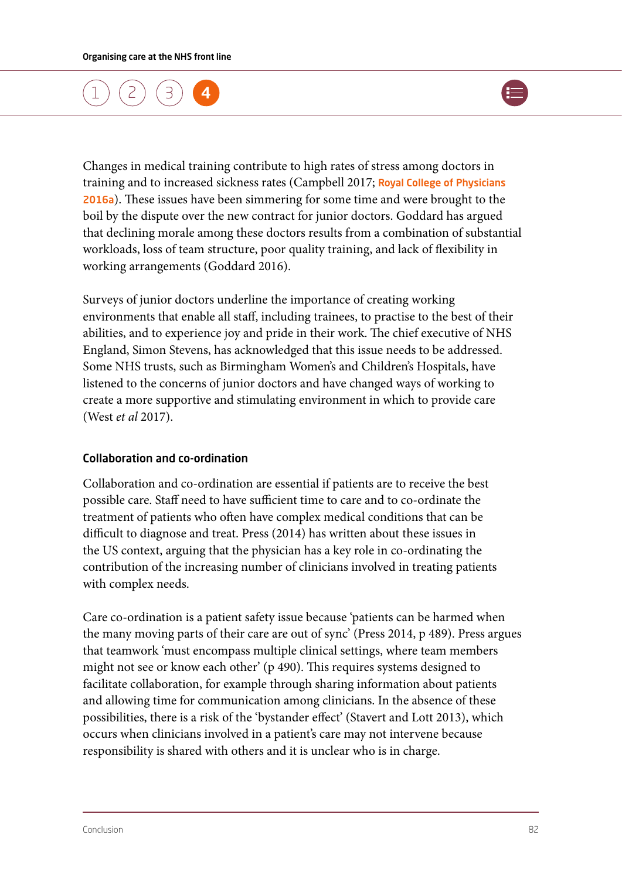Changes in medical training contribute to high rates of stress among doctors in training and to increased sickness rates (Campbell 2017; Royal College of Physicians 2016a). These issues have been simmering for some time and were brought to the boil by the dispute over the new contract for junior doctors. Goddard has argued that declining morale among these doctors results from a combination of substantial workloads, loss of team structure, poor quality training, and lack of flexibility in working arrangements (Goddard 2016).

Surveys of junior doctors underline the importance of creating working environments that enable all staff, including trainees, to practise to the best of their abilities, and to experience joy and pride in their work. The chief executive of NHS England, Simon Stevens, has acknowledged that this issue needs to be addressed. Some NHS trusts, such as Birmingham Women's and Children's Hospitals, have listened to the concerns of junior doctors and have changed ways of working to create a more supportive and stimulating environment in which to provide care (West *et al* 2017).

### Collaboration and co-ordination

Collaboration and co-ordination are essential if patients are to receive the best possible care. Staff need to have sufficient time to care and to co-ordinate the treatment of patients who often have complex medical conditions that can be difficult to diagnose and treat. Press (2014) has written about these issues in the US context, arguing that the physician has a key role in co-ordinating the contribution of the increasing number of clinicians involved in treating patients with complex needs.

Care co-ordination is a patient safety issue because 'patients can be harmed when the many moving parts of their care are out of sync' (Press 2014, p 489). Press argues that teamwork 'must encompass multiple clinical settings, where team members might not see or know each other' (p 490). This requires systems designed to facilitate collaboration, for example through sharing information about patients and allowing time for communication among clinicians. In the absence of these possibilities, there is a risk of the 'bystander effect' (Stavert and Lott 2013), which occurs when clinicians involved in a patient's care may not intervene because responsibility is shared with others and it is unclear who is in charge.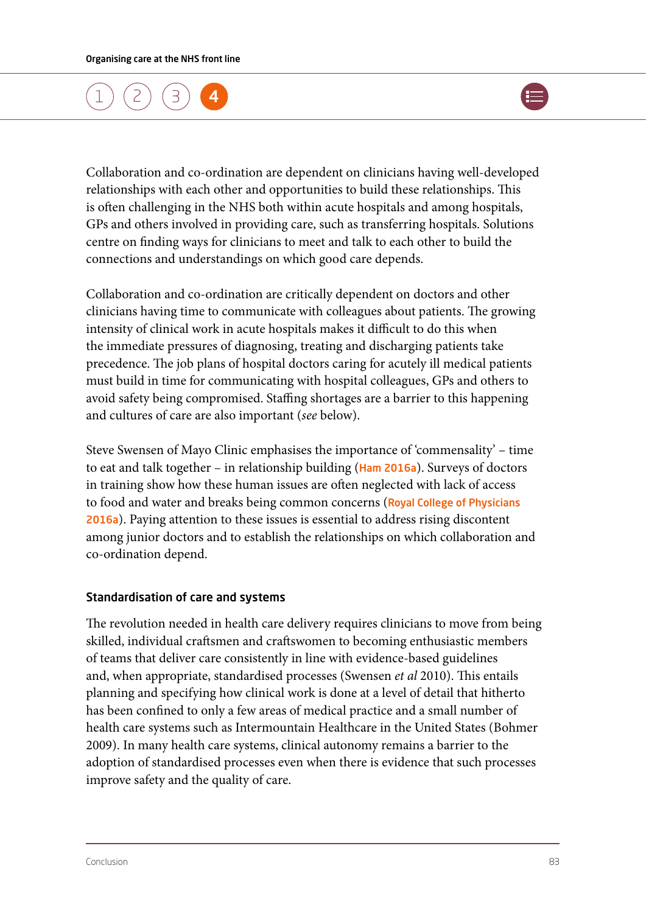Collaboration and co-ordination are dependent on clinicians having well-developed relationships with each other and opportunities to build these relationships. This is often challenging in the NHS both within acute hospitals and among hospitals, GPs and others involved in providing care, such as transferring hospitals. Solutions centre on finding ways for clinicians to meet and talk to each other to build the connections and understandings on which good care depends.

Collaboration and co-ordination are critically dependent on doctors and other clinicians having time to communicate with colleagues about patients. The growing intensity of clinical work in acute hospitals makes it difficult to do this when the immediate pressures of diagnosing, treating and discharging patients take precedence. The job plans of hospital doctors caring for acutely ill medical patients must build in time for communicating with hospital colleagues, GPs and others to avoid safety being compromised. Staffing shortages are a barrier to this happening and cultures of care are also important (*see* below).

Steve Swensen of Mayo Clinic emphasises the importance of 'commensality' – time to eat and talk together – in relationship building (Ham 2016a). Surveys of doctors in training show how these human issues are often neglected with lack of access to food and water and breaks being common concerns (Royal College of Physicians 2016a). Paying attention to these issues is essential to address rising discontent among junior doctors and to establish the relationships on which collaboration and co-ordination depend.

### Standardisation of care and systems

The revolution needed in health care delivery requires clinicians to move from being skilled, individual craftsmen and craftswomen to becoming enthusiastic members of teams that deliver care consistently in line with evidence-based guidelines and, when appropriate, standardised processes (Swensen *et al* 2010). This entails planning and specifying how clinical work is done at a level of detail that hitherto has been confined to only a few areas of medical practice and a small number of health care systems such as Intermountain Healthcare in the United States (Bohmer 2009). In many health care systems, clinical autonomy remains a barrier to the adoption of standardised processes even when there is evidence that such processes improve safety and the quality of care.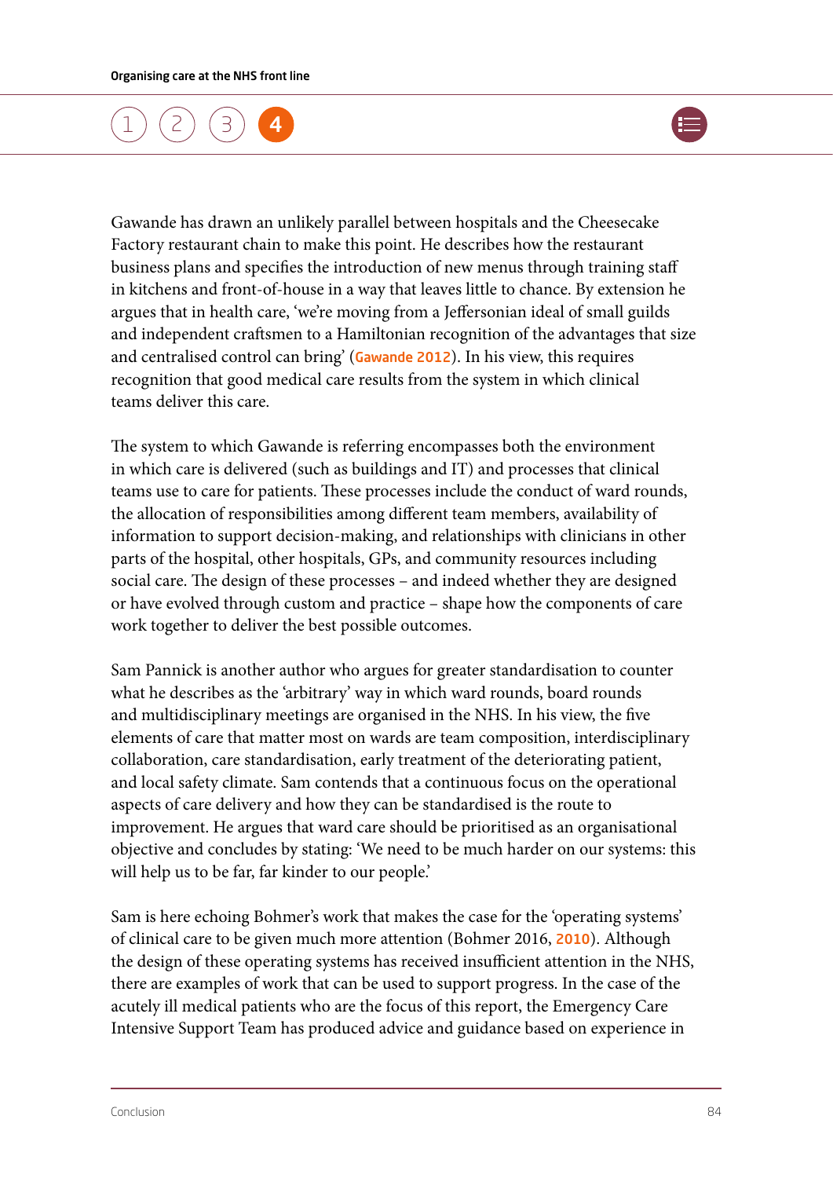Gawande has drawn an unlikely parallel between hospitals and the Cheesecake Factory restaurant chain to make this point. He describes how the restaurant business plans and specifies the introduction of new menus through training staff in kitchens and front-of-house in a way that leaves little to chance. By extension he argues that in health care, 'we're moving from a Jeffersonian ideal of small guilds and independent craftsmen to a Hamiltonian recognition of the advantages that size and centralised control can bring' (Gawande 2012). In his view, this requires recognition that good medical care results from the system in which clinical teams deliver this care.

The system to which Gawande is referring encompasses both the environment in which care is delivered (such as buildings and IT) and processes that clinical teams use to care for patients. These processes include the conduct of ward rounds, the allocation of responsibilities among different team members, availability of information to support decision-making, and relationships with clinicians in other parts of the hospital, other hospitals, GPs, and community resources including social care. The design of these processes – and indeed whether they are designed or have evolved through custom and practice – shape how the components of care work together to deliver the best possible outcomes.

Sam Pannick is another author who argues for greater standardisation to counter what he describes as the 'arbitrary' way in which ward rounds, board rounds and multidisciplinary meetings are organised in the NHS. In his view, the five elements of care that matter most on wards are team composition, interdisciplinary collaboration, care standardisation, early treatment of the deteriorating patient, and local safety climate. Sam contends that a continuous focus on the operational aspects of care delivery and how they can be standardised is the route to improvement. He argues that ward care should be prioritised as an organisational objective and concludes by stating: 'We need to be much harder on our systems: this will help us to be far, far kinder to our people.'

Sam is here echoing Bohmer's work that makes the case for the 'operating systems' of clinical care to be given much more attention (Bohmer 2016, 2010). Although the design of these operating systems has received insufficient attention in the NHS, there are examples of work that can be used to support progress. In the case of the acutely ill medical patients who are the focus of this report, the Emergency Care Intensive Support Team has produced advice and guidance based on experience in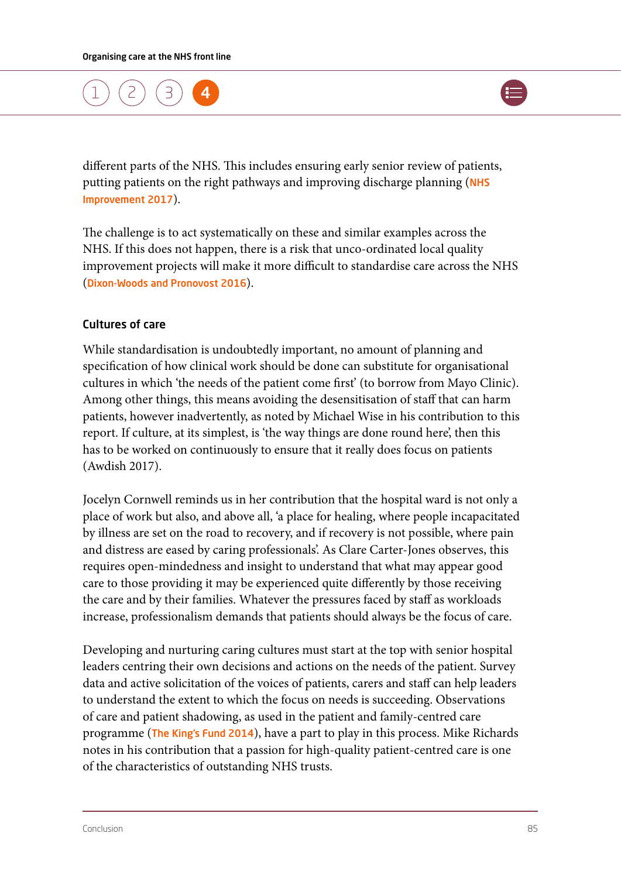different parts of the NHS. This includes ensuring early senior review of patients, putting patients on the right pathways and improving discharge planning (NHS Improvement 2017).

The challenge is to act systematically on these and similar examples across the NHS. If this does not happen, there is a risk that unco-ordinated local quality improvement projects will make it more difficult to standardise care across the NHS (Dixon-Woods and Pronovost 2016).

### Cultures of care

While standardisation is undoubtedly important, no amount of planning and specification of how clinical work should be done can substitute for organisational cultures in which 'the needs of the patient come first' (to borrow from Mayo Clinic). Among other things, this means avoiding the desensitisation of staff that can harm patients, however inadvertently, as noted by Michael Wise in his contribution to this report. If culture, at its simplest, is 'the way things are done round here', then this has to be worked on continuously to ensure that it really does focus on patients (Awdish 2017).

Jocelyn Cornwell reminds us in her contribution that the hospital ward is not only a place of work but also, and above all, 'a place for healing, where people incapacitated by illness are set on the road to recovery, and if recovery is not possible, where pain and distress are eased by caring professionals'. As Clare Carter-Jones observes, this requires open-mindedness and insight to understand that what may appear good care to those providing it may be experienced quite differently by those receiving the care and by their families. Whatever the pressures faced by staff as workloads increase, professionalism demands that patients should always be the focus of care.

Developing and nurturing caring cultures must start at the top with senior hospital leaders centring their own decisions and actions on the needs of the patient. Survey data and active solicitation of the voices of patients, carers and staff can help leaders to understand the extent to which the focus on needs is succeeding. Observations of care and patient shadowing, as used in the patient and family-centred care programme (The King's Fund 2014), have a part to play in this process. Mike Richards notes in his contribution that a passion for high-quality patient-centred care is one of the characteristics of outstanding NHS trusts.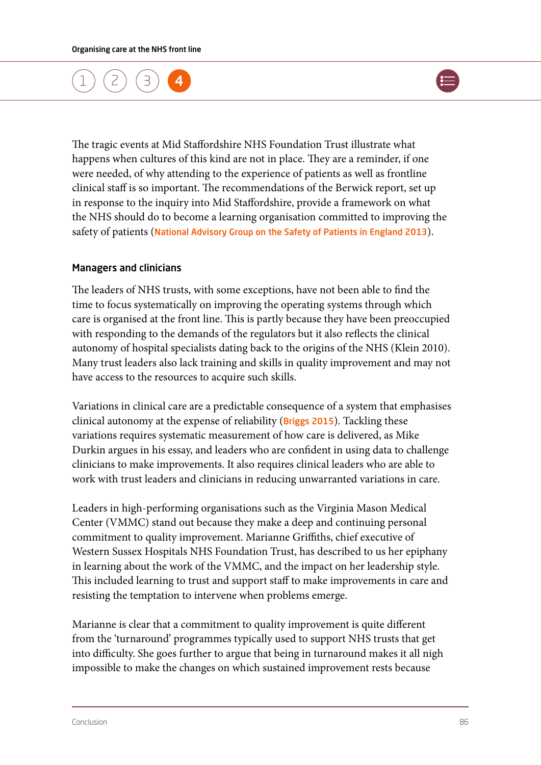The tragic events at Mid Staffordshire NHS Foundation Trust illustrate what happens when cultures of this kind are not in place. They are a reminder, if one were needed, of why attending to the experience of patients as well as frontline clinical staff is so important. The recommendations of the Berwick report, set up in response to the inquiry into Mid Staffordshire, provide a framework on what the NHS should do to become a learning organisation committed to improving the safety of patients (National Advisory Group on the Safety of Patients in England 2013).

### Managers and clinicians

The leaders of NHS trusts, with some exceptions, have not been able to find the time to focus systematically on improving the operating systems through which care is organised at the front line. This is partly because they have been preoccupied with responding to the demands of the regulators but it also reflects the clinical autonomy of hospital specialists dating back to the origins of the NHS (Klein 2010). Many trust leaders also lack training and skills in quality improvement and may not have access to the resources to acquire such skills.

Variations in clinical care are a predictable consequence of a system that emphasises clinical autonomy at the expense of reliability (Briggs 2015). Tackling these variations requires systematic measurement of how care is delivered, as Mike Durkin argues in his essay, and leaders who are confident in using data to challenge clinicians to make improvements. It also requires clinical leaders who are able to work with trust leaders and clinicians in reducing unwarranted variations in care.

Leaders in high-performing organisations such as the Virginia Mason Medical Center (VMMC) stand out because they make a deep and continuing personal commitment to quality improvement. Marianne Griffiths, chief executive of Western Sussex Hospitals NHS Foundation Trust, has described to us her epiphany in learning about the work of the VMMC, and the impact on her leadership style. This included learning to trust and support staff to make improvements in care and resisting the temptation to intervene when problems emerge.

Marianne is clear that a commitment to quality improvement is quite different from the 'turnaround' programmes typically used to support NHS trusts that get into difficulty. She goes further to argue that being in turnaround makes it all nigh impossible to make the changes on which sustained improvement rests because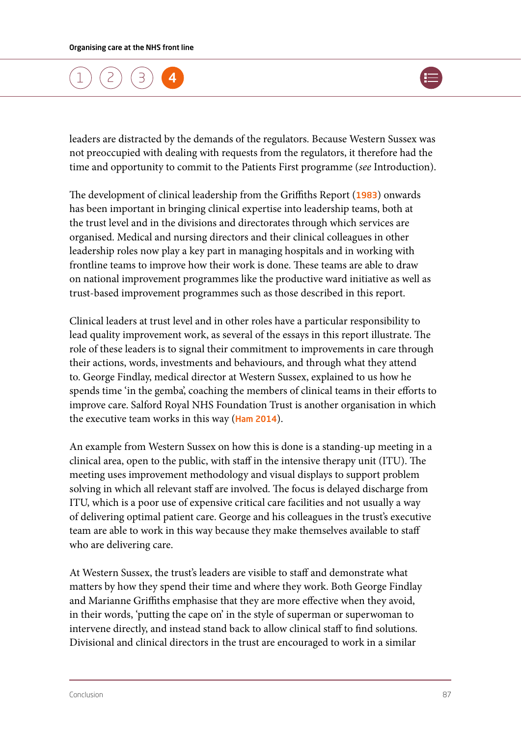leaders are distracted by the demands of the regulators. Because Western Sussex was not preoccupied with dealing with requests from the regulators, it therefore had the time and opportunity to commit to the Patients First programme (*see* Introduction).

The development of clinical leadership from the Griffiths Report (**1983**) onwards has been important in bringing clinical expertise into leadership teams, both at the trust level and in the divisions and directorates through which services are organised. Medical and nursing directors and their clinical colleagues in other leadership roles now play a key part in managing hospitals and in working with frontline teams to improve how their work is done. These teams are able to draw on national improvement programmes like the productive ward initiative as well as trust-based improvement programmes such as those described in this report.

Clinical leaders at trust level and in other roles have a particular responsibility to lead quality improvement work, as several of the essays in this report illustrate. The role of these leaders is to signal their commitment to improvements in care through their actions, words, investments and behaviours, and through what they attend to. George Findlay, medical director at Western Sussex, explained to us how he spends time 'in the gemba', coaching the members of clinical teams in their efforts to improve care. Salford Royal NHS Foundation Trust is another organisation in which the executive team works in this way (**Ham 2014**).

An example from Western Sussex on how this is done is a standing-up meeting in a clinical area, open to the public, with staff in the intensive therapy unit (ITU). The meeting uses improvement methodology and visual displays to support problem solving in which all relevant staff are involved. The focus is delayed discharge from ITU, which is a poor use of expensive critical care facilities and not usually a way of delivering optimal patient care. George and his colleagues in the trust's executive team are able to work in this way because they make themselves available to staff who are delivering care.

At Western Sussex, the trust's leaders are visible to staff and demonstrate what matters by how they spend their time and where they work. Both George Findlay and Marianne Griffiths emphasise that they are more effective when they avoid, in their words, 'putting the cape on' in the style of superman or superwoman to intervene directly, and instead stand back to allow clinical staff to find solutions. Divisional and clinical directors in the trust are encouraged to work in a similar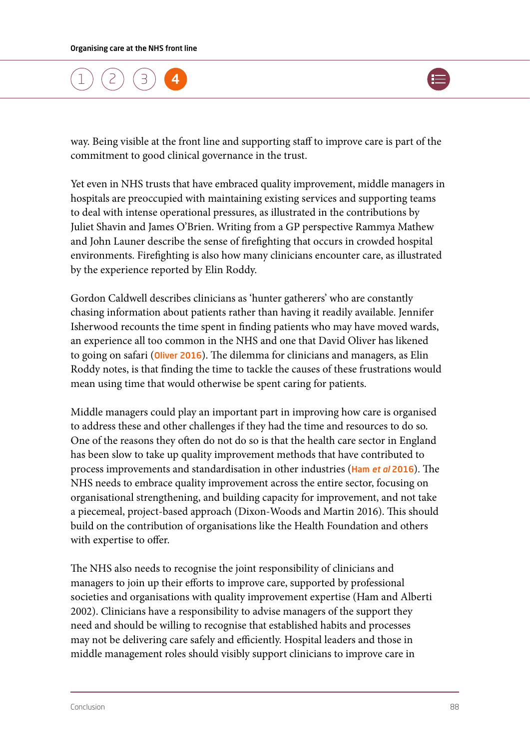way. Being visible at the front line and supporting staff to improve care is part of the commitment to good clinical governance in the trust.

Yet even in NHS trusts that have embraced quality improvement, middle managers in hospitals are preoccupied with maintaining existing services and supporting teams to deal with intense operational pressures, as illustrated in the contributions by Juliet Shavin and James O'Brien. Writing from a GP perspective Rammya Mathew and John Launer describe the sense of firefighting that occurs in crowded hospital environments. Firefighting is also how many clinicians encounter care, as illustrated by the experience reported by Elin Roddy.

Gordon Caldwell describes clinicians as 'hunter gatherers' who are constantly chasing information about patients rather than having it readily available. Jennifer Isherwood recounts the time spent in finding patients who may have moved wards, an experience all too common in the NHS and one that David Oliver has likened to going on safari (**Oliver 2016**). The dilemma for clinicians and managers, as Elin Roddy notes, is that finding the time to tackle the causes of these frustrations would mean using time that would otherwise be spent caring for patients.

Middle managers could play an important part in improving how care is organised to address these and other challenges if they had the time and resources to do so. One of the reasons they often do not do so is that the health care sector in England has been slow to take up quality improvement methods that have contributed to process improvements and standardisation in other industries (**Ham *et al* 2016**). The NHS needs to embrace quality improvement across the entire sector, focusing on organisational strengthening, and building capacity for improvement, and not take a piecemeal, project-based approach (Dixon-Woods and Martin 2016). This should build on the contribution of organisations like the Health Foundation and others with expertise to offer.

The NHS also needs to recognise the joint responsibility of clinicians and managers to join up their efforts to improve care, supported by professional societies and organisations with quality improvement expertise (Ham and Alberti 2002). Clinicians have a responsibility to advise managers of the support they need and should be willing to recognise that established habits and processes may not be delivering care safely and efficiently. Hospital leaders and those in middle management roles should visibly support clinicians to improve care in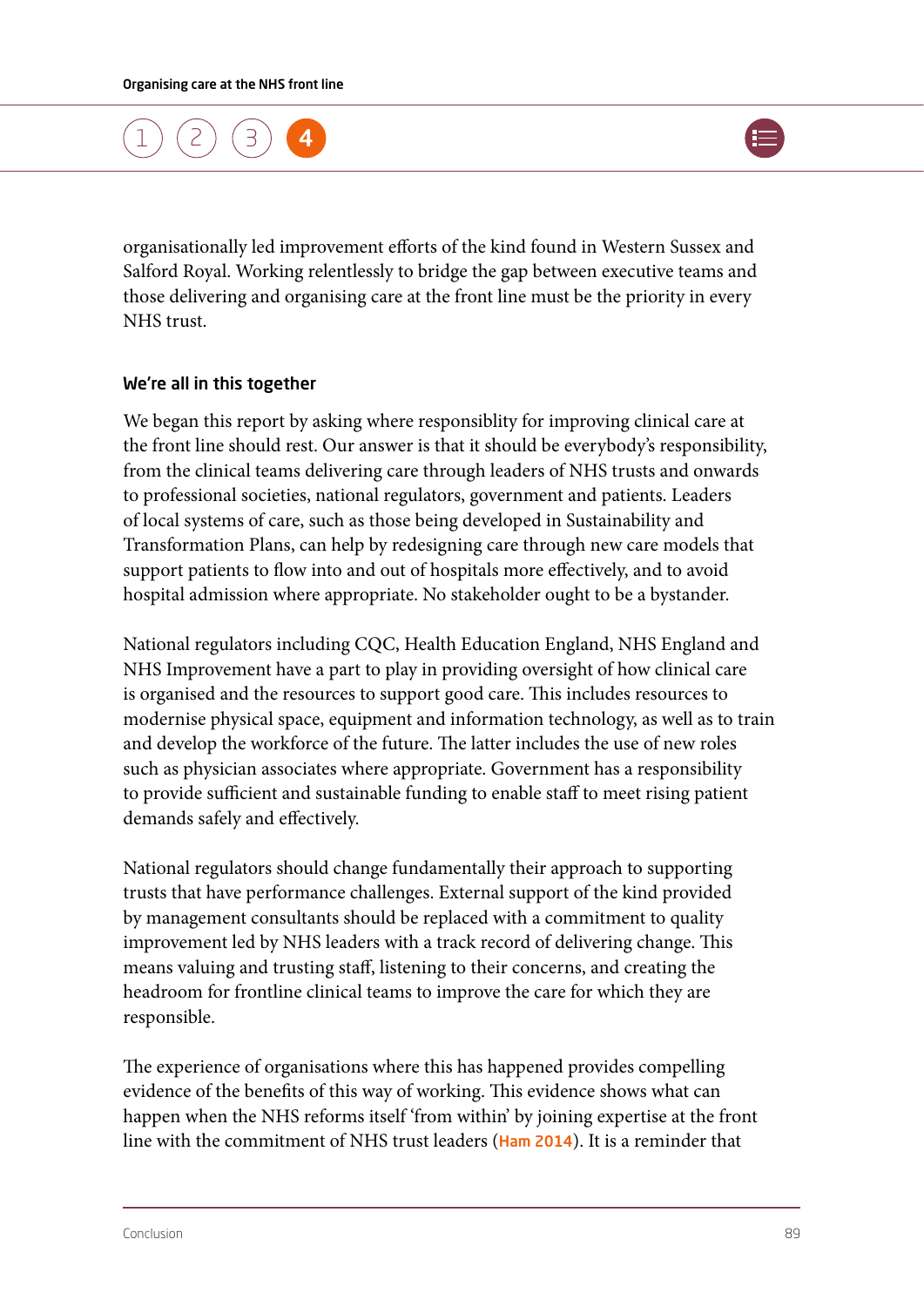organisationally led improvement efforts of the kind found in Western Sussex and Salford Royal. Working relentlessly to bridge the gap between executive teams and those delivering and organising care at the front line must be the priority in every NHS trust.

### We're all in this together

We began this report by asking where responsiblity for improving clinical care at the front line should rest. Our answer is that it should be everybody's responsibility, from the clinical teams delivering care through leaders of NHS trusts and onwards to professional societies, national regulators, government and patients. Leaders of local systems of care, such as those being developed in Sustainability and Transformation Plans, can help by redesigning care through new care models that support patients to flow into and out of hospitals more effectively, and to avoid hospital admission where appropriate. No stakeholder ought to be a bystander.

National regulators including CQC, Health Education England, NHS England and NHS Improvement have a part to play in providing oversight of how clinical care is organised and the resources to support good care. This includes resources to modernise physical space, equipment and information technology, as well as to train and develop the workforce of the future. The latter includes the use of new roles such as physician associates where appropriate. Government has a responsibility to provide sufficient and sustainable funding to enable staff to meet rising patient demands safely and effectively.

National regulators should change fundamentally their approach to supporting trusts that have performance challenges. External support of the kind provided by management consultants should be replaced with a commitment to quality improvement led by NHS leaders with a track record of delivering change. This means valuing and trusting staff, listening to their concerns, and creating the headroom for frontline clinical teams to improve the care for which they are responsible.

The experience of organisations where this has happened provides compelling evidence of the benefits of this way of working. This evidence shows what can happen when the NHS reforms itself 'from within' by joining expertise at the front line with the commitment of NHS trust leaders (Ham 2014). It is a reminder that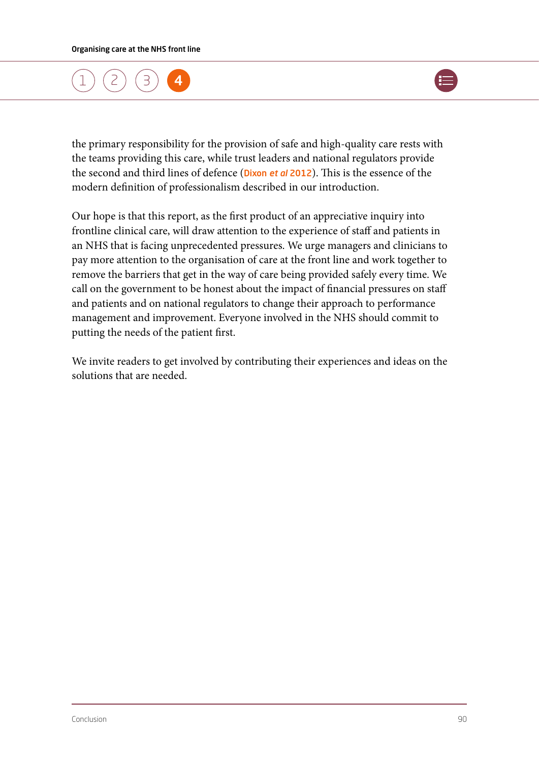the primary responsibility for the provision of safe and high-quality care rests with the teams providing this care, while trust leaders and national regulators provide the second and third lines of defence (Dixon *et al* 2012). This is the essence of the modern definition of professionalism described in our introduction.

Our hope is that this report, as the first product of an appreciative inquiry into frontline clinical care, will draw attention to the experience of staff and patients in an NHS that is facing unprecedented pressures. We urge managers and clinicians to pay more attention to the organisation of care at the front line and work together to remove the barriers that get in the way of care being provided safely every time. We call on the government to be honest about the impact of financial pressures on staff and patients and on national regulators to change their approach to performance management and improvement. Everyone involved in the NHS should commit to putting the needs of the patient first.

We invite readers to get involved by contributing their experiences and ideas on the solutions that are needed.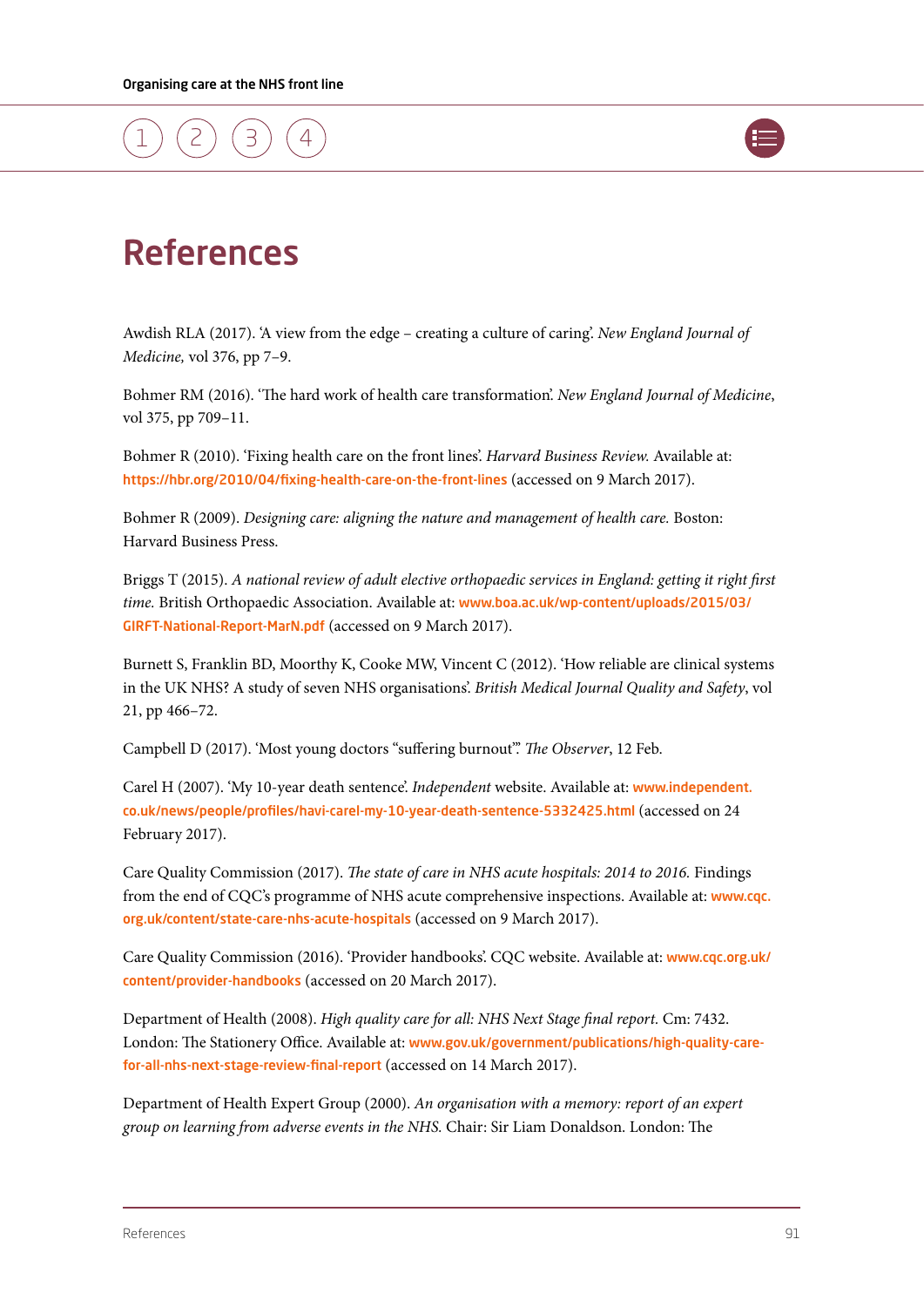# References

Awdish RLA (2017). 'A view from the edge – creating a culture of caring'. *New England Journal of Medicine,* vol 376, pp 7–9.

Bohmer RM (2016). 'The hard work of health care transformation'. *New England Journal of Medicine*, vol 375, pp 709–11.

Bohmer R (2010). 'Fixing health care on the front lines'. *Harvard Business Review.* Available at: https://hbr.org/2010/04/fixing-health-care-on-the-front-lines (accessed on 9 March 2017).

Bohmer R (2009). *Designing care: aligning the nature and management of health care.* Boston: Harvard Business Press.

Briggs T (2015). *A national review of adult elective orthopaedic services in England: getting it right first time.* British Orthopaedic Association. Available at: www.boa.ac.uk/wp-content/uploads/2015/03/GIRFT-National-Report-MarN.pdf (accessed on 9 March 2017).

Burnett S, Franklin BD, Moorthy K, Cooke MW, Vincent C (2012). 'How reliable are clinical systems in the UK NHS? A study of seven NHS organisations'. *British Medical Journal Quality and Safety*, vol 21, pp 466–72.

Campbell D (2017). 'Most young doctors "suffering burnout"'. *The Observer*, 12 Feb.

Carel H (2007). 'My 10-year death sentence'. *Independent* website. Available at: www.independent.co.uk/news/people/profiles/havi-carel-my-10-year-death-sentence-5332425.html (accessed on 24 February 2017).

Care Quality Commission (2017). *The state of care in NHS acute hospitals: 2014 to 2016.* Findings from the end of CQC's programme of NHS acute comprehensive inspections. Available at: www.cqc.org.uk/content/state-care-nhs-acute-hospitals (accessed on 9 March 2017).

Care Quality Commission (2016). 'Provider handbooks'. CQC website. Available at: www.cqc.org.uk/content/provider-handbooks (accessed on 20 March 2017).

Department of Health (2008). *High quality care for all: NHS Next Stage final report.* Cm: 7432. London: The Stationery Office. Available at: www.gov.uk/government/publications/high-quality-care-for-all-nhs-next-stage-review-final-report (accessed on 14 March 2017).

Department of Health Expert Group (2000). *An organisation with a memory: report of an expert group on learning from adverse events in the NHS.* Chair: Sir Liam Donaldson. London: The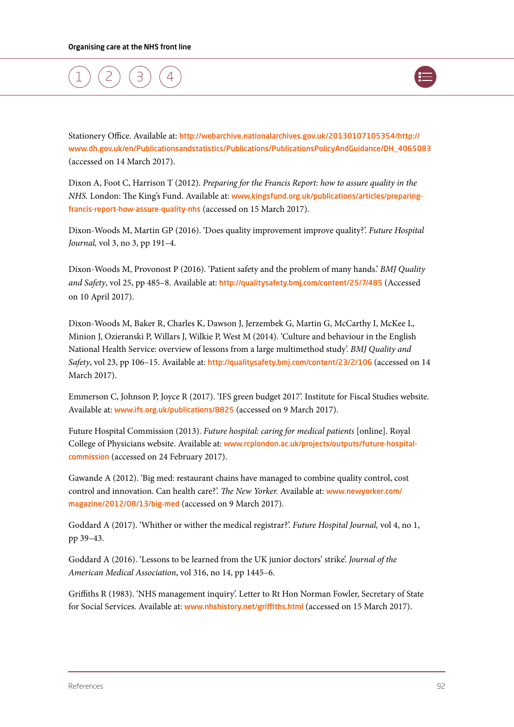Stationery Office. Available at: http://webarchive.nationalarchives.gov.uk/20130107105354/http://www.dh.gov.uk/en/Publicationsandstatistics/Publications/PublicationsPolicyAndGuidance/DH_4065083 (accessed on 14 March 2017).

Dixon A, Foot C, Harrison T (2012). *Preparing for the Francis Report: how to assure quality in the NHS.* London: The King's Fund. Available at: www.kingsfund.org.uk/publications/articles/preparing-francis-report-how-assure-quality-nhs (accessed on 15 March 2017).

Dixon-Woods M, Martin GP (2016). 'Does quality improvement improve quality?'. *Future Hospital Journal,* vol 3, no 3, pp 191–4.

Dixon-Woods M, Provonost P (2016). 'Patient safety and the problem of many hands.' *BMJ Quality and Safety*, vol 25, pp 485–8. Available at: http://qualitysafety.bmj.com/content/25/7/485 (Accessed on 10 April 2017).

Dixon-Woods M, Baker R, Charles K, Dawson J, Jerzembek G, Martin G, McCarthy I, McKee L, Minion J, Ozieranski P, Willars J, Wilkie P, West M (2014). 'Culture and behaviour in the English National Health Service: overview of lessons from a large multimethod study'. *BMJ Quality and Safety*, vol 23, pp 106–15. Available at: http://qualitysafety.bmj.com/content/23/2/106 (accessed on 14 March 2017).

Emmerson C, Johnson P, Joyce R (2017). 'IFS green budget 2017'. Institute for Fiscal Studies website. Available at: www.ifs.org.uk/publications/8825 (accessed on 9 March 2017).

Future Hospital Commission (2013). *Future hospital: caring for medical patients* [online]. Royal College of Physicians website. Available at: www.rcplondon.ac.uk/projects/outputs/future-hospital-commission (accessed on 24 February 2017).

Gawande A (2012). 'Big med: restaurant chains have managed to combine quality control, cost control and innovation. Can health care?'. *The New Yorker.* Available at: www.newyorker.com/magazine/2012/08/13/big-med (accessed on 9 March 2017).

Goddard A (2017). 'Whither or wither the medical registrar?'. *Future Hospital Journal,* vol 4, no 1, pp 39–43.

Goddard A (2016). 'Lessons to be learned from the UK junior doctors' strike'. *Journal of the American Medical Association*, vol 316, no 14, pp 1445–6.

Griffiths R (1983). 'NHS management inquiry'. Letter to Rt Hon Norman Fowler, Secretary of State for Social Services. Available at: www.nhshistory.net/griffiths.html (accessed on 15 March 2017).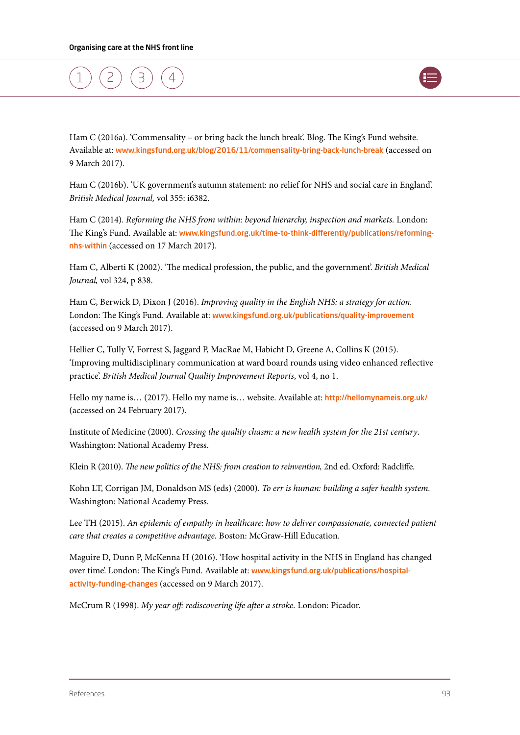Ham C (2016a). 'Commensality – or bring back the lunch break'. Blog. The King's Fund website. Available at: www.kingsfund.org.uk/blog/2016/11/commensality-bring-back-lunch-break (accessed on 9 March 2017).

Ham C (2016b). 'UK government's autumn statement: no relief for NHS and social care in England'. *British Medical Journal,* vol 355: i6382.

Ham C (2014). *Reforming the NHS from within: beyond hierarchy, inspection and markets.* London: The King's Fund. Available at: www.kingsfund.org.uk/time-to-think-differently/publications/reforming-nhs-within (accessed on 17 March 2017).

Ham C, Alberti K (2002). 'The medical profession, the public, and the government'. *British Medical Journal,* vol 324, p 838.

Ham C, Berwick D, Dixon J (2016). *Improving quality in the English NHS: a strategy for action.* London: The King's Fund. Available at: www.kingsfund.org.uk/publications/quality-improvement (accessed on 9 March 2017).

Hellier C, Tully V, Forrest S, Jaggard P, MacRae M, Habicht D, Greene A, Collins K (2015). 'Improving multidisciplinary communication at ward board rounds using video enhanced reflective practice'. *British Medical Journal Quality Improvement Reports*, vol 4, no 1.

Hello my name is… (2017). Hello my name is… website. Available at: http://hellomynameis.org.uk/ (accessed on 24 February 2017).

Institute of Medicine (2000). *Crossing the quality chasm: a new health system for the 21st century*. Washington: National Academy Press.

Klein R (2010). *The new politics of the NHS: from creation to reinvention,* 2nd ed. Oxford: Radcliffe.

Kohn LT, Corrigan JM, Donaldson MS (eds) (2000). *To err is human: building a safer health system.* Washington: National Academy Press.

Lee TH (2015). *An epidemic of empathy in healthcare: how to deliver compassionate, connected patient care that creates a competitive advantage.* Boston: McGraw-Hill Education.

Maguire D, Dunn P, McKenna H (2016). 'How hospital activity in the NHS in England has changed over time'. London: The King's Fund. Available at: www.kingsfund.org.uk/publications/hospital-activity-funding-changes (accessed on 9 March 2017).

McCrum R (1998). *My year off: rediscovering life after a stroke.* London: Picador.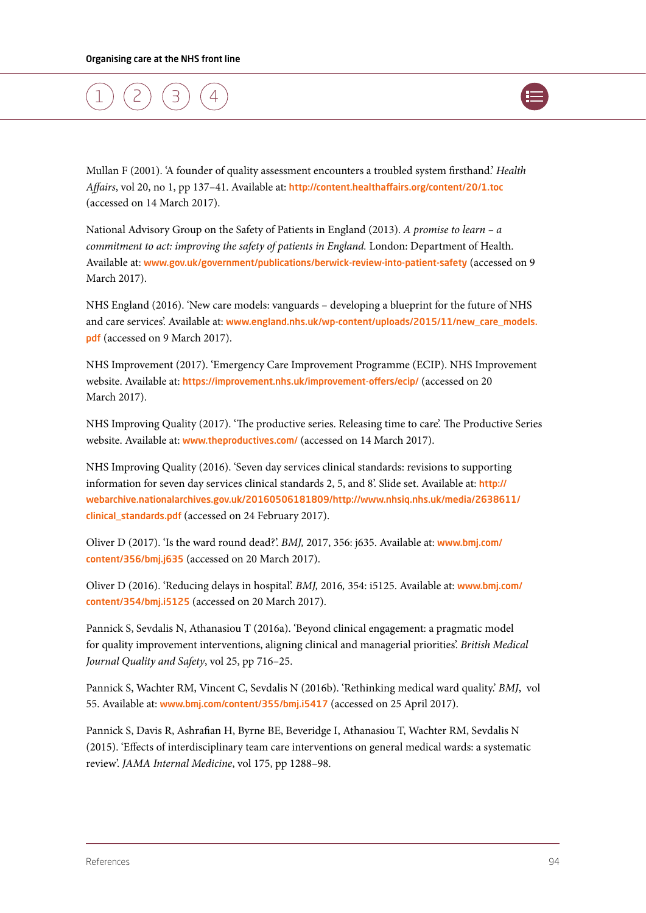Mullan F (2001). 'A founder of quality assessment encounters a troubled system firsthand.' *Health Affairs*, vol 20, no 1, pp 137–41. Available at: http://content.healthaffairs.org/content/20/1.toc (accessed on 14 March 2017).

National Advisory Group on the Safety of Patients in England (2013). *A promise to learn – a commitment to act: improving the safety of patients in England.* London: Department of Health. Available at: www.gov.uk/government/publications/berwick-review-into-patient-safety (accessed on 9 March 2017).

NHS England (2016). 'New care models: vanguards – developing a blueprint for the future of NHS and care services'. Available at: www.england.nhs.uk/wp-content/uploads/2015/11/new_care_models.pdf (accessed on 9 March 2017).

NHS Improvement (2017). 'Emergency Care Improvement Programme (ECIP). NHS Improvement website. Available at: https://improvement.nhs.uk/improvement-offers/ecip/ (accessed on 20 March 2017).

NHS Improving Quality (2017). 'The productive series. Releasing time to care'. The Productive Series website. Available at: www.theproductives.com/ (accessed on 14 March 2017).

NHS Improving Quality (2016). 'Seven day services clinical standards: revisions to supporting information for seven day services clinical standards 2, 5, and 8'. Slide set. Available at: http://webarchive.nationalarchives.gov.uk/20160506181809/http://www.nhsiq.nhs.uk/media/2638611/clinical_standards.pdf (accessed on 24 February 2017).

Oliver D (2017). 'Is the ward round dead?'. *BMJ,* 2017, 356: j635. Available at: www.bmj.com/content/356/bmj.j635 (accessed on 20 March 2017).

Oliver D (2016). 'Reducing delays in hospital'. *BMJ,* 2016*,* 354: i5125. Available at: www.bmj.com/content/354/bmj.i5125 (accessed on 20 March 2017).

Pannick S, Sevdalis N, Athanasiou T (2016a). 'Beyond clinical engagement: a pragmatic model for quality improvement interventions, aligning clinical and managerial priorities'. *British Medical Journal Quality and Safety*, vol 25, pp 716–25.

Pannick S, Wachter RM, Vincent C, Sevdalis N (2016b). 'Rethinking medical ward quality.' *BMJ*, vol 55. Available at: www.bmj.com/content/355/bmj.i5417 (accessed on 25 April 2017).

Pannick S, Davis R, Ashrafian H, Byrne BE, Beveridge I, Athanasiou T, Wachter RM, Sevdalis N (2015). 'Effects of interdisciplinary team care interventions on general medical wards: a systematic review'. *JAMA Internal Medicine*, vol 175, pp 1288–98.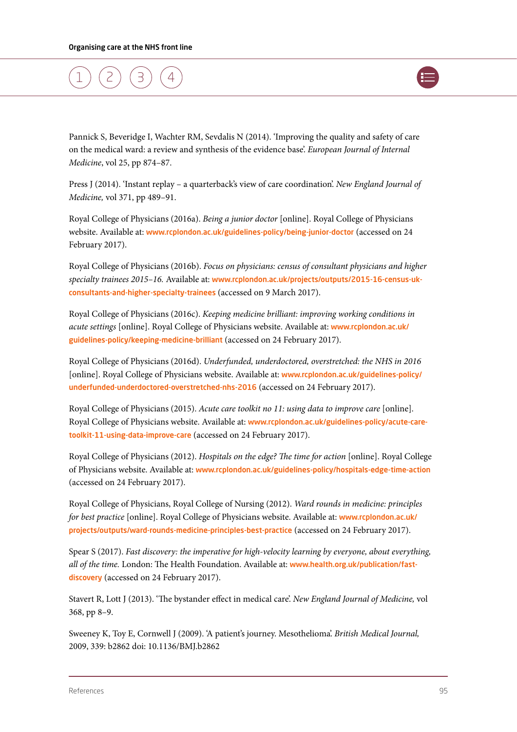Pannick S, Beveridge I, Wachter RM, Sevdalis N (2014). 'Improving the quality and safety of care on the medical ward: a review and synthesis of the evidence base'. *European Journal of Internal Medicine*, vol 25, pp 874–87.

Press J (2014). 'Instant replay – a quarterback's view of care coordination'. *New England Journal of Medicine,* vol 371, pp 489–91.

Royal College of Physicians (2016a). *Being a junior doctor* [online]. Royal College of Physicians website. Available at: www.rcplondon.ac.uk/guidelines-policy/being-junior-doctor (accessed on 24 February 2017).

Royal College of Physicians (2016b). *Focus on physicians: census of consultant physicians and higher specialty trainees 2015–16.* Available at: www.rcplondon.ac.uk/projects/outputs/2015-16-census-uk-consultants-and-higher-specialty-trainees (accessed on 9 March 2017).

Royal College of Physicians (2016c). *Keeping medicine brilliant: improving working conditions in acute settings* [online]. Royal College of Physicians website. Available at: www.rcplondon.ac.uk/guidelines-policy/keeping-medicine-brilliant (accessed on 24 February 2017).

Royal College of Physicians (2016d). *Underfunded, underdoctored, overstretched: the NHS in 2016* [online]. Royal College of Physicians website. Available at: www.rcplondon.ac.uk/guidelines-policy/underfunded-underdoctored-overstretched-nhs-2016 (accessed on 24 February 2017).

Royal College of Physicians (2015). *Acute care toolkit no 11: using data to improve care* [online]. Royal College of Physicians website. Available at: www.rcplondon.ac.uk/guidelines-policy/acute-care-toolkit-11-using-data-improve-care (accessed on 24 February 2017).

Royal College of Physicians (2012). *Hospitals on the edge? The time for action* [online]. Royal College of Physicians website. Available at: www.rcplondon.ac.uk/guidelines-policy/hospitals-edge-time-action (accessed on 24 February 2017).

Royal College of Physicians, Royal College of Nursing (2012). *Ward rounds in medicine: principles for best practice* [online]. Royal College of Physicians website. Available at: www.rcplondon.ac.uk/projects/outputs/ward-rounds-medicine-principles-best-practice (accessed on 24 February 2017).

Spear S (2017). *Fast discovery: the imperative for high-velocity learning by everyone, about everything, all of the time.* London: The Health Foundation. Available at: www.health.org.uk/publication/fast-discovery (accessed on 24 February 2017).

Stavert R, Lott J (2013). 'The bystander effect in medical care'. *New England Journal of Medicine,* vol 368, pp 8–9.

Sweeney K, Toy E, Cornwell J (2009). 'A patient's journey. Mesothelioma'. *British Medical Journal,* 2009, 339: b2862 doi: 10.1136/BMJ.b2862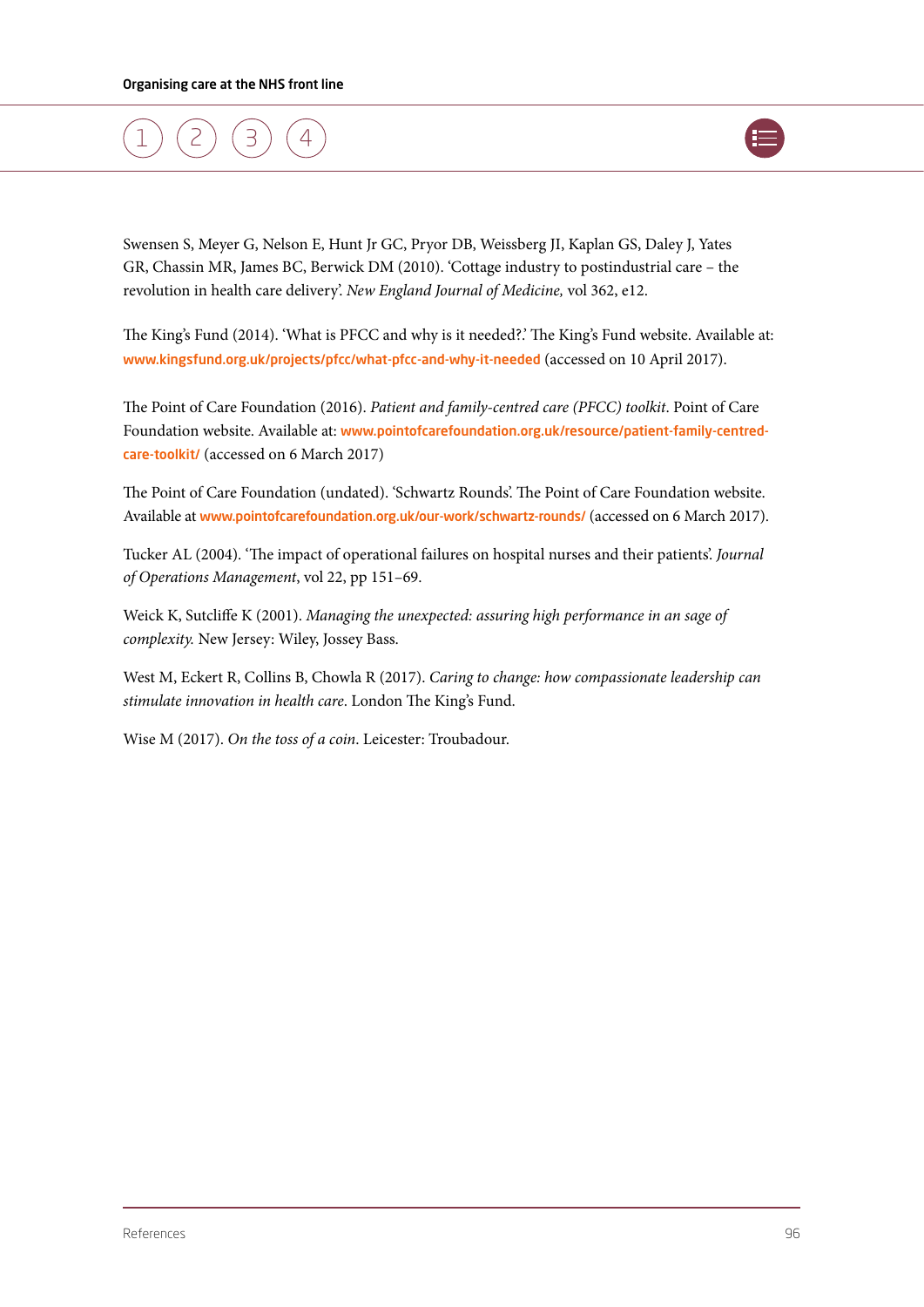Swensen S, Meyer G, Nelson E, Hunt Jr GC, Pryor DB, Weissberg JI, Kaplan GS, Daley J, Yates GR, Chassin MR, James BC, Berwick DM (2010). 'Cottage industry to postindustrial care – the revolution in health care delivery'. *New England Journal of Medicine,* vol 362, e12.

The King's Fund (2014). 'What is PFCC and why is it needed?.' The King's Fund website. Available at: www.kingsfund.org.uk/projects/pfcc/what-pfcc-and-why-it-needed (accessed on 10 April 2017).

The Point of Care Foundation (2016). *Patient and family-centred care (PFCC) toolkit*. Point of Care Foundation website. Available at: www.pointofcarefoundation.org.uk/resource/patient-family-centred-care-toolkit/ (accessed on 6 March 2017)

The Point of Care Foundation (undated). 'Schwartz Rounds'. The Point of Care Foundation website. Available at www.pointofcarefoundation.org.uk/our-work/schwartz-rounds/ (accessed on 6 March 2017).

Tucker AL (2004). 'The impact of operational failures on hospital nurses and their patients'. *Journal of Operations Management*, vol 22, pp 151–69.

Weick K, Sutcliffe K (2001). *Managing the unexpected: assuring high performance in an sage of complexity.* New Jersey: Wiley, Jossey Bass.

West M, Eckert R, Collins B, Chowla R (2017). *Caring to change: how compassionate leadership can stimulate innovation in health care*. London The King's Fund.

Wise M (2017). *On the toss of a coin*. Leicester: Troubadour.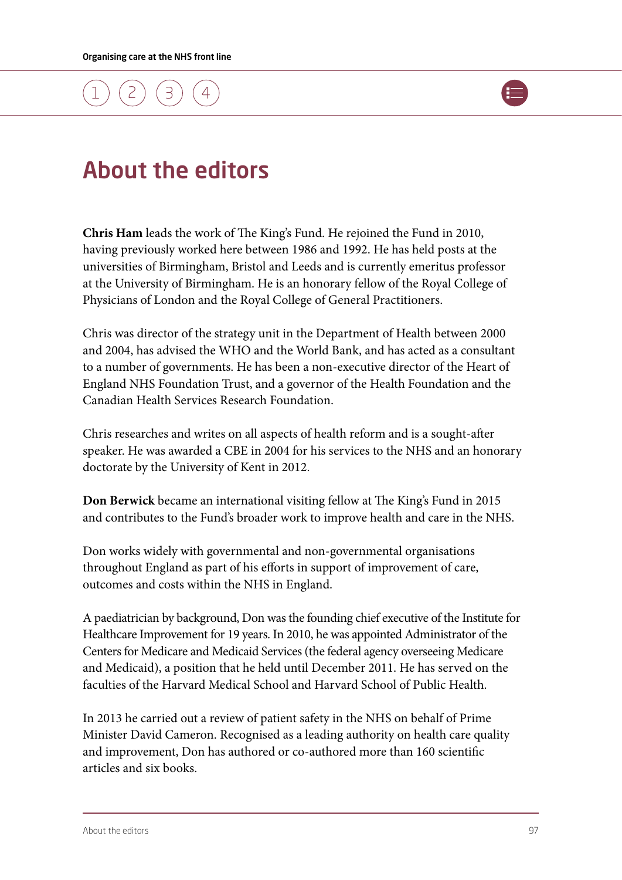# About the editors

**Chris Ham** leads the work of The King's Fund. He rejoined the Fund in 2010, having previously worked here between 1986 and 1992. He has held posts at the universities of Birmingham, Bristol and Leeds and is currently emeritus professor at the University of Birmingham. He is an honorary fellow of the Royal College of Physicians of London and the Royal College of General Practitioners.

Chris was director of the strategy unit in the Department of Health between 2000 and 2004, has advised the WHO and the World Bank, and has acted as a consultant to a number of governments. He has been a non-executive director of the Heart of England NHS Foundation Trust, and a governor of the Health Foundation and the Canadian Health Services Research Foundation.

Chris researches and writes on all aspects of health reform and is a sought-after speaker. He was awarded a CBE in 2004 for his services to the NHS and an honorary doctorate by the University of Kent in 2012.

**Don Berwick** became an international visiting fellow at The King's Fund in 2015 and contributes to the Fund's broader work to improve health and care in the NHS.

Don works widely with governmental and non-governmental organisations throughout England as part of his efforts in support of improvement of care, outcomes and costs within the NHS in England.

A paediatrician by background, Don was the founding chief executive of the Institute for Healthcare Improvement for 19 years. In 2010, he was appointed Administrator of the Centers for Medicare and Medicaid Services (the federal agency overseeing Medicare and Medicaid), a position that he held until December 2011. He has served on the faculties of the Harvard Medical School and Harvard School of Public Health.

In 2013 he carried out a review of patient safety in the NHS on behalf of Prime Minister David Cameron. Recognised as a leading authority on health care quality and improvement, Don has authored or co-authored more than 160 scientific articles and six books.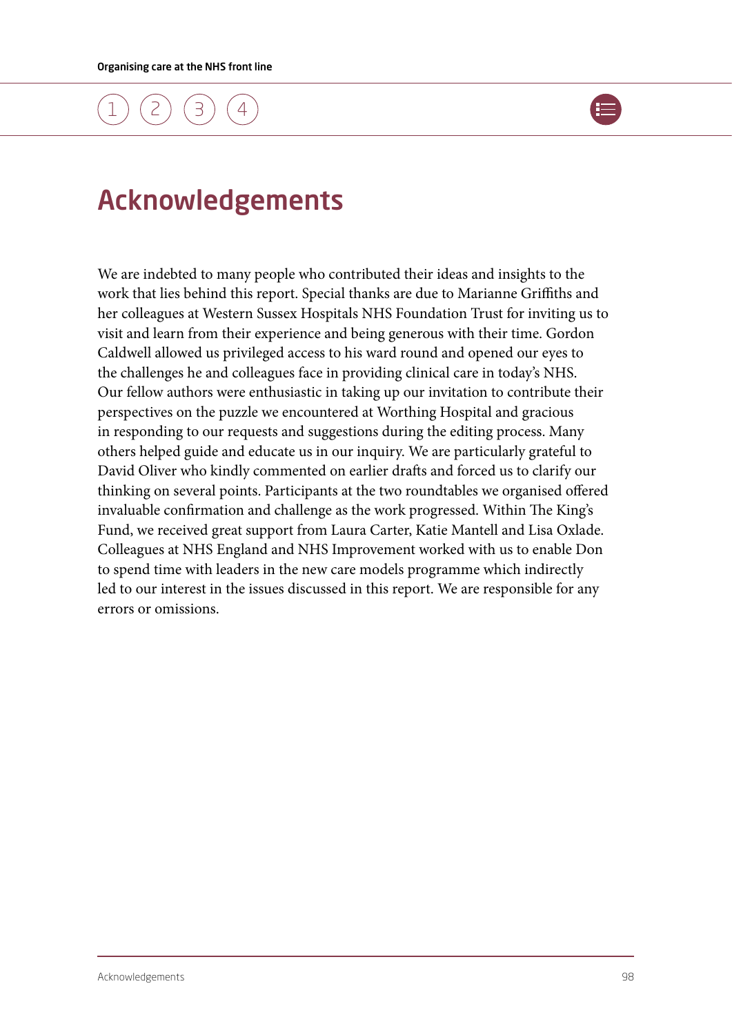# Acknowledgements

We are indebted to many people who contributed their ideas and insights to the work that lies behind this report. Special thanks are due to Marianne Griffiths and her colleagues at Western Sussex Hospitals NHS Foundation Trust for inviting us to visit and learn from their experience and being generous with their time. Gordon Caldwell allowed us privileged access to his ward round and opened our eyes to the challenges he and colleagues face in providing clinical care in today's NHS. Our fellow authors were enthusiastic in taking up our invitation to contribute their perspectives on the puzzle we encountered at Worthing Hospital and gracious in responding to our requests and suggestions during the editing process. Many others helped guide and educate us in our inquiry. We are particularly grateful to David Oliver who kindly commented on earlier drafts and forced us to clarify our thinking on several points. Participants at the two roundtables we organised offered invaluable confirmation and challenge as the work progressed. Within The King's Fund, we received great support from Laura Carter, Katie Mantell and Lisa Oxlade. Colleagues at NHS England and NHS Improvement worked with us to enable Don to spend time with leaders in the new care models programme which indirectly led to our interest in the issues discussed in this report. We are responsible for any errors or omissions.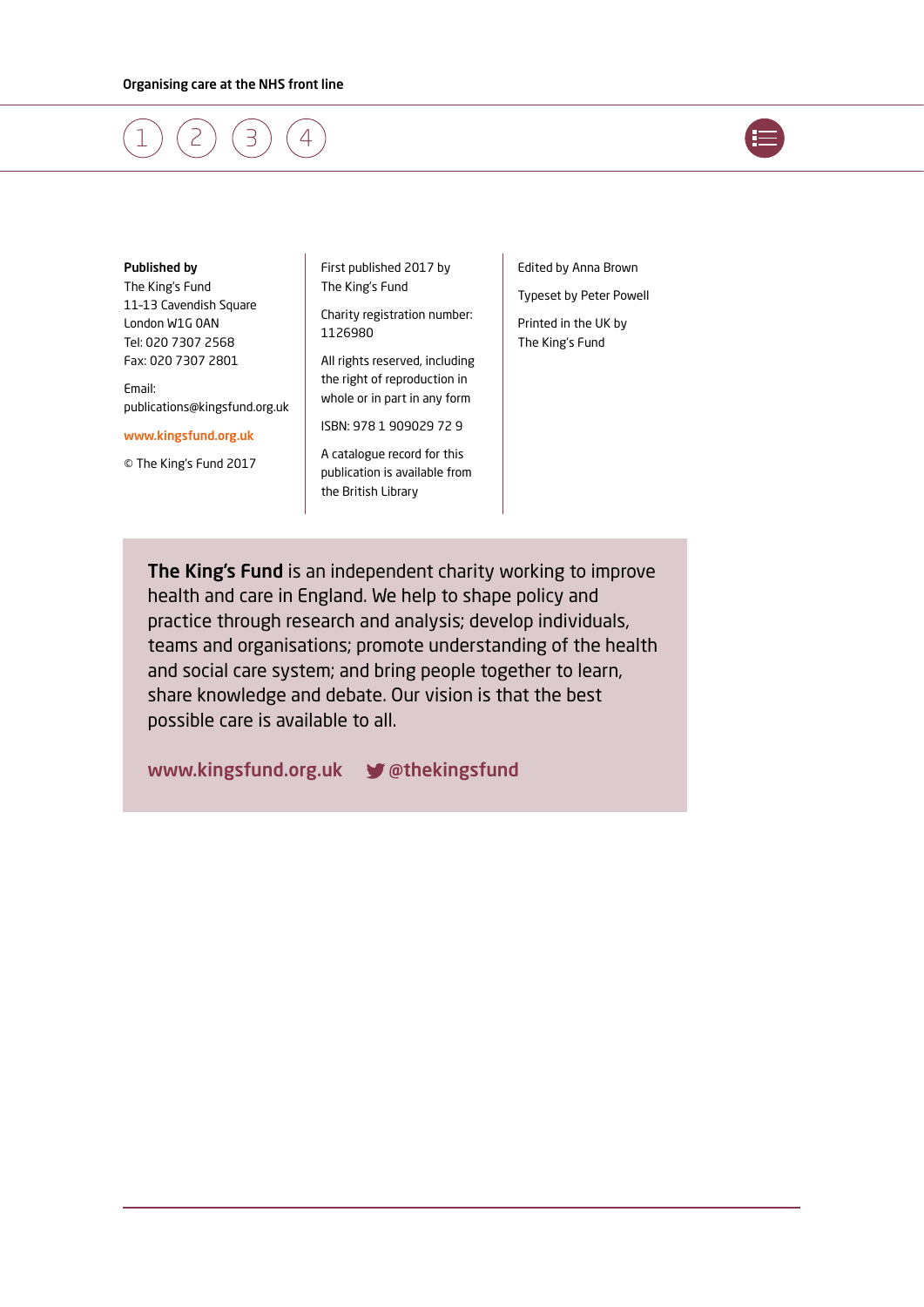**Published by**

The King's Fund
11-13 Cavendish Square
London W1G 0AN
Tel: 020 7307 2568
Fax: 020 7307 2801

Email:
publications@kingsfund.org.uk

www.kingsfund.org.uk

© The King's Fund 2017

First published 2017 by
The King's Fund

Charity registration number:
1126980

All rights reserved, including the right of reproduction in whole or in part in any form

ISBN: 978 1 909029 72 9

A catalogue record for this publication is available from the British Library

Edited by Anna Brown

Typeset by Peter Powell

Printed in the UK by
The King's Fund

**The King's Fund** is an independent charity working to improve health and care in England. We help to shape policy and practice through research and analysis; develop individuals, teams and organisations; promote understanding of the health and social care system; and bring people together to learn, share knowledge and debate. Our vision is that the best possible care is available to all.

www.kingsfund.org.uk @thekingsfund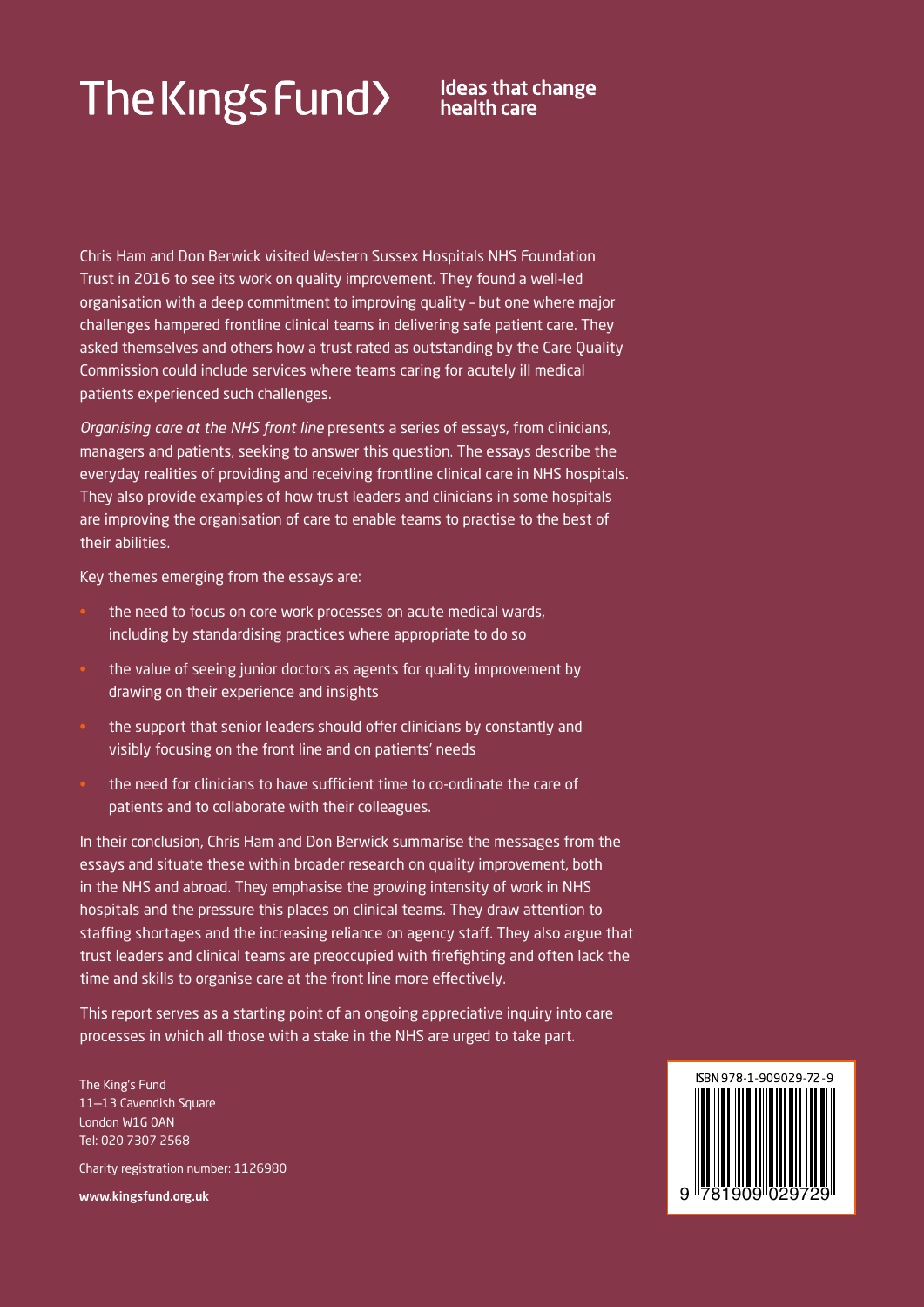The King's Fund Ideas that change health care

Chris Ham and Don Berwick visited Western Sussex Hospitals NHS Foundation Trust in 2016 to see its work on quality improvement. They found a well-led organisation with a deep commitment to improving quality – but one where major challenges hampered frontline clinical teams in delivering safe patient care. They asked themselves and others how a trust rated as outstanding by the Care Quality Commission could include services where teams caring for acutely ill medical patients experienced such challenges.

*Organising care at the NHS front line* presents a series of essays, from clinicians, managers and patients, seeking to answer this question. The essays describe the everyday realities of providing and receiving frontline clinical care in NHS hospitals. They also provide examples of how trust leaders and clinicians in some hospitals are improving the organisation of care to enable teams to practise to the best of their abilities.

Key themes emerging from the essays are:

- the need to focus on core work processes on acute medical wards, including by standardising practices where appropriate to do so
- the value of seeing junior doctors as agents for quality improvement by drawing on their experience and insights
- the support that senior leaders should offer clinicians by constantly and visibly focusing on the front line and on patients' needs
- the need for clinicians to have sufficient time to co-ordinate the care of patients and to collaborate with their colleagues.

In their conclusion, Chris Ham and Don Berwick summarise the messages from the essays and situate these within broader research on quality improvement, both in the NHS and abroad. They emphasise the growing intensity of work in NHS hospitals and the pressure this places on clinical teams. They draw attention to staffing shortages and the increasing reliance on agency staff. They also argue that trust leaders and clinical teams are preoccupied with firefighting and often lack the time and skills to organise care at the front line more effectively.

This report serves as a starting point of an ongoing appreciative inquiry into care processes in which all those with a stake in the NHS are urged to take part.

The King's Fund
11–13 Cavendish Square
London W1G 0AN
Tel: 020 7307 2568

Charity registration number: 1126980

www.kingsfund.org.uk

ISBN 978-1-909029-72-9

9 781909 029729